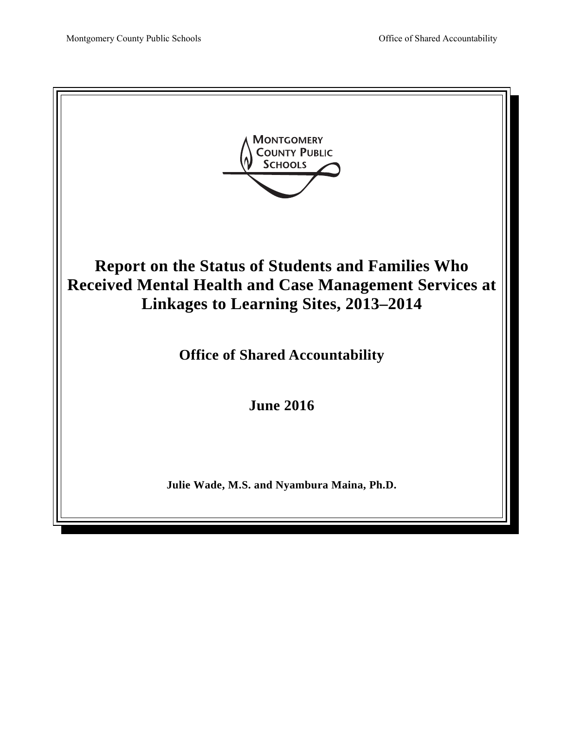# Report on the Status of Students and Families Who Received Mental Health and Case Management Services at Linkages to Learning Sites, 2013–2014

**Office of Shared Accountability**

**June 2016**

**Julie Wade, M.S. and Nyambura Maina, Ph.D.**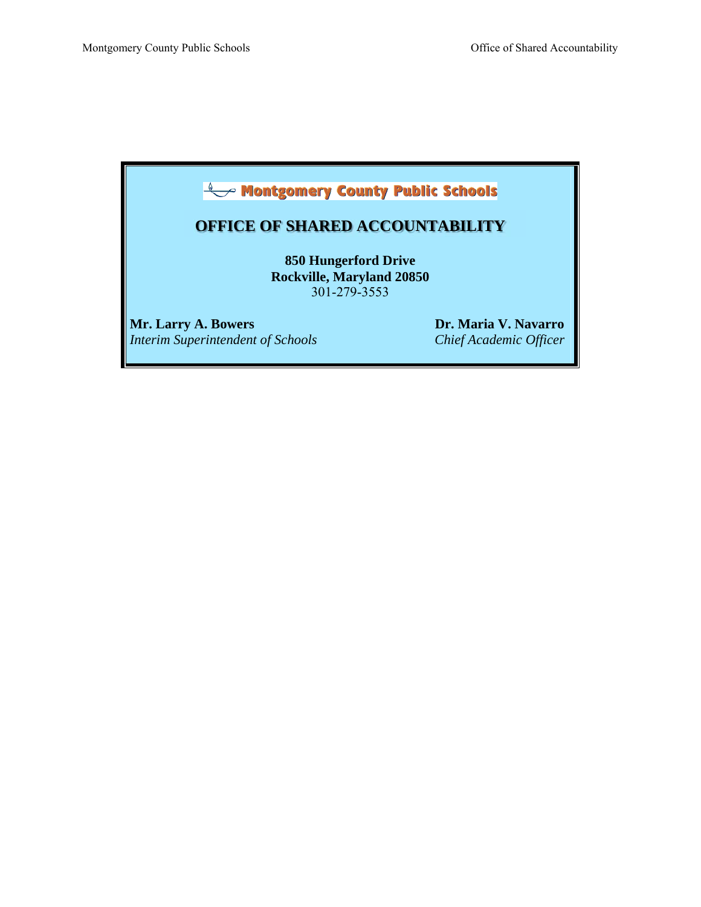**Montgomery County Public Schools**

## OFFICE OF SHARED ACCOUNTABILITY

**850 Hungerford Drive**
**Rockville, Maryland 20850**
301-279-3553

**Mr. Larry A. Bowers**
*Interim Superintendent of Schools*

**Dr. Maria V. Navarro**
*Chief Academic Officer*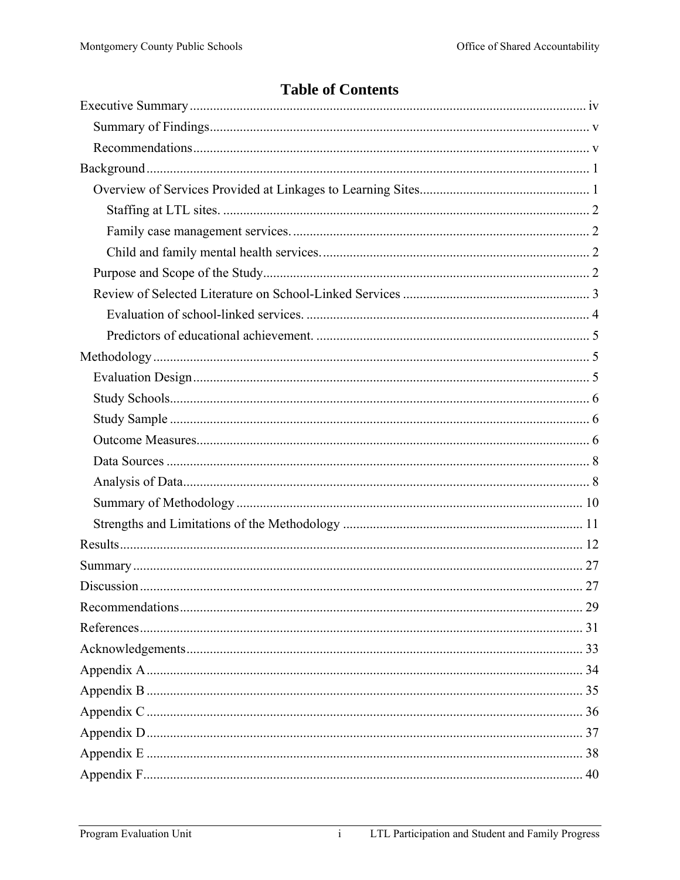# Table of Contents

Executive Summary ..... iv

- Summary of Findings ..... v
- Recommendations ..... v

Background ..... 1

- Overview of Services Provided at Linkages to Learning Sites ..... 1
  - Staffing at LTL sites. ..... 2
  - Family case management services. ..... 2
  - Child and family mental health services. ..... 2
- Purpose and Scope of the Study ..... 2
- Review of Selected Literature on School-Linked Services ..... 3
  - Evaluation of school-linked services. ..... 4
  - Predictors of educational achievement. ..... 5

Methodology ..... 5

- Evaluation Design ..... 5
- Study Schools ..... 6
- Study Sample ..... 6
- Outcome Measures ..... 6
- Data Sources ..... 8
- Analysis of Data ..... 8
- Summary of Methodology ..... 10
- Strengths and Limitations of the Methodology ..... 11

Results ..... 12

Summary ..... 27

Discussion ..... 27

Recommendations ..... 29

References ..... 31

Acknowledgements ..... 33

Appendix A ..... 34

Appendix B ..... 35

Appendix C ..... 36

Appendix D ..... 37

Appendix E ..... 38

Appendix F ..... 40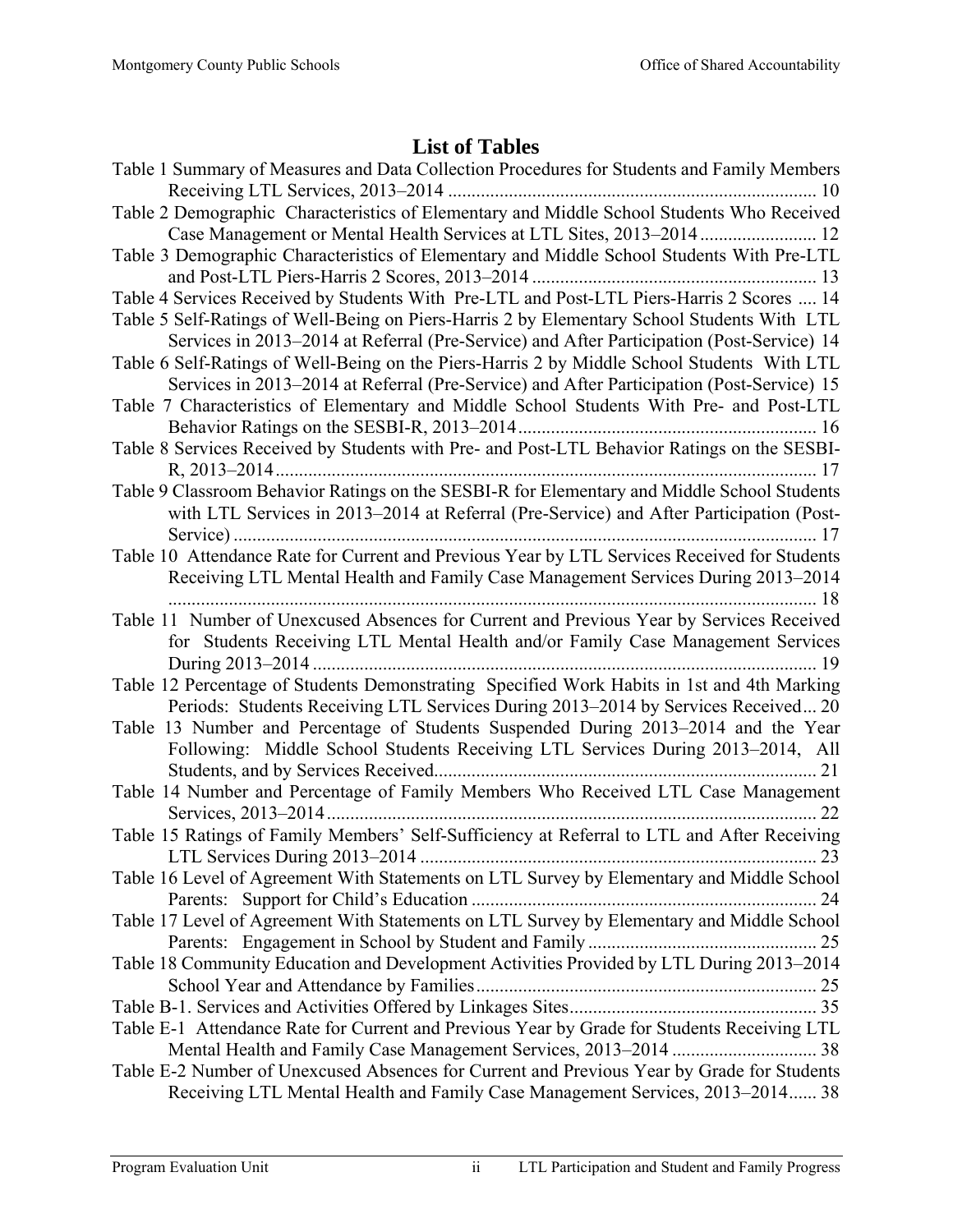# List of Tables

Table 1 Summary of Measures and Data Collection Procedures for Students and Family Members Receiving LTL Services, 2013–2014 ............................................................................... 10

Table 2 Demographic Characteristics of Elementary and Middle School Students Who Received Case Management or Mental Health Services at LTL Sites, 2013–2014 ......................... 12

Table 3 Demographic Characteristics of Elementary and Middle School Students With Pre-LTL and Post-LTL Piers-Harris 2 Scores, 2013–2014 ............................................................. 13

Table 4 Services Received by Students With Pre-LTL and Post-LTL Piers-Harris 2 Scores .... 14

Table 5 Self-Ratings of Well-Being on Piers-Harris 2 by Elementary School Students With LTL Services in 2013–2014 at Referral (Pre-Service) and After Participation (Post-Service) 14

Table 6 Self-Ratings of Well-Being on the Piers-Harris 2 by Middle School Students With LTL Services in 2013–2014 at Referral (Pre-Service) and After Participation (Post-Service) 15

Table 7 Characteristics of Elementary and Middle School Students With Pre- and Post-LTL Behavior Ratings on the SESBI-R, 2013–2014 ................................................................ 16

Table 8 Services Received by Students with Pre- and Post-LTL Behavior Ratings on the SESBI-R, 2013–2014 .................................................................................................................... 17

Table 9 Classroom Behavior Ratings on the SESBI-R for Elementary and Middle School Students with LTL Services in 2013–2014 at Referral (Pre-Service) and After Participation (Post-Service) ............................................................................................................................. 17

Table 10 Attendance Rate for Current and Previous Year by LTL Services Received for Students Receiving LTL Mental Health and Family Case Management Services During 2013–2014 .......................................................................................................................................... 18

Table 11 Number of Unexcused Absences for Current and Previous Year by Services Received for Students Receiving LTL Mental Health and/or Family Case Management Services During 2013–2014 ............................................................................................................ 19

Table 12 Percentage of Students Demonstrating Specified Work Habits in 1st and 4th Marking Periods: Students Receiving LTL Services During 2013–2014 by Services Received... 20

Table 13 Number and Percentage of Students Suspended During 2013–2014 and the Year Following: Middle School Students Receiving LTL Services During 2013–2014, All Students, and by Services Received.................................................................................. 21

Table 14 Number and Percentage of Family Members Who Received LTL Case Management Services, 2013–2014 ......................................................................................................... 22

Table 15 Ratings of Family Members' Self-Sufficiency at Referral to LTL and After Receiving LTL Services During 2013–2014 ..................................................................................... 23

Table 16 Level of Agreement With Statements on LTL Survey by Elementary and Middle School Parents: Support for Child's Education .......................................................................... 24

Table 17 Level of Agreement With Statements on LTL Survey by Elementary and Middle School Parents: Engagement in School by Student and Family ................................................. 25

Table 18 Community Education and Development Activities Provided by LTL During 2013–2014 School Year and Attendance by Families ......................................................................... 25

Table B-1. Services and Activities Offered by Linkages Sites..................................................... 35

Table E-1 Attendance Rate for Current and Previous Year by Grade for Students Receiving LTL Mental Health and Family Case Management Services, 2013–2014 ............................... 38

Table E-2 Number of Unexcused Absences for Current and Previous Year by Grade for Students Receiving LTL Mental Health and Family Case Management Services, 2013–2014...... 38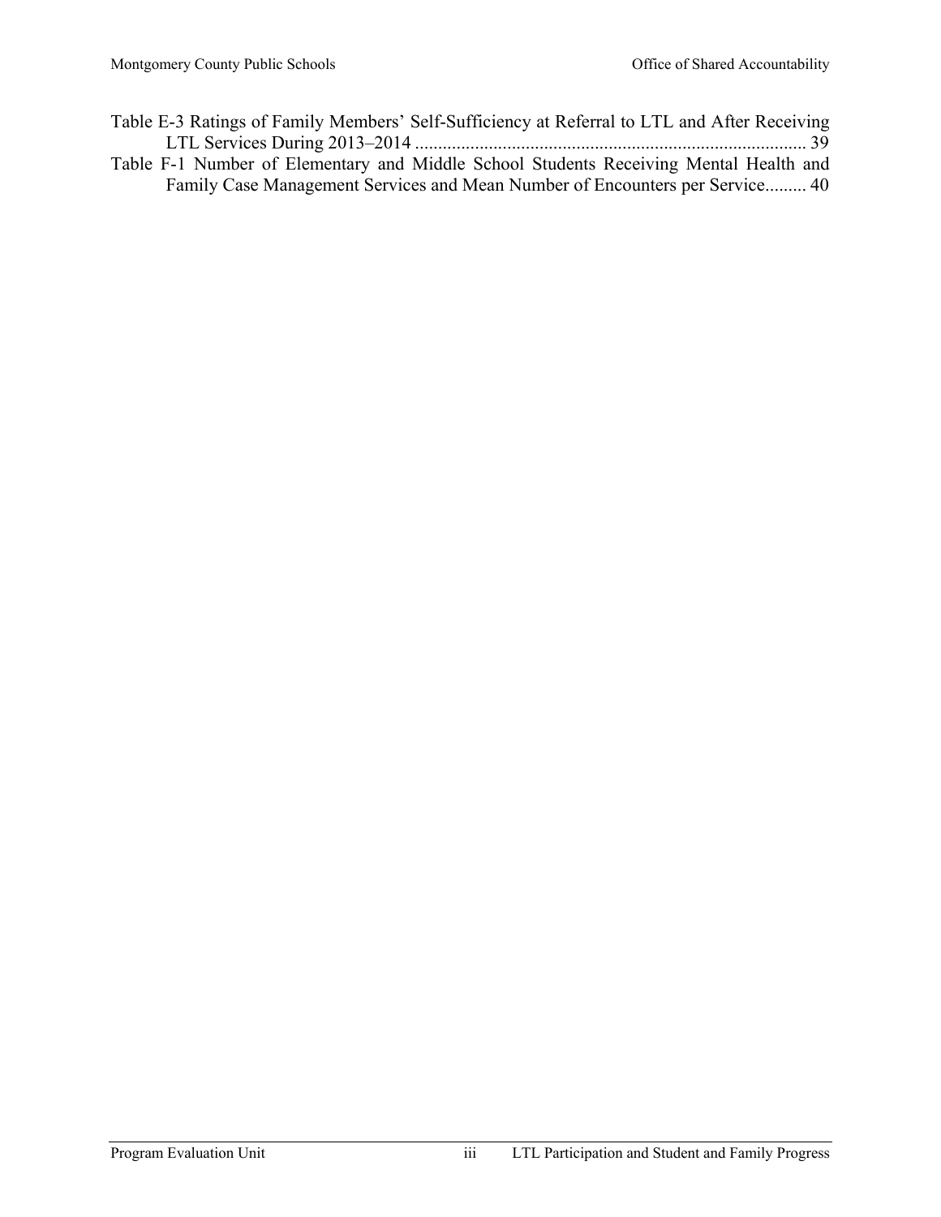Table E-3 Ratings of Family Members' Self-Sufficiency at Referral to LTL and After Receiving LTL Services During 2013–2014 ..................................................................................... 39

Table F-1 Number of Elementary and Middle School Students Receiving Mental Health and Family Case Management Services and Mean Number of Encounters per Service......... 40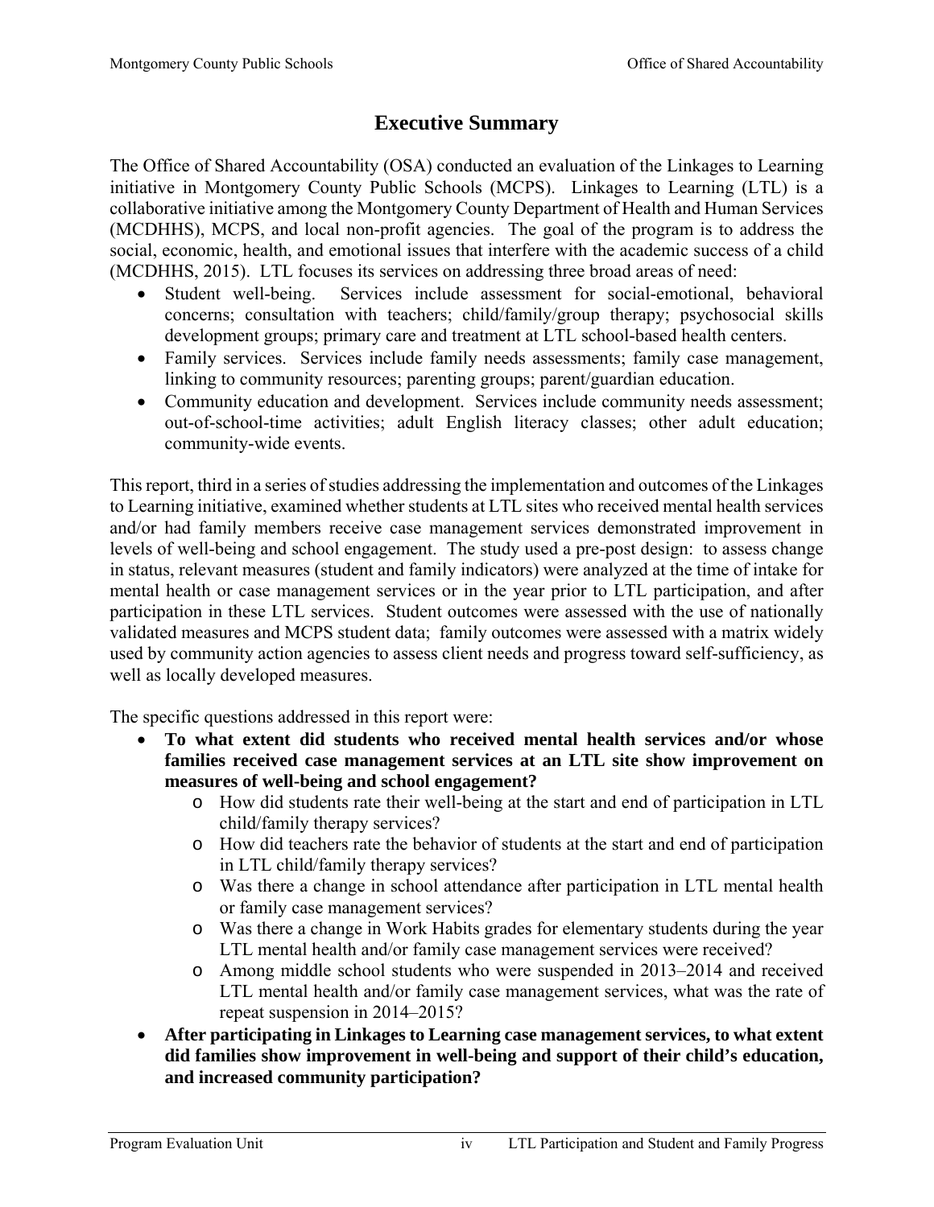# Executive Summary

The Office of Shared Accountability (OSA) conducted an evaluation of the Linkages to Learning initiative in Montgomery County Public Schools (MCPS). Linkages to Learning (LTL) is a collaborative initiative among the Montgomery County Department of Health and Human Services (MCDHHS), MCPS, and local non-profit agencies. The goal of the program is to address the social, economic, health, and emotional issues that interfere with the academic success of a child (MCDHHS, 2015). LTL focuses its services on addressing three broad areas of need:

- Student well-being. Services include assessment for social-emotional, behavioral concerns; consultation with teachers; child/family/group therapy; psychosocial skills development groups; primary care and treatment at LTL school-based health centers.
- Family services. Services include family needs assessments; family case management, linking to community resources; parenting groups; parent/guardian education.
- Community education and development. Services include community needs assessment; out-of-school-time activities; adult English literacy classes; other adult education; community-wide events.

This report, third in a series of studies addressing the implementation and outcomes of the Linkages to Learning initiative, examined whether students at LTL sites who received mental health services and/or had family members receive case management services demonstrated improvement in levels of well-being and school engagement. The study used a pre-post design: to assess change in status, relevant measures (student and family indicators) were analyzed at the time of intake for mental health or case management services or in the year prior to LTL participation, and after participation in these LTL services. Student outcomes were assessed with the use of nationally validated measures and MCPS student data; family outcomes were assessed with a matrix widely used by community action agencies to assess client needs and progress toward self-sufficiency, as well as locally developed measures.

The specific questions addressed in this report were:

- **To what extent did students who received mental health services and/or whose families received case management services at an LTL site show improvement on measures of well-being and school engagement?**
  - How did students rate their well-being at the start and end of participation in LTL child/family therapy services?
  - How did teachers rate the behavior of students at the start and end of participation in LTL child/family therapy services?
  - Was there a change in school attendance after participation in LTL mental health or family case management services?
  - Was there a change in Work Habits grades for elementary students during the year LTL mental health and/or family case management services were received?
  - Among middle school students who were suspended in 2013–2014 and received LTL mental health and/or family case management services, what was the rate of repeat suspension in 2014–2015?
- **After participating in Linkages to Learning case management services, to what extent did families show improvement in well-being and support of their child's education, and increased community participation?**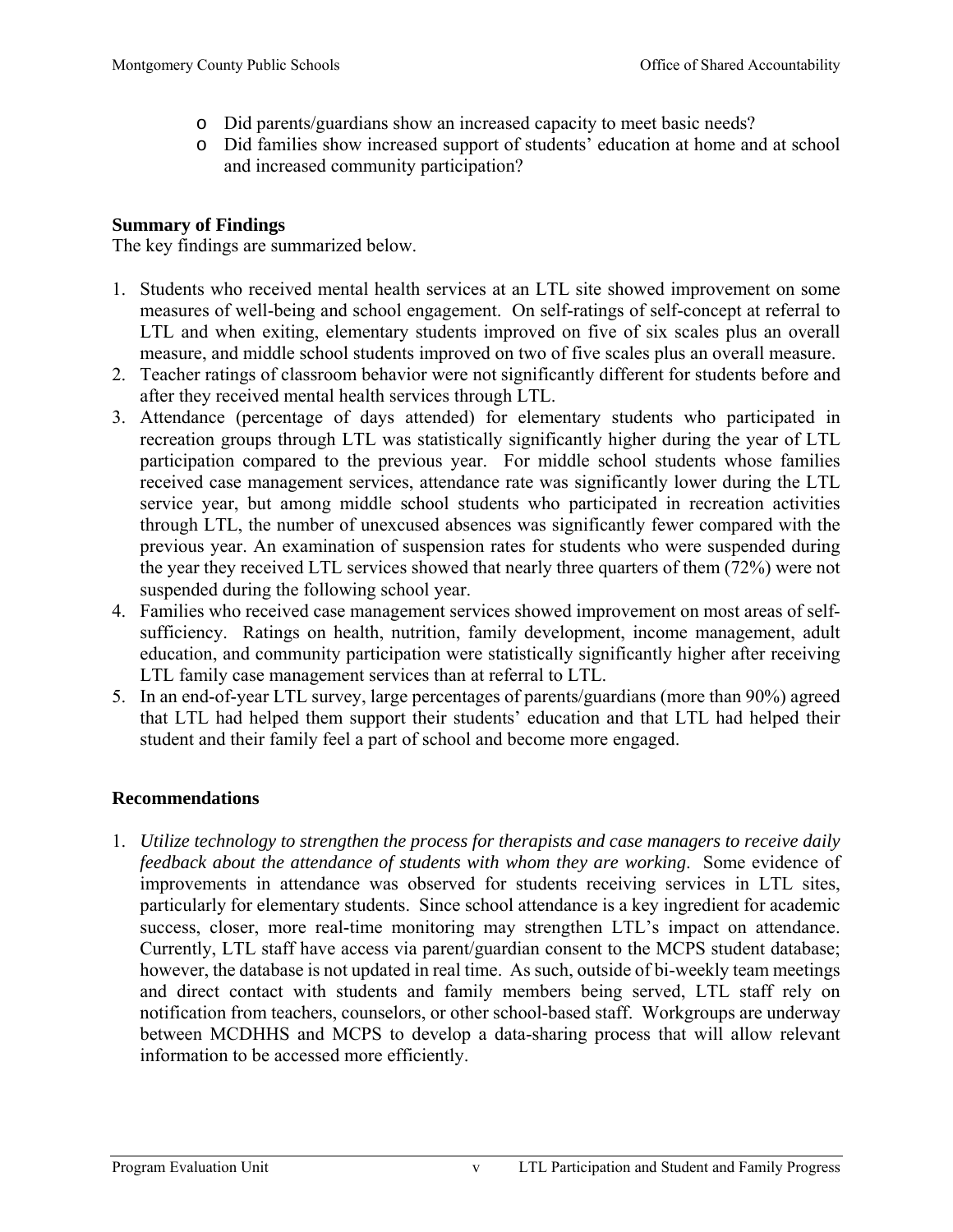- Did parents/guardians show an increased capacity to meet basic needs?
- Did families show increased support of students' education at home and at school and increased community participation?

**Summary of Findings**

The key findings are summarized below.

1. Students who received mental health services at an LTL site showed improvement on some measures of well-being and school engagement. On self-ratings of self-concept at referral to LTL and when exiting, elementary students improved on five of six scales plus an overall measure, and middle school students improved on two of five scales plus an overall measure.
2. Teacher ratings of classroom behavior were not significantly different for students before and after they received mental health services through LTL.
3. Attendance (percentage of days attended) for elementary students who participated in recreation groups through LTL was statistically significantly higher during the year of LTL participation compared to the previous year. For middle school students whose families received case management services, attendance rate was significantly lower during the LTL service year, but among middle school students who participated in recreation activities through LTL, the number of unexcused absences was significantly fewer compared with the previous year. An examination of suspension rates for students who were suspended during the year they received LTL services showed that nearly three quarters of them (72%) were not suspended during the following school year.
4. Families who received case management services showed improvement on most areas of self-sufficiency. Ratings on health, nutrition, family development, income management, adult education, and community participation were statistically significantly higher after receiving LTL family case management services than at referral to LTL.
5. In an end-of-year LTL survey, large percentages of parents/guardians (more than 90%) agreed that LTL had helped them support their students' education and that LTL had helped their student and their family feel a part of school and become more engaged.

**Recommendations**

1. *Utilize technology to strengthen the process for therapists and case managers to receive daily feedback about the attendance of students with whom they are working.* Some evidence of improvements in attendance was observed for students receiving services in LTL sites, particularly for elementary students. Since school attendance is a key ingredient for academic success, closer, more real-time monitoring may strengthen LTL's impact on attendance. Currently, LTL staff have access via parent/guardian consent to the MCPS student database; however, the database is not updated in real time. As such, outside of bi-weekly team meetings and direct contact with students and family members being served, LTL staff rely on notification from teachers, counselors, or other school-based staff. Workgroups are underway between MCDHHS and MCPS to develop a data-sharing process that will allow relevant information to be accessed more efficiently.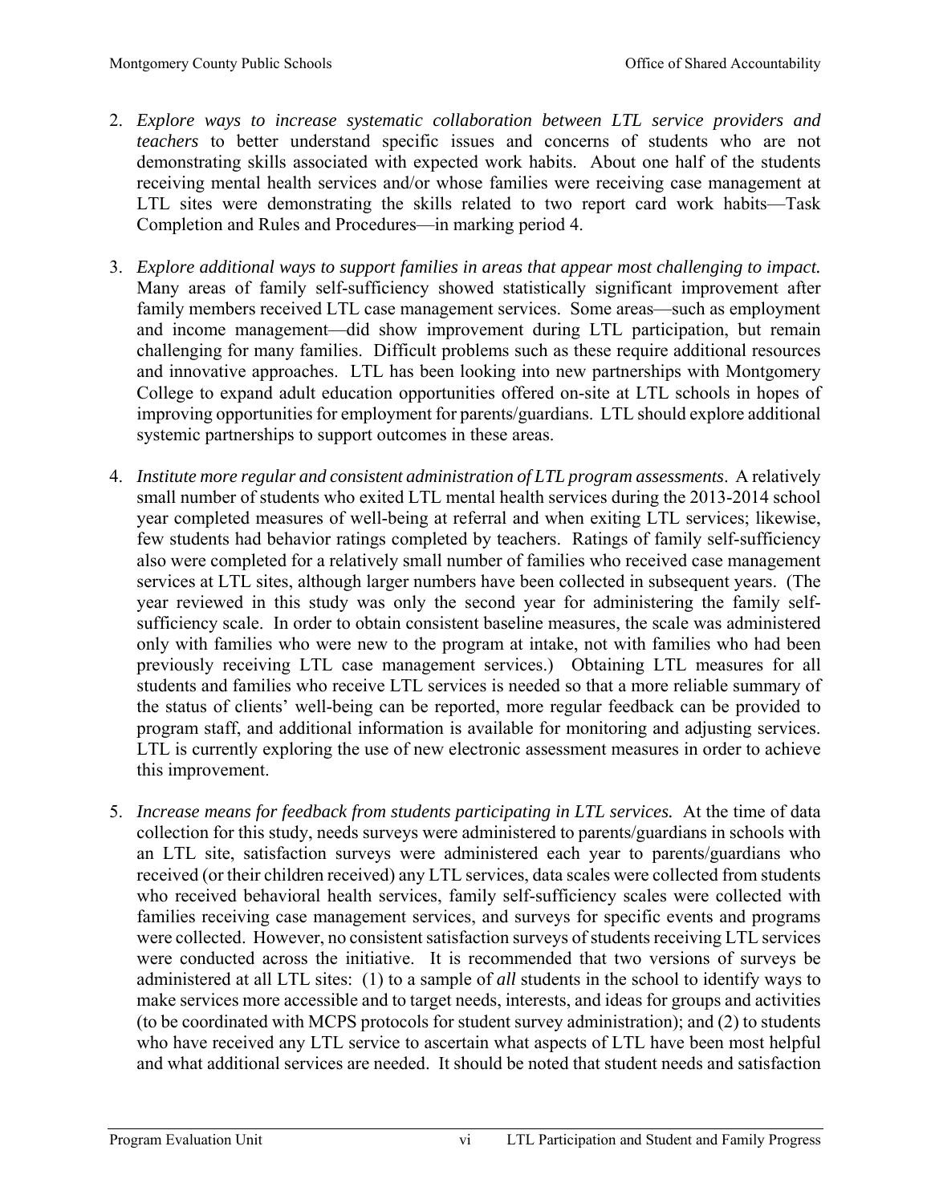2. *Explore ways to increase systematic collaboration between LTL service providers and teachers* to better understand specific issues and concerns of students who are not demonstrating skills associated with expected work habits. About one half of the students receiving mental health services and/or whose families were receiving case management at LTL sites were demonstrating the skills related to two report card work habits—Task Completion and Rules and Procedures—in marking period 4.

3. *Explore additional ways to support families in areas that appear most challenging to impact.* Many areas of family self-sufficiency showed statistically significant improvement after family members received LTL case management services. Some areas—such as employment and income management—did show improvement during LTL participation, but remain challenging for many families. Difficult problems such as these require additional resources and innovative approaches. LTL has been looking into new partnerships with Montgomery College to expand adult education opportunities offered on-site at LTL schools in hopes of improving opportunities for employment for parents/guardians. LTL should explore additional systemic partnerships to support outcomes in these areas.

4. *Institute more regular and consistent administration of LTL program assessments*. A relatively small number of students who exited LTL mental health services during the 2013-2014 school year completed measures of well-being at referral and when exiting LTL services; likewise, few students had behavior ratings completed by teachers. Ratings of family self-sufficiency also were completed for a relatively small number of families who received case management services at LTL sites, although larger numbers have been collected in subsequent years. (The year reviewed in this study was only the second year for administering the family self-sufficiency scale. In order to obtain consistent baseline measures, the scale was administered only with families who were new to the program at intake, not with families who had been previously receiving LTL case management services.) Obtaining LTL measures for all students and families who receive LTL services is needed so that a more reliable summary of the status of clients' well-being can be reported, more regular feedback can be provided to program staff, and additional information is available for monitoring and adjusting services. LTL is currently exploring the use of new electronic assessment measures in order to achieve this improvement.

5. *Increase means for feedback from students participating in LTL services.* At the time of data collection for this study, needs surveys were administered to parents/guardians in schools with an LTL site, satisfaction surveys were administered each year to parents/guardians who received (or their children received) any LTL services, data scales were collected from students who received behavioral health services, family self-sufficiency scales were collected with families receiving case management services, and surveys for specific events and programs were collected. However, no consistent satisfaction surveys of students receiving LTL services were conducted across the initiative. It is recommended that two versions of surveys be administered at all LTL sites: (1) to a sample of *all* students in the school to identify ways to make services more accessible and to target needs, interests, and ideas for groups and activities (to be coordinated with MCPS protocols for student survey administration); and (2) to students who have received any LTL service to ascertain what aspects of LTL have been most helpful and what additional services are needed. It should be noted that student needs and satisfaction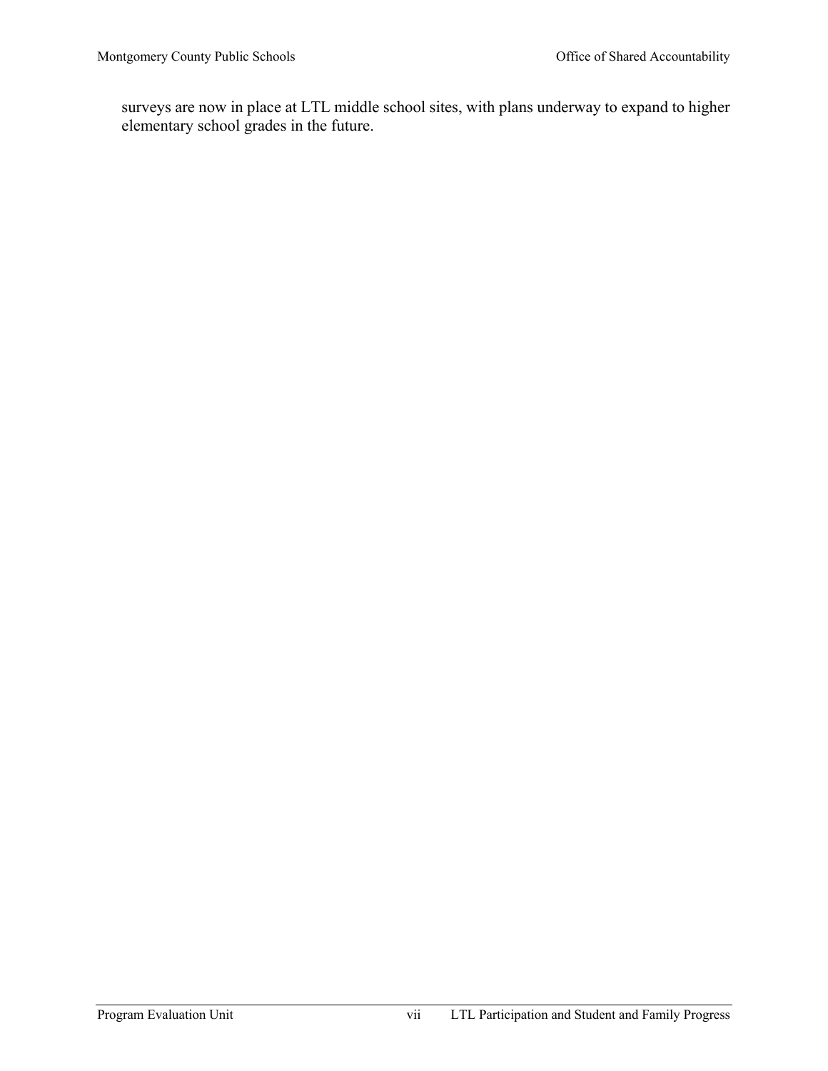surveys are now in place at LTL middle school sites, with plans underway to expand to higher elementary school grades in the future.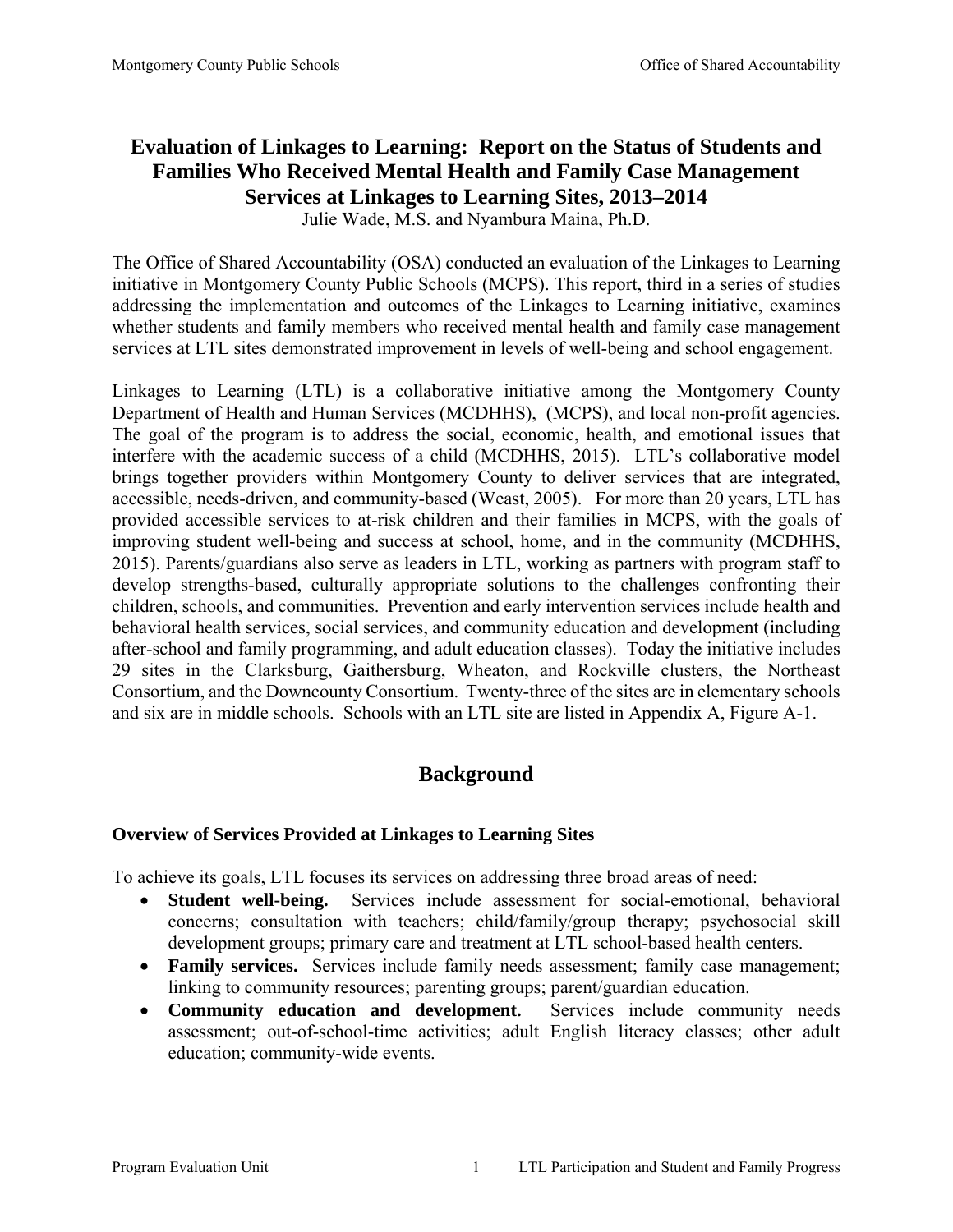# Evaluation of Linkages to Learning: Report on the Status of Students and Families Who Received Mental Health and Family Case Management Services at Linkages to Learning Sites, 2013–2014

Julie Wade, M.S. and Nyambura Maina, Ph.D.

The Office of Shared Accountability (OSA) conducted an evaluation of the Linkages to Learning initiative in Montgomery County Public Schools (MCPS). This report, third in a series of studies addressing the implementation and outcomes of the Linkages to Learning initiative, examines whether students and family members who received mental health and family case management services at LTL sites demonstrated improvement in levels of well-being and school engagement.

Linkages to Learning (LTL) is a collaborative initiative among the Montgomery County Department of Health and Human Services (MCDHHS), (MCPS), and local non-profit agencies. The goal of the program is to address the social, economic, health, and emotional issues that interfere with the academic success of a child (MCDHHS, 2015). LTL's collaborative model brings together providers within Montgomery County to deliver services that are integrated, accessible, needs-driven, and community-based (Weast, 2005). For more than 20 years, LTL has provided accessible services to at-risk children and their families in MCPS, with the goals of improving student well-being and success at school, home, and in the community (MCDHHS, 2015). Parents/guardians also serve as leaders in LTL, working as partners with program staff to develop strengths-based, culturally appropriate solutions to the challenges confronting their children, schools, and communities. Prevention and early intervention services include health and behavioral health services, social services, and community education and development (including after-school and family programming, and adult education classes). Today the initiative includes 29 sites in the Clarksburg, Gaithersburg, Wheaton, and Rockville clusters, the Northeast Consortium, and the Downcounty Consortium. Twenty-three of the sites are in elementary schools and six are in middle schools. Schools with an LTL site are listed in Appendix A, Figure A-1.

## Background

### Overview of Services Provided at Linkages to Learning Sites

To achieve its goals, LTL focuses its services on addressing three broad areas of need:

- **Student well-being.** Services include assessment for social-emotional, behavioral concerns; consultation with teachers; child/family/group therapy; psychosocial skill development groups; primary care and treatment at LTL school-based health centers.
- **Family services.** Services include family needs assessment; family case management; linking to community resources; parenting groups; parent/guardian education.
- **Community education and development.** Services include community needs assessment; out-of-school-time activities; adult English literacy classes; other adult education; community-wide events.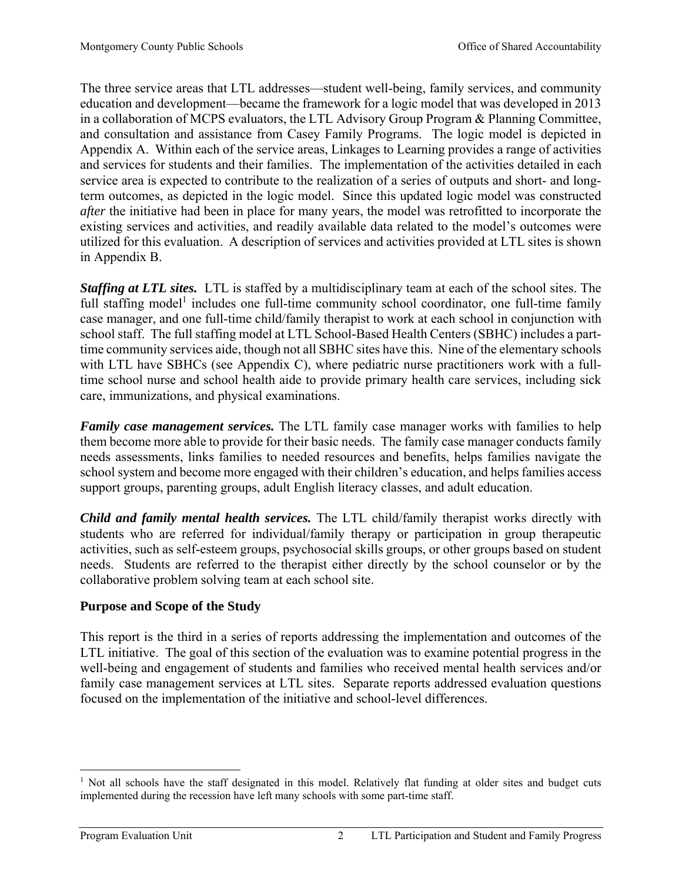The three service areas that LTL addresses—student well-being, family services, and community education and development—became the framework for a logic model that was developed in 2013 in a collaboration of MCPS evaluators, the LTL Advisory Group Program & Planning Committee, and consultation and assistance from Casey Family Programs. The logic model is depicted in Appendix A. Within each of the service areas, Linkages to Learning provides a range of activities and services for students and their families. The implementation of the activities detailed in each service area is expected to contribute to the realization of a series of outputs and short- and long-term outcomes, as depicted in the logic model. Since this updated logic model was constructed *after* the initiative had been in place for many years, the model was retrofitted to incorporate the existing services and activities, and readily available data related to the model's outcomes were utilized for this evaluation. A description of services and activities provided at LTL sites is shown in Appendix B.

***Staffing at LTL sites.*** LTL is staffed by a multidisciplinary team at each of the school sites. The full staffing model[1] includes one full-time community school coordinator, one full-time family case manager, and one full-time child/family therapist to work at each school in conjunction with school staff. The full staffing model at LTL School-Based Health Centers (SBHC) includes a part-time community services aide, though not all SBHC sites have this. Nine of the elementary schools with LTL have SBHCs (see Appendix C), where pediatric nurse practitioners work with a full-time school nurse and school health aide to provide primary health care services, including sick care, immunizations, and physical examinations.

***Family case management services.*** The LTL family case manager works with families to help them become more able to provide for their basic needs. The family case manager conducts family needs assessments, links families to needed resources and benefits, helps families navigate the school system and become more engaged with their children's education, and helps families access support groups, parenting groups, adult English literacy classes, and adult education.

***Child and family mental health services.*** The LTL child/family therapist works directly with students who are referred for individual/family therapy or participation in group therapeutic activities, such as self-esteem groups, psychosocial skills groups, or other groups based on student needs. Students are referred to the therapist either directly by the school counselor or by the collaborative problem solving team at each school site.

## Purpose and Scope of the Study

This report is the third in a series of reports addressing the implementation and outcomes of the LTL initiative. The goal of this section of the evaluation was to examine potential progress in the well-being and engagement of students and families who received mental health services and/or family case management services at LTL sites. Separate reports addressed evaluation questions focused on the implementation of the initiative and school-level differences.

---

[1] Not all schools have the staff designated in this model. Relatively flat funding at older sites and budget cuts implemented during the recession have left many schools with some part-time staff.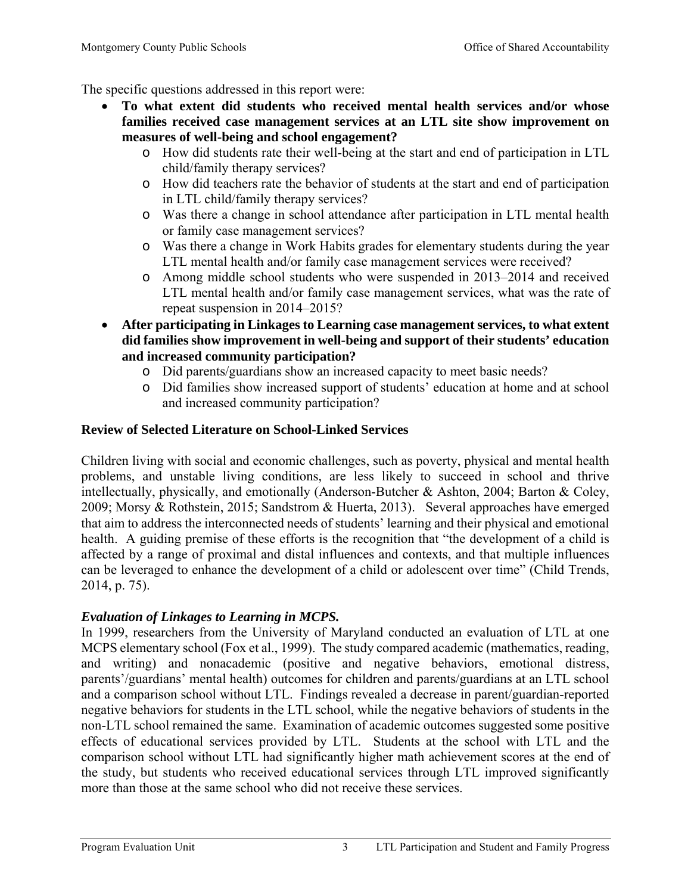The specific questions addressed in this report were:

- **To what extent did students who received mental health services and/or whose families received case management services at an LTL site show improvement on measures of well-being and school engagement?**
    - How did students rate their well-being at the start and end of participation in LTL child/family therapy services?
    - How did teachers rate the behavior of students at the start and end of participation in LTL child/family therapy services?
    - Was there a change in school attendance after participation in LTL mental health or family case management services?
    - Was there a change in Work Habits grades for elementary students during the year LTL mental health and/or family case management services were received?
    - Among middle school students who were suspended in 2013–2014 and received LTL mental health and/or family case management services, what was the rate of repeat suspension in 2014–2015?
- **After participating in Linkages to Learning case management services, to what extent did families show improvement in well-being and support of their students' education and increased community participation?**
    - Did parents/guardians show an increased capacity to meet basic needs?
    - Did families show increased support of students' education at home and at school and increased community participation?

### Review of Selected Literature on School-Linked Services

Children living with social and economic challenges, such as poverty, physical and mental health problems, and unstable living conditions, are less likely to succeed in school and thrive intellectually, physically, and emotionally (Anderson-Butcher & Ashton, 2004; Barton & Coley, 2009; Morsy & Rothstein, 2015; Sandstrom & Huerta, 2013). Several approaches have emerged that aim to address the interconnected needs of students' learning and their physical and emotional health. A guiding premise of these efforts is the recognition that "the development of a child is affected by a range of proximal and distal influences and contexts, and that multiple influences can be leveraged to enhance the development of a child or adolescent over time" (Child Trends, 2014, p. 75).

#### *Evaluation of Linkages to Learning in MCPS.*

In 1999, researchers from the University of Maryland conducted an evaluation of LTL at one MCPS elementary school (Fox et al., 1999). The study compared academic (mathematics, reading, and writing) and nonacademic (positive and negative behaviors, emotional distress, parents'/guardians' mental health) outcomes for children and parents/guardians at an LTL school and a comparison school without LTL. Findings revealed a decrease in parent/guardian-reported negative behaviors for students in the LTL school, while the negative behaviors of students in the non-LTL school remained the same. Examination of academic outcomes suggested some positive effects of educational services provided by LTL. Students at the school with LTL and the comparison school without LTL had significantly higher math achievement scores at the end of the study, but students who received educational services through LTL improved significantly more than those at the same school who did not receive these services.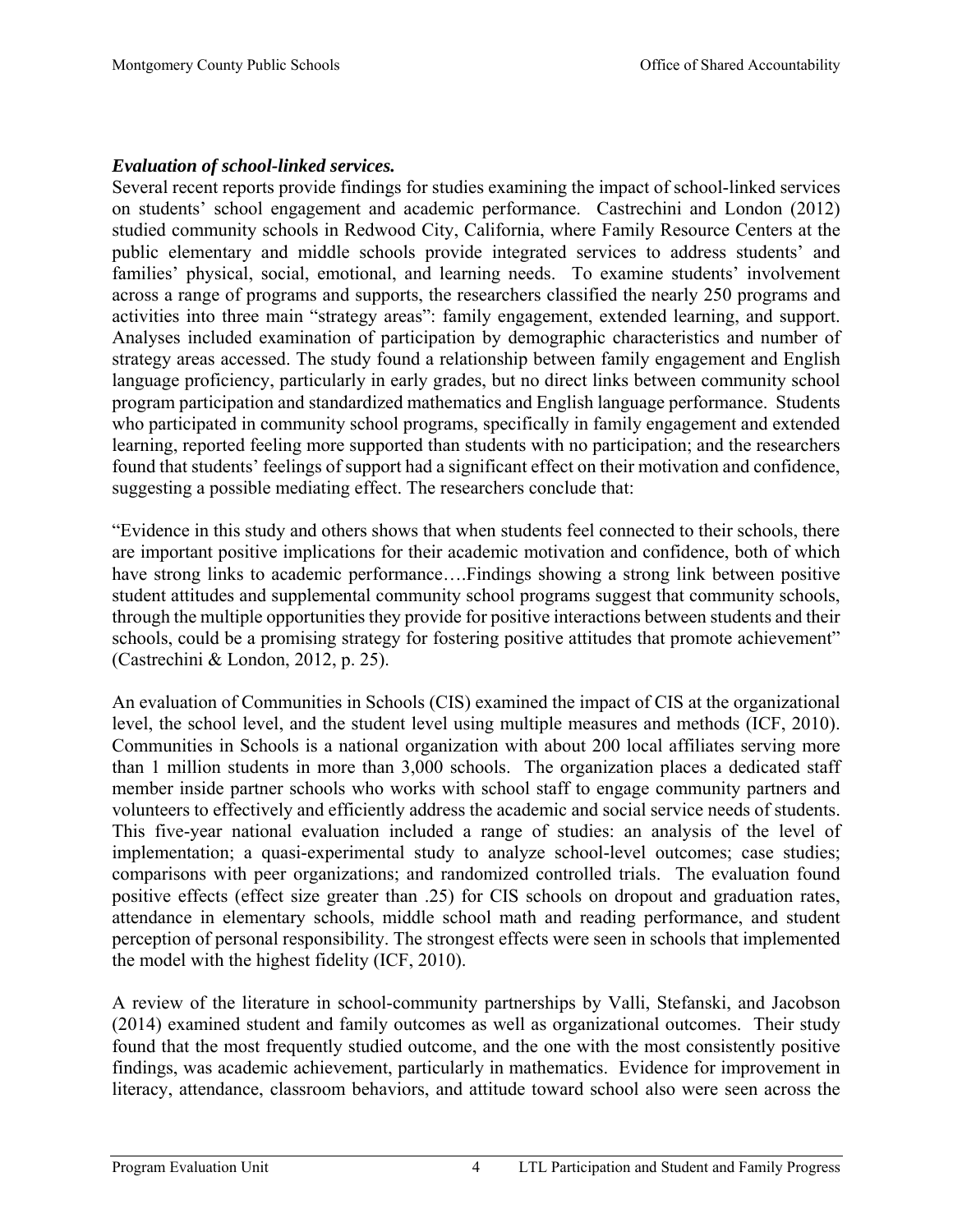***Evaluation of school-linked services.***

Several recent reports provide findings for studies examining the impact of school-linked services on students' school engagement and academic performance. Castrechini and London (2012) studied community schools in Redwood City, California, where Family Resource Centers at the public elementary and middle schools provide integrated services to address students' and families' physical, social, emotional, and learning needs. To examine students' involvement across a range of programs and supports, the researchers classified the nearly 250 programs and activities into three main "strategy areas": family engagement, extended learning, and support. Analyses included examination of participation by demographic characteristics and number of strategy areas accessed. The study found a relationship between family engagement and English language proficiency, particularly in early grades, but no direct links between community school program participation and standardized mathematics and English language performance. Students who participated in community school programs, specifically in family engagement and extended learning, reported feeling more supported than students with no participation; and the researchers found that students' feelings of support had a significant effect on their motivation and confidence, suggesting a possible mediating effect. The researchers conclude that:

"Evidence in this study and others shows that when students feel connected to their schools, there are important positive implications for their academic motivation and confidence, both of which have strong links to academic performance….Findings showing a strong link between positive student attitudes and supplemental community school programs suggest that community schools, through the multiple opportunities they provide for positive interactions between students and their schools, could be a promising strategy for fostering positive attitudes that promote achievement" (Castrechini & London, 2012, p. 25).

An evaluation of Communities in Schools (CIS) examined the impact of CIS at the organizational level, the school level, and the student level using multiple measures and methods (ICF, 2010). Communities in Schools is a national organization with about 200 local affiliates serving more than 1 million students in more than 3,000 schools. The organization places a dedicated staff member inside partner schools who works with school staff to engage community partners and volunteers to effectively and efficiently address the academic and social service needs of students. This five-year national evaluation included a range of studies: an analysis of the level of implementation; a quasi-experimental study to analyze school-level outcomes; case studies; comparisons with peer organizations; and randomized controlled trials. The evaluation found positive effects (effect size greater than .25) for CIS schools on dropout and graduation rates, attendance in elementary schools, middle school math and reading performance, and student perception of personal responsibility. The strongest effects were seen in schools that implemented the model with the highest fidelity (ICF, 2010).

A review of the literature in school-community partnerships by Valli, Stefanski, and Jacobson (2014) examined student and family outcomes as well as organizational outcomes. Their study found that the most frequently studied outcome, and the one with the most consistently positive findings, was academic achievement, particularly in mathematics. Evidence for improvement in literacy, attendance, classroom behaviors, and attitude toward school also were seen across the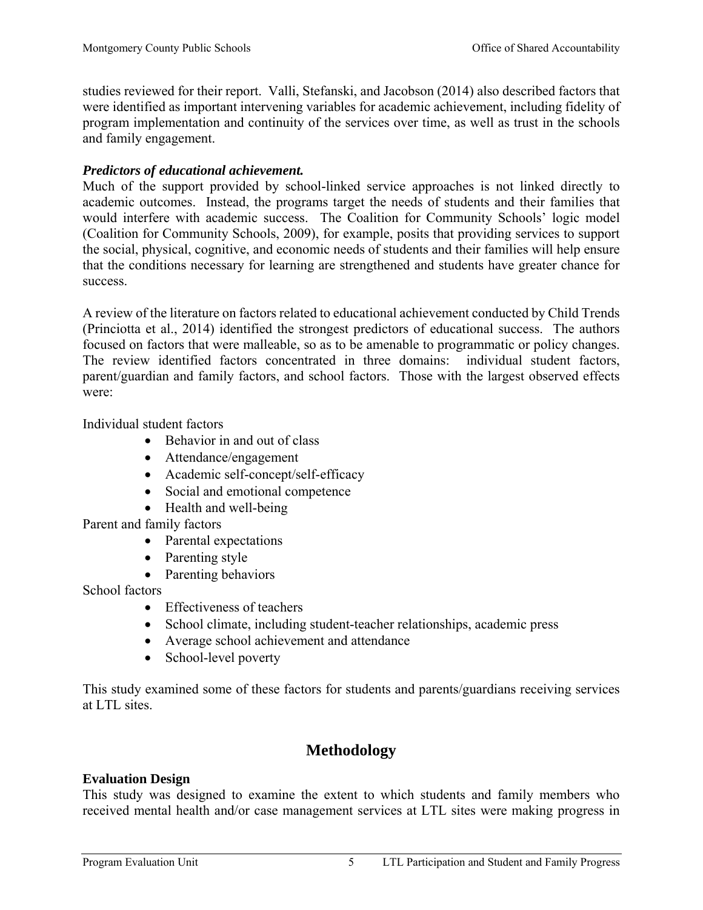studies reviewed for their report. Valli, Stefanski, and Jacobson (2014) also described factors that were identified as important intervening variables for academic achievement, including fidelity of program implementation and continuity of the services over time, as well as trust in the schools and family engagement.

### *Predictors of educational achievement.*

Much of the support provided by school-linked service approaches is not linked directly to academic outcomes. Instead, the programs target the needs of students and their families that would interfere with academic success. The Coalition for Community Schools' logic model (Coalition for Community Schools, 2009), for example, posits that providing services to support the social, physical, cognitive, and economic needs of students and their families will help ensure that the conditions necessary for learning are strengthened and students have greater chance for success.

A review of the literature on factors related to educational achievement conducted by Child Trends (Princiotta et al., 2014) identified the strongest predictors of educational success. The authors focused on factors that were malleable, so as to be amenable to programmatic or policy changes. The review identified factors concentrated in three domains: individual student factors, parent/guardian and family factors, and school factors. Those with the largest observed effects were:

Individual student factors

- Behavior in and out of class
- Attendance/engagement
- Academic self-concept/self-efficacy
- Social and emotional competence
- Health and well-being

Parent and family factors

- Parental expectations
- Parenting style
- Parenting behaviors

School factors

- Effectiveness of teachers
- School climate, including student-teacher relationships, academic press
- Average school achievement and attendance
- School-level poverty

This study examined some of these factors for students and parents/guardians receiving services at LTL sites.

## Methodology

### Evaluation Design

This study was designed to examine the extent to which students and family members who received mental health and/or case management services at LTL sites were making progress in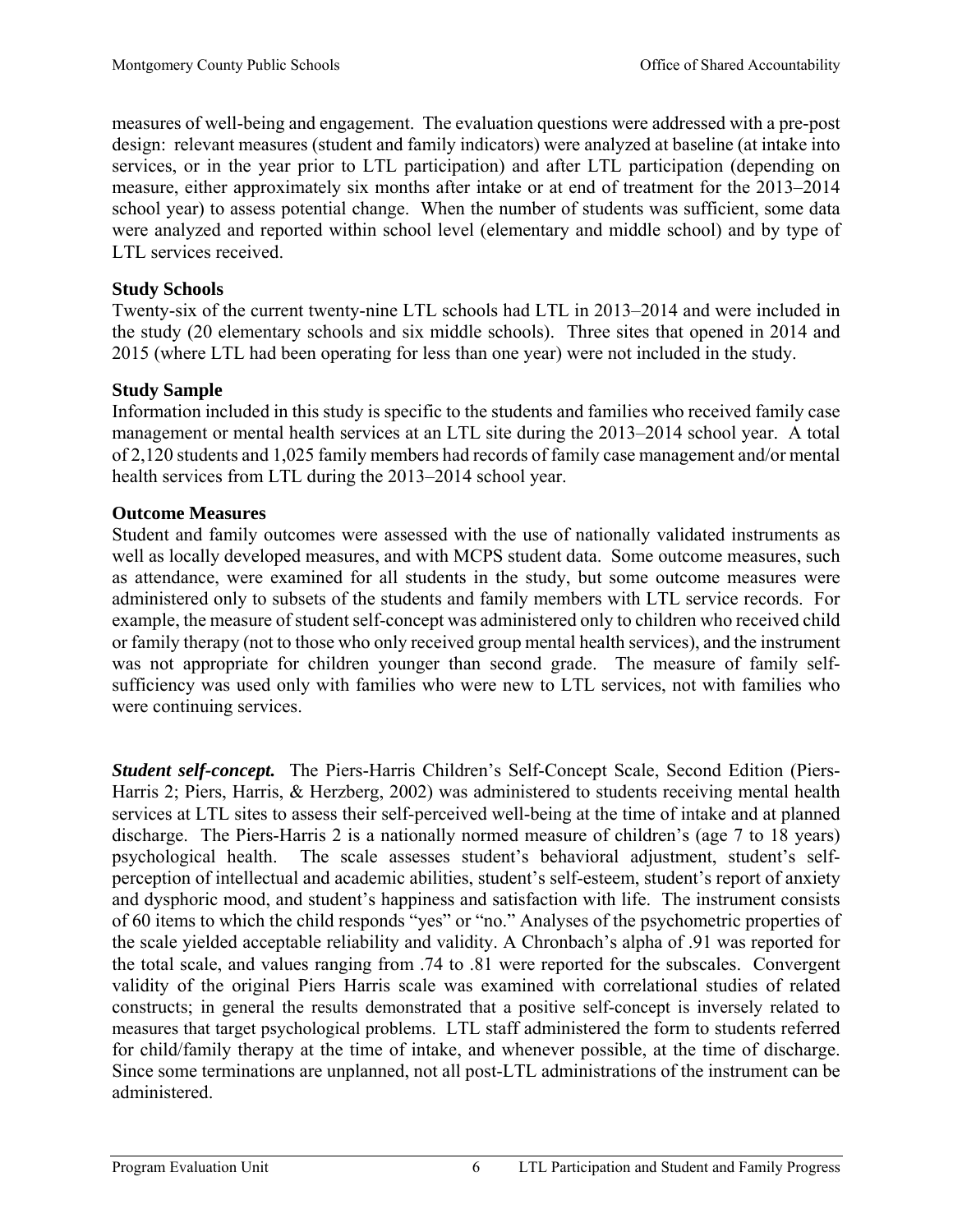measures of well-being and engagement. The evaluation questions were addressed with a pre-post design: relevant measures (student and family indicators) were analyzed at baseline (at intake into services, or in the year prior to LTL participation) and after LTL participation (depending on measure, either approximately six months after intake or at end of treatment for the 2013–2014 school year) to assess potential change. When the number of students was sufficient, some data were analyzed and reported within school level (elementary and middle school) and by type of LTL services received.

### Study Schools

Twenty-six of the current twenty-nine LTL schools had LTL in 2013–2014 and were included in the study (20 elementary schools and six middle schools). Three sites that opened in 2014 and 2015 (where LTL had been operating for less than one year) were not included in the study.

### Study Sample

Information included in this study is specific to the students and families who received family case management or mental health services at an LTL site during the 2013–2014 school year. A total of 2,120 students and 1,025 family members had records of family case management and/or mental health services from LTL during the 2013–2014 school year.

### Outcome Measures

Student and family outcomes were assessed with the use of nationally validated instruments as well as locally developed measures, and with MCPS student data. Some outcome measures, such as attendance, were examined for all students in the study, but some outcome measures were administered only to subsets of the students and family members with LTL service records. For example, the measure of student self-concept was administered only to children who received child or family therapy (not to those who only received group mental health services), and the instrument was not appropriate for children younger than second grade. The measure of family self-sufficiency was used only with families who were new to LTL services, not with families who were continuing services.

***Student self-concept.*** The Piers-Harris Children's Self-Concept Scale, Second Edition (Piers-Harris 2; Piers, Harris, & Herzberg, 2002) was administered to students receiving mental health services at LTL sites to assess their self-perceived well-being at the time of intake and at planned discharge. The Piers-Harris 2 is a nationally normed measure of children's (age 7 to 18 years) psychological health. The scale assesses student's behavioral adjustment, student's self-perception of intellectual and academic abilities, student's self-esteem, student's report of anxiety and dysphoric mood, and student's happiness and satisfaction with life. The instrument consists of 60 items to which the child responds "yes" or "no." Analyses of the psychometric properties of the scale yielded acceptable reliability and validity. A Chronbach's alpha of .91 was reported for the total scale, and values ranging from .74 to .81 were reported for the subscales. Convergent validity of the original Piers Harris scale was examined with correlational studies of related constructs; in general the results demonstrated that a positive self-concept is inversely related to measures that target psychological problems. LTL staff administered the form to students referred for child/family therapy at the time of intake, and whenever possible, at the time of discharge. Since some terminations are unplanned, not all post-LTL administrations of the instrument can be administered.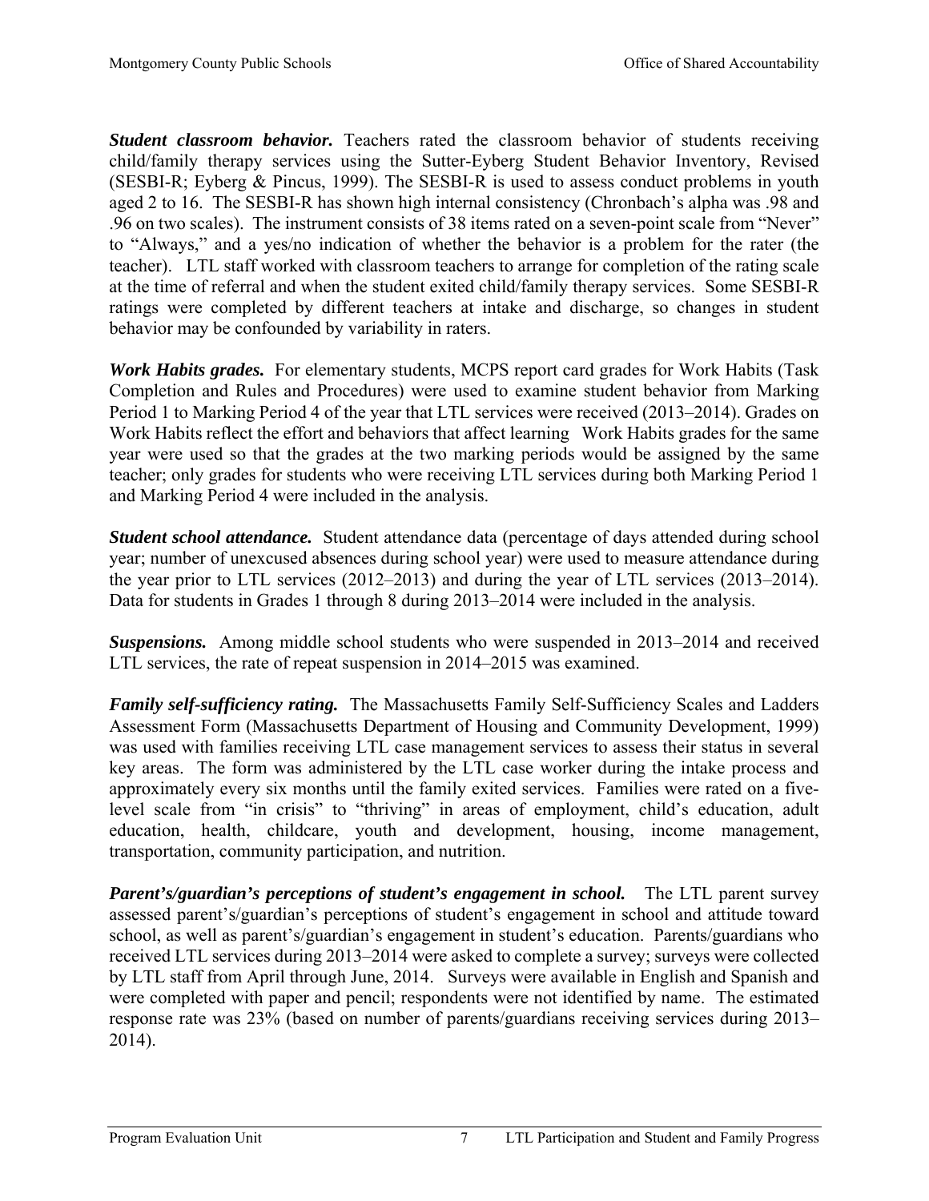***Student classroom behavior.*** Teachers rated the classroom behavior of students receiving child/family therapy services using the Sutter-Eyberg Student Behavior Inventory, Revised (SESBI-R; Eyberg & Pincus, 1999). The SESBI-R is used to assess conduct problems in youth aged 2 to 16. The SESBI-R has shown high internal consistency (Chronbach's alpha was .98 and .96 on two scales). The instrument consists of 38 items rated on a seven-point scale from "Never" to "Always," and a yes/no indication of whether the behavior is a problem for the rater (the teacher). LTL staff worked with classroom teachers to arrange for completion of the rating scale at the time of referral and when the student exited child/family therapy services. Some SESBI-R ratings were completed by different teachers at intake and discharge, so changes in student behavior may be confounded by variability in raters.

***Work Habits grades.*** For elementary students, MCPS report card grades for Work Habits (Task Completion and Rules and Procedures) were used to examine student behavior from Marking Period 1 to Marking Period 4 of the year that LTL services were received (2013–2014). Grades on Work Habits reflect the effort and behaviors that affect learning Work Habits grades for the same year were used so that the grades at the two marking periods would be assigned by the same teacher; only grades for students who were receiving LTL services during both Marking Period 1 and Marking Period 4 were included in the analysis.

***Student school attendance.*** Student attendance data (percentage of days attended during school year; number of unexcused absences during school year) were used to measure attendance during the year prior to LTL services (2012–2013) and during the year of LTL services (2013–2014). Data for students in Grades 1 through 8 during 2013–2014 were included in the analysis.

***Suspensions.*** Among middle school students who were suspended in 2013–2014 and received LTL services, the rate of repeat suspension in 2014–2015 was examined.

***Family self-sufficiency rating.*** The Massachusetts Family Self-Sufficiency Scales and Ladders Assessment Form (Massachusetts Department of Housing and Community Development, 1999) was used with families receiving LTL case management services to assess their status in several key areas. The form was administered by the LTL case worker during the intake process and approximately every six months until the family exited services. Families were rated on a five-level scale from "in crisis" to "thriving" in areas of employment, child's education, adult education, health, childcare, youth and development, housing, income management, transportation, community participation, and nutrition.

***Parent's/guardian's perceptions of student's engagement in school.*** The LTL parent survey assessed parent's/guardian's perceptions of student's engagement in school and attitude toward school, as well as parent's/guardian's engagement in student's education. Parents/guardians who received LTL services during 2013–2014 were asked to complete a survey; surveys were collected by LTL staff from April through June, 2014. Surveys were available in English and Spanish and were completed with paper and pencil; respondents were not identified by name. The estimated response rate was 23% (based on number of parents/guardians receiving services during 2013–2014).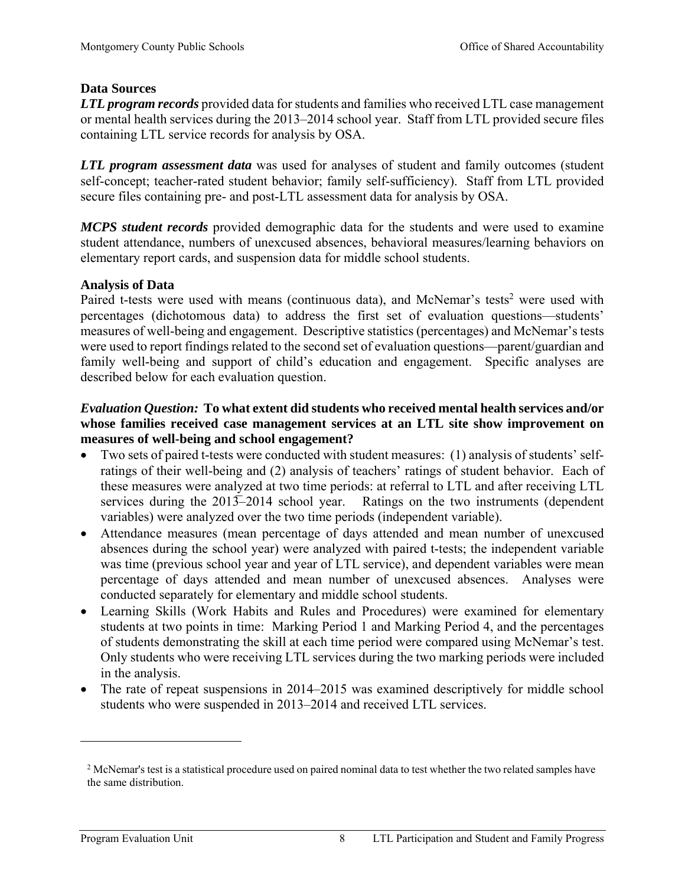### Data Sources

***LTL program records*** provided data for students and families who received LTL case management or mental health services during the 2013–2014 school year. Staff from LTL provided secure files containing LTL service records for analysis by OSA.

***LTL program assessment data*** was used for analyses of student and family outcomes (student self-concept; teacher-rated student behavior; family self-sufficiency). Staff from LTL provided secure files containing pre- and post-LTL assessment data for analysis by OSA.

***MCPS student records*** provided demographic data for the students and were used to examine student attendance, numbers of unexcused absences, behavioral measures/learning behaviors on elementary report cards, and suspension data for middle school students.

### Analysis of Data

Paired t-tests were used with means (continuous data), and McNemar's tests[2] were used with percentages (dichotomous data) to address the first set of evaluation questions—students' measures of well-being and engagement. Descriptive statistics (percentages) and McNemar's tests were used to report findings related to the second set of evaluation questions—parent/guardian and family well-being and support of child's education and engagement. Specific analyses are described below for each evaluation question.

***Evaluation Question:* To what extent did students who received mental health services and/or whose families received case management services at an LTL site show improvement on measures of well-being and school engagement?**

- Two sets of paired t-tests were conducted with student measures: (1) analysis of students' self-ratings of their well-being and (2) analysis of teachers' ratings of student behavior. Each of these measures were analyzed at two time periods: at referral to LTL and after receiving LTL services during the 2013–2014 school year. Ratings on the two instruments (dependent variables) were analyzed over the two time periods (independent variable).
- Attendance measures (mean percentage of days attended and mean number of unexcused absences during the school year) were analyzed with paired t-tests; the independent variable was time (previous school year and year of LTL service), and dependent variables were mean percentage of days attended and mean number of unexcused absences. Analyses were conducted separately for elementary and middle school students.
- Learning Skills (Work Habits and Rules and Procedures) were examined for elementary students at two points in time: Marking Period 1 and Marking Period 4, and the percentages of students demonstrating the skill at each time period were compared using McNemar's test. Only students who were receiving LTL services during the two marking periods were included in the analysis.
- The rate of repeat suspensions in 2014–2015 was examined descriptively for middle school students who were suspended in 2013–2014 and received LTL services.

[2] McNemar's test is a statistical procedure used on paired nominal data to test whether the two related samples have the same distribution.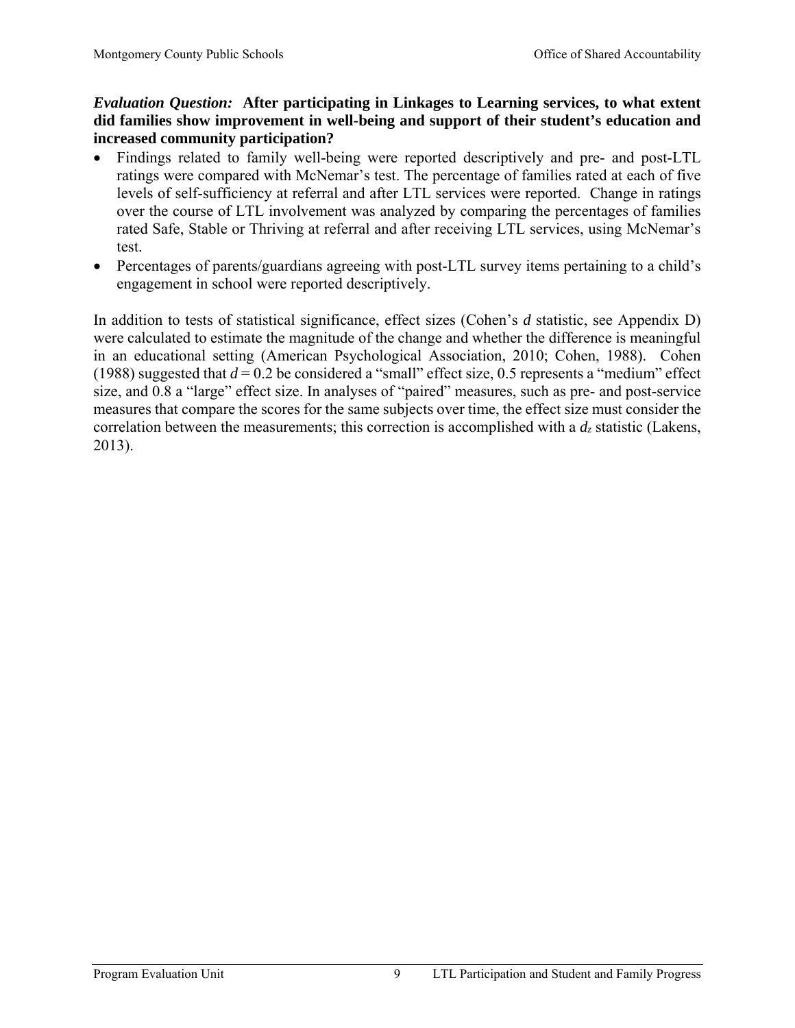***Evaluation Question:*** **After participating in Linkages to Learning services, to what extent did families show improvement in well-being and support of their student's education and increased community participation?**

- Findings related to family well-being were reported descriptively and pre- and post-LTL ratings were compared with McNemar's test. The percentage of families rated at each of five levels of self-sufficiency at referral and after LTL services were reported. Change in ratings over the course of LTL involvement was analyzed by comparing the percentages of families rated Safe, Stable or Thriving at referral and after receiving LTL services, using McNemar's test.
- Percentages of parents/guardians agreeing with post-LTL survey items pertaining to a child's engagement in school were reported descriptively.

In addition to tests of statistical significance, effect sizes (Cohen's ***d*** statistic, see Appendix D) were calculated to estimate the magnitude of the change and whether the difference is meaningful in an educational setting (American Psychological Association, 2010; Cohen, 1988). Cohen (1988) suggested that $d = 0.2$ be considered a "small" effect size, 0.5 represents a "medium" effect size, and 0.8 a "large" effect size. In analyses of "paired" measures, such as pre- and post-service measures that compare the scores for the same subjects over time, the effect size must consider the correlation between the measurements; this correction is accomplished with a $d_z$ statistic (Lakens, 2013).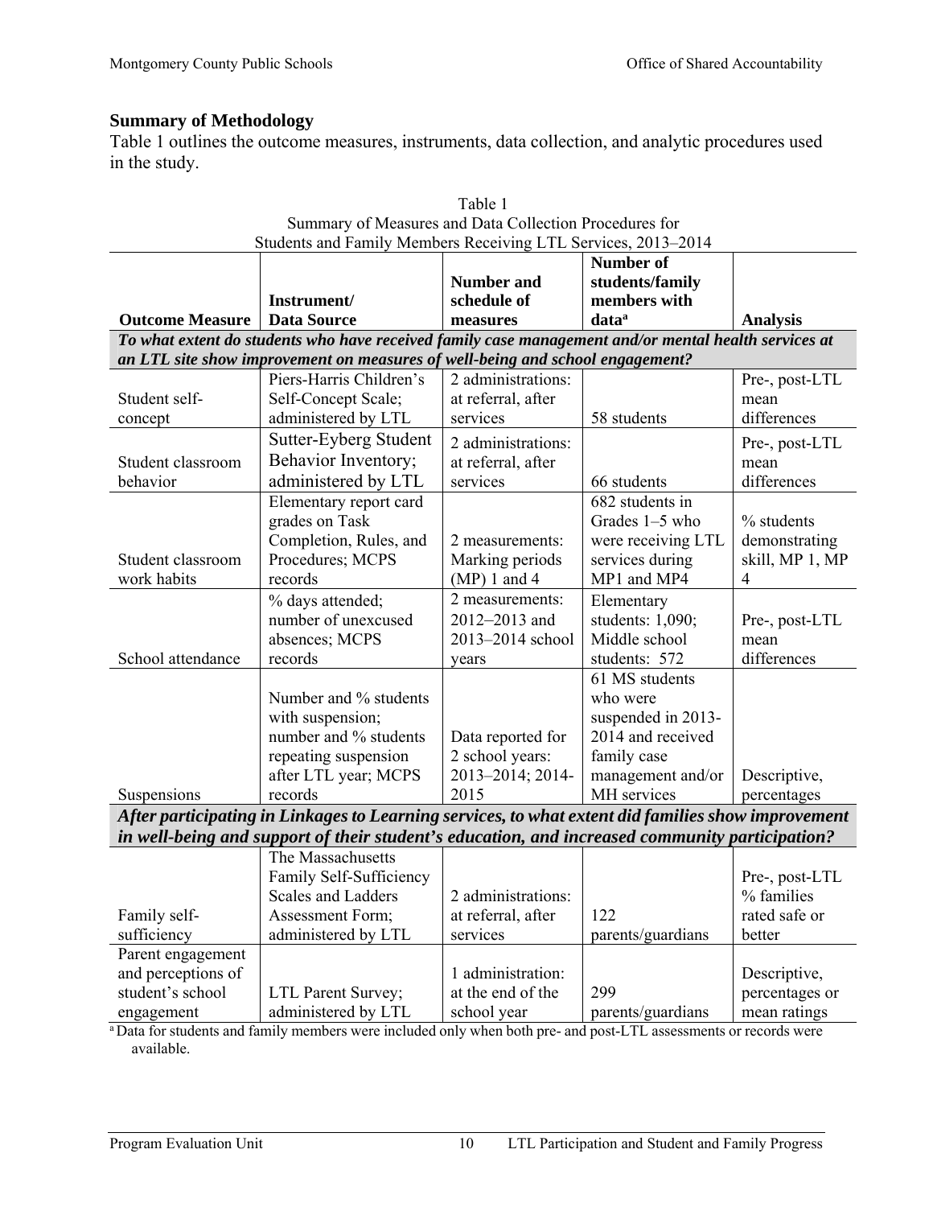## Summary of Methodology

Table 1 outlines the outcome measures, instruments, data collection, and analytic procedures used in the study.

Table 1
Summary of Measures and Data Collection Procedures for
Students and Family Members Receiving LTL Services, 2013–2014

| Outcome Measure | Instrument/ Data Source | Number and schedule of measures | Number of students/family members with data[a] | Analysis |
|---|---|---|---|---|
| ***To what extent do students who have received family case management and/or mental health services at an LTL site show improvement on measures of well-being and school engagement?*** | | | | |
| Student self-concept | Piers-Harris Children's Self-Concept Scale; administered by LTL | 2 administrations: at referral, after services | 58 students | Pre-, post-LTL mean differences |
| Student classroom behavior | Sutter-Eyberg Student Behavior Inventory; administered by LTL | 2 administrations: at referral, after services | 66 students | Pre-, post-LTL mean differences |
| Student classroom work habits | Elementary report card grades on Task Completion, Rules, and Procedures; MCPS records | 2 measurements: Marking periods (MP) 1 and 4 | 682 students in Grades 1–5 who were receiving LTL services during MP1 and MP4 | % students demonstrating skill, MP 1, MP 4 |
| School attendance | % days attended; number of unexcused absences; MCPS records | 2 measurements: 2012–2013 and 2013–2014 school years | Elementary students: 1,090; Middle school students: 572 | Pre-, post-LTL mean differences |
| Suspensions | Number and % students with suspension; number and % students repeating suspension after LTL year; MCPS records | Data reported for 2 school years: 2013–2014; 2014-2015 | 61 MS students who were suspended in 2013-2014 and received family case management and/or MH services | Descriptive, percentages |
| ***After participating in Linkages to Learning services, to what extent did families show improvement in well-being and support of their student's education, and increased community participation?*** | | | | |
| Family self-sufficiency | The Massachusetts Family Self-Sufficiency Scales and Ladders Assessment Form; administered by LTL | 2 administrations: at referral, after services | 122 parents/guardians | Pre-, post-LTL % families rated safe or better |
| Parent engagement and perceptions of student's school engagement | LTL Parent Survey; administered by LTL | 1 administration: at the end of the school year | 299 parents/guardians | Descriptive, percentages or mean ratings |

[a] Data for students and family members were included only when both pre- and post-LTL assessments or records were available.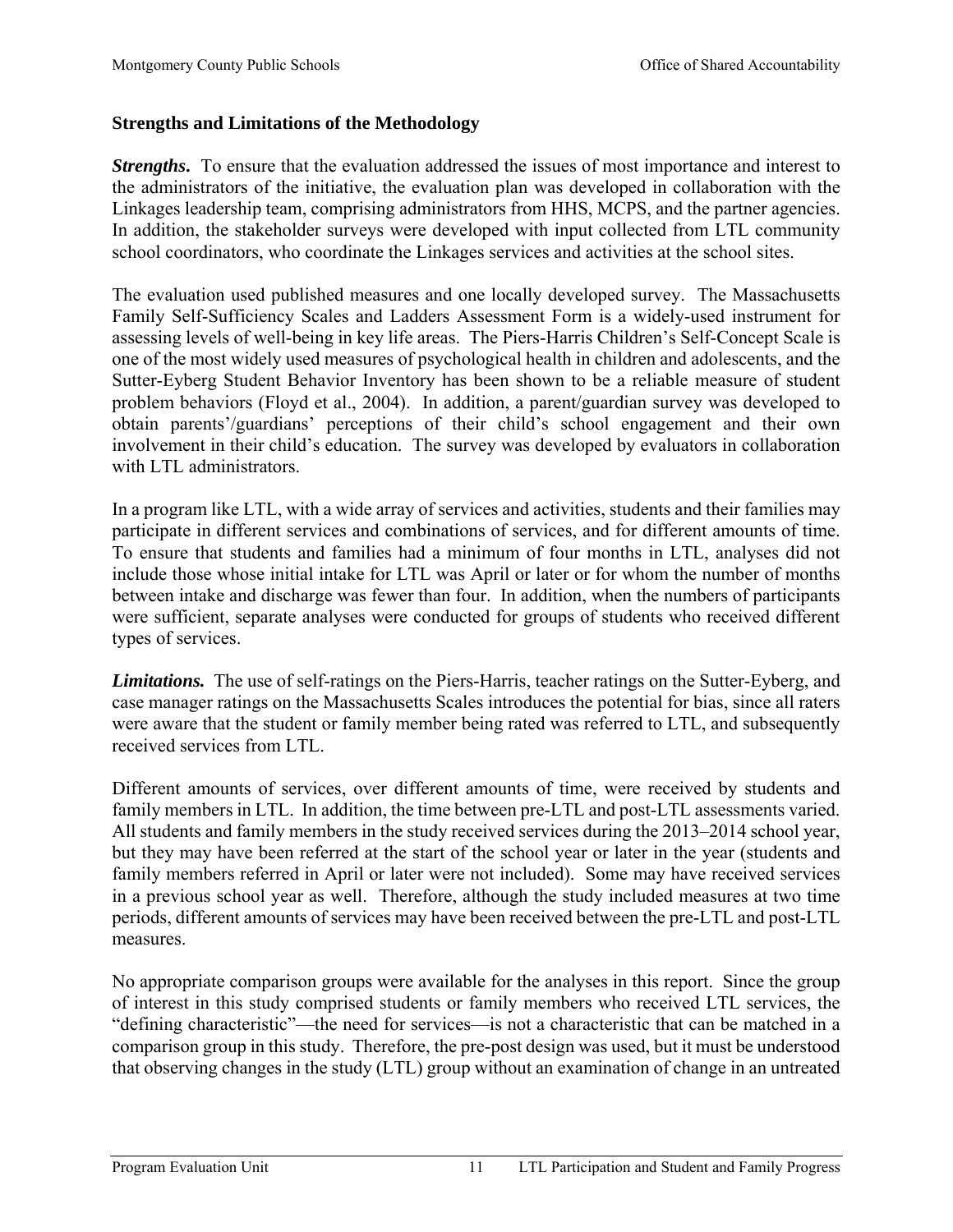### Strengths and Limitations of the Methodology

***Strengths.*** To ensure that the evaluation addressed the issues of most importance and interest to the administrators of the initiative, the evaluation plan was developed in collaboration with the Linkages leadership team, comprising administrators from HHS, MCPS, and the partner agencies. In addition, the stakeholder surveys were developed with input collected from LTL community school coordinators, who coordinate the Linkages services and activities at the school sites.

The evaluation used published measures and one locally developed survey. The Massachusetts Family Self-Sufficiency Scales and Ladders Assessment Form is a widely-used instrument for assessing levels of well-being in key life areas. The Piers-Harris Children's Self-Concept Scale is one of the most widely used measures of psychological health in children and adolescents, and the Sutter-Eyberg Student Behavior Inventory has been shown to be a reliable measure of student problem behaviors (Floyd et al., 2004). In addition, a parent/guardian survey was developed to obtain parents'/guardians' perceptions of their child's school engagement and their own involvement in their child's education. The survey was developed by evaluators in collaboration with LTL administrators.

In a program like LTL, with a wide array of services and activities, students and their families may participate in different services and combinations of services, and for different amounts of time. To ensure that students and families had a minimum of four months in LTL, analyses did not include those whose initial intake for LTL was April or later or for whom the number of months between intake and discharge was fewer than four. In addition, when the numbers of participants were sufficient, separate analyses were conducted for groups of students who received different types of services.

***Limitations.*** The use of self-ratings on the Piers-Harris, teacher ratings on the Sutter-Eyberg, and case manager ratings on the Massachusetts Scales introduces the potential for bias, since all raters were aware that the student or family member being rated was referred to LTL, and subsequently received services from LTL.

Different amounts of services, over different amounts of time, were received by students and family members in LTL. In addition, the time between pre-LTL and post-LTL assessments varied. All students and family members in the study received services during the 2013–2014 school year, but they may have been referred at the start of the school year or later in the year (students and family members referred in April or later were not included). Some may have received services in a previous school year as well. Therefore, although the study included measures at two time periods, different amounts of services may have been received between the pre-LTL and post-LTL measures.

No appropriate comparison groups were available for the analyses in this report. Since the group of interest in this study comprised students or family members who received LTL services, the "defining characteristic"—the need for services—is not a characteristic that can be matched in a comparison group in this study. Therefore, the pre-post design was used, but it must be understood that observing changes in the study (LTL) group without an examination of change in an untreated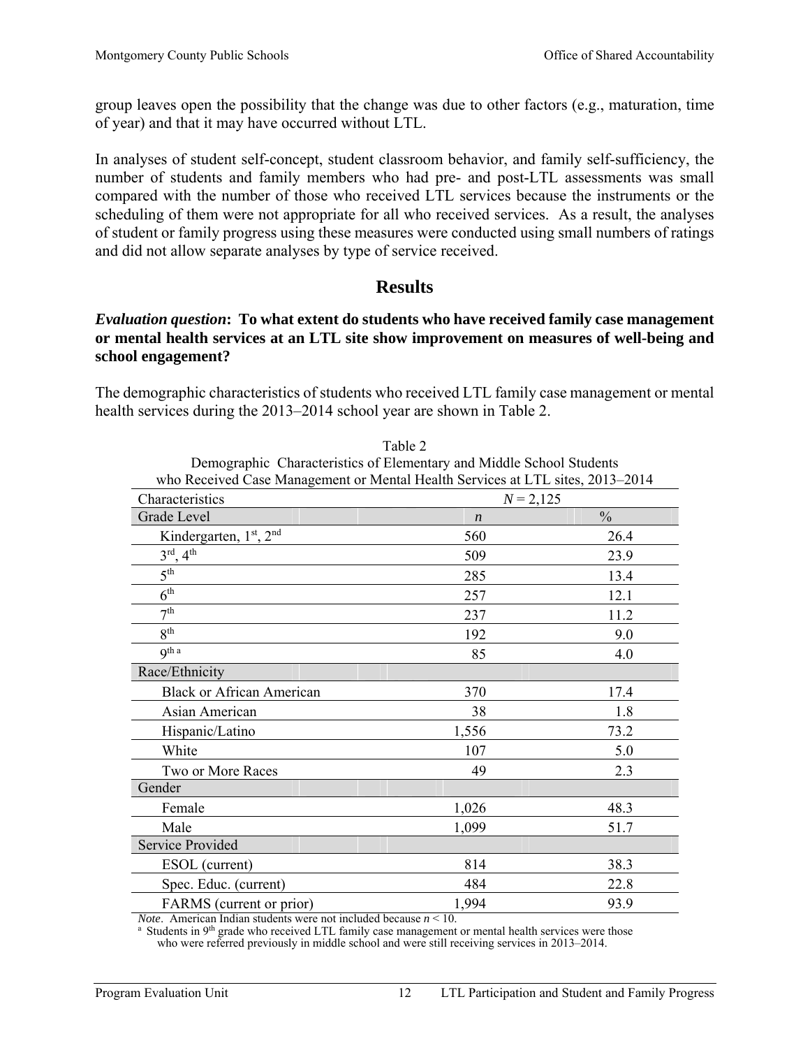group leaves open the possibility that the change was due to other factors (e.g., maturation, time of year) and that it may have occurred without LTL.

In analyses of student self-concept, student classroom behavior, and family self-sufficiency, the number of students and family members who had pre- and post-LTL assessments was small compared with the number of those who received LTL services because the instruments or the scheduling of them were not appropriate for all who received services. As a result, the analyses of student or family progress using these measures were conducted using small numbers of ratings and did not allow separate analyses by type of service received.

## Results

***Evaluation question*: To what extent do students who have received family case management or mental health services at an LTL site show improvement on measures of well-being and school engagement?**

The demographic characteristics of students who received LTL family case management or mental health services during the 2013–2014 school year are shown in Table 2.

Table 2
Demographic Characteristics of Elementary and Middle School Students who Received Case Management or Mental Health Services at LTL sites, 2013–2014

| Characteristics | $N = 2{,}125$ | |
|---|---|---|
| **Grade Level** | *n* | % |
| Kindergarten, 1st, 2nd | 560 | 26.4 |
| 3rd, 4th | 509 | 23.9 |
| 5th | 285 | 13.4 |
| 6th | 257 | 12.1 |
| 7th | 237 | 11.2 |
| 8th | 192 | 9.0 |
| 9th [a] | 85 | 4.0 |
| **Race/Ethnicity** | | |
| Black or African American | 370 | 17.4 |
| Asian American | 38 | 1.8 |
| Hispanic/Latino | 1,556 | 73.2 |
| White | 107 | 5.0 |
| Two or More Races | 49 | 2.3 |
| **Gender** | | |
| Female | 1,026 | 48.3 |
| Male | 1,099 | 51.7 |
| **Service Provided** | | |
| ESOL (current) | 814 | 38.3 |
| Spec. Educ. (current) | 484 | 22.8 |
| FARMS (current or prior) | 1,994 | 93.9 |

*Note*. American Indian students were not included because $n < 10$.
[a] Students in 9th grade who received LTL family case management or mental health services were those who were referred previously in middle school and were still receiving services in 2013–2014.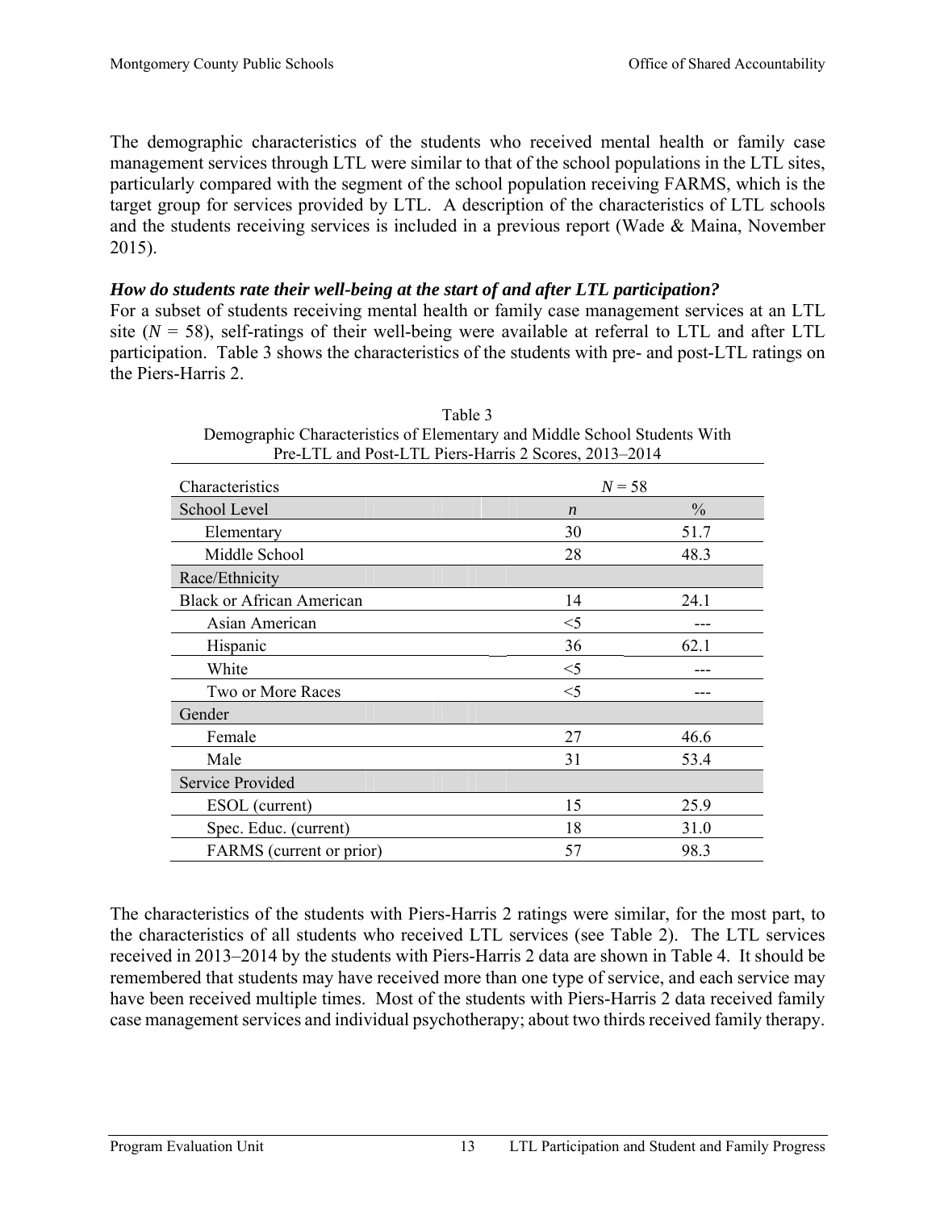The demographic characteristics of the students who received mental health or family case management services through LTL were similar to that of the school populations in the LTL sites, particularly compared with the segment of the school population receiving FARMS, which is the target group for services provided by LTL. A description of the characteristics of LTL schools and the students receiving services is included in a previous report (Wade & Maina, November 2015).

***How do students rate their well-being at the start of and after LTL participation?***

For a subset of students receiving mental health or family case management services at an LTL site ($N$ = 58), self-ratings of their well-being were available at referral to LTL and after LTL participation. Table 3 shows the characteristics of the students with pre- and post-LTL ratings on the Piers-Harris 2.

Table 3
Demographic Characteristics of Elementary and Middle School Students With Pre-LTL and Post-LTL Piers-Harris 2 Scores, 2013–2014

| Characteristics | $N$ = 58 | |
|---|---|---|
| School Level | $n$ | % |
| Elementary | 30 | 51.7 |
| Middle School | 28 | 48.3 |
| Race/Ethnicity | | |
| Black or African American | 14 | 24.1 |
| Asian American | <5 | --- |
| Hispanic | 36 | 62.1 |
| White | <5 | --- |
| Two or More Races | <5 | --- |
| Gender | | |
| Female | 27 | 46.6 |
| Male | 31 | 53.4 |
| Service Provided | | |
| ESOL (current) | 15 | 25.9 |
| Spec. Educ. (current) | 18 | 31.0 |
| FARMS (current or prior) | 57 | 98.3 |

The characteristics of the students with Piers-Harris 2 ratings were similar, for the most part, to the characteristics of all students who received LTL services (see Table 2). The LTL services received in 2013–2014 by the students with Piers-Harris 2 data are shown in Table 4. It should be remembered that students may have received more than one type of service, and each service may have been received multiple times. Most of the students with Piers-Harris 2 data received family case management services and individual psychotherapy; about two thirds received family therapy.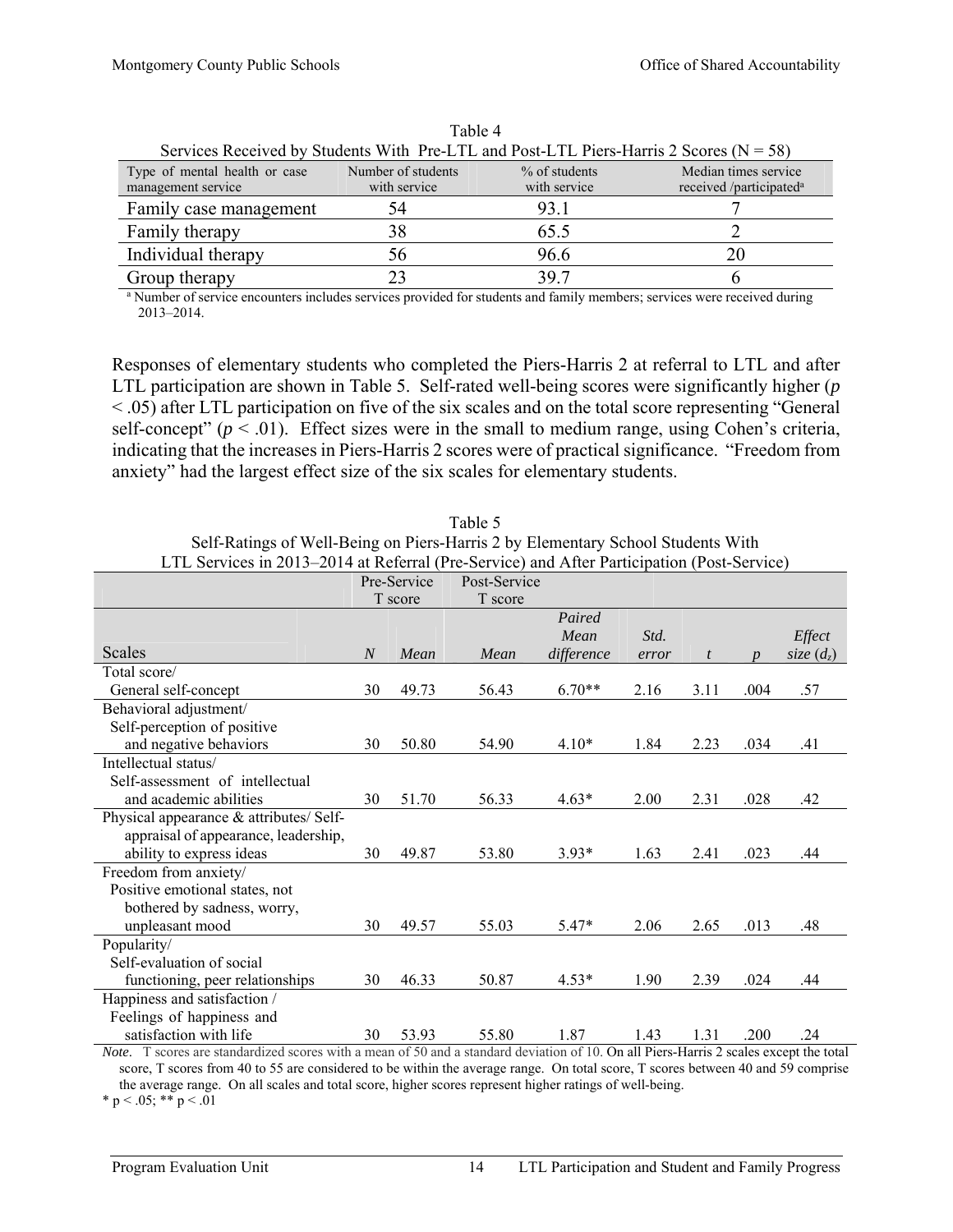Table 4
Services Received by Students With Pre-LTL and Post-LTL Piers-Harris 2 Scores (N = 58)

| Type of mental health or case management service | Number of students with service | % of students with service | Median times service received /participated[a] |
|---|---|---|---|
| Family case management | 54 | 93.1 | 7 |
| Family therapy | 38 | 65.5 | 2 |
| Individual therapy | 56 | 96.6 | 20 |
| Group therapy | 23 | 39.7 | 6 |

[a] Number of service encounters includes services provided for students and family members; services were received during 2013–2014.

Responses of elementary students who completed the Piers-Harris 2 at referral to LTL and after LTL participation are shown in Table 5. Self-rated well-being scores were significantly higher ($p < .05$) after LTL participation on five of the six scales and on the total score representing "General self-concept" ($p < .01$). Effect sizes were in the small to medium range, using Cohen's criteria, indicating that the increases in Piers-Harris 2 scores were of practical significance. "Freedom from anxiety" had the largest effect size of the six scales for elementary students.

Table 5
Self-Ratings of Well-Being on Piers-Harris 2 by Elementary School Students With LTL Services in 2013–2014 at Referral (Pre-Service) and After Participation (Post-Service)

| | Pre-Service T score | | Post-Service T score | | | | | |
|---|---|---|---|---|---|---|---|---|
| Scales | *N* | *Mean* | *Mean* | *Paired Mean difference* | *Std. error* | *t* | *p* | *Effect size* ($d_z$) |
| Total score/ General self-concept | 30 | 49.73 | 56.43 | 6.70** | 2.16 | 3.11 | .004 | .57 |
| Behavioral adjustment/ Self-perception of positive and negative behaviors | 30 | 50.80 | 54.90 | 4.10* | 1.84 | 2.23 | .034 | .41 |
| Intellectual status/ Self-assessment of intellectual and academic abilities | 30 | 51.70 | 56.33 | 4.63* | 2.00 | 2.31 | .028 | .42 |
| Physical appearance & attributes/ Self-appraisal of appearance, leadership, ability to express ideas | 30 | 49.87 | 53.80 | 3.93* | 1.63 | 2.41 | .023 | .44 |
| Freedom from anxiety/ Positive emotional states, not bothered by sadness, worry, unpleasant mood | 30 | 49.57 | 55.03 | 5.47* | 2.06 | 2.65 | .013 | .48 |
| Popularity/ Self-evaluation of social functioning, peer relationships | 30 | 46.33 | 50.87 | 4.53* | 1.90 | 2.39 | .024 | .44 |
| Happiness and satisfaction / Feelings of happiness and satisfaction with life | 30 | 53.93 | 55.80 | 1.87 | 1.43 | 1.31 | .200 | .24 |

*Note*. T scores are standardized scores with a mean of 50 and a standard deviation of 10. On all Piers-Harris 2 scales except the total score, T scores from 40 to 55 are considered to be within the average range. On total score, T scores between 40 and 59 comprise the average range. On all scales and total score, higher scores represent higher ratings of well-being.
* $p < .05$; ** $p < .01$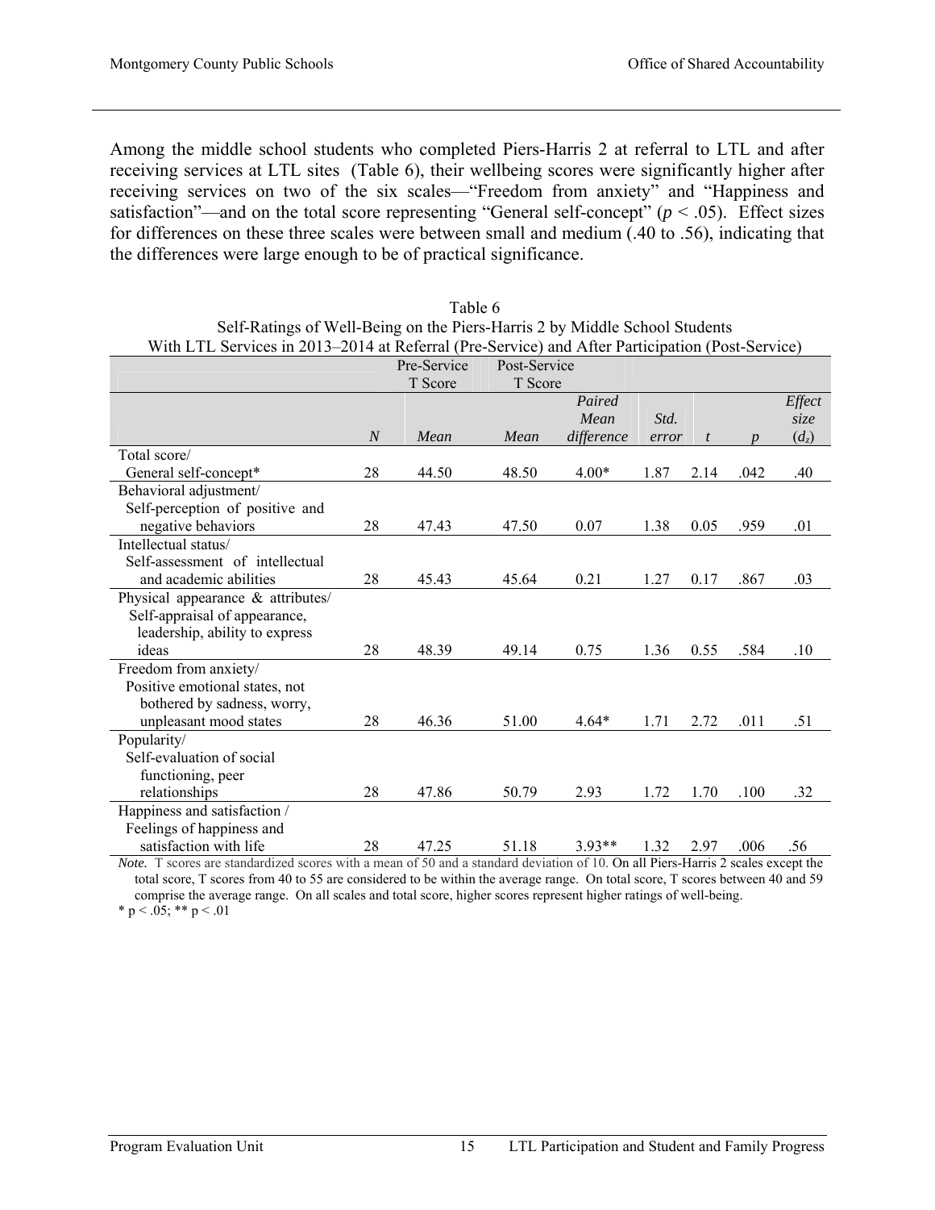Among the middle school students who completed Piers-Harris 2 at referral to LTL and after receiving services at LTL sites (Table 6), their wellbeing scores were significantly higher after receiving services on two of the six scales—"Freedom from anxiety" and "Happiness and satisfaction"—and on the total score representing "General self-concept" ($p < .05$). Effect sizes for differences on these three scales were between small and medium (.40 to .56), indicating that the differences were large enough to be of practical significance.

Table 6
Self-Ratings of Well-Being on the Piers-Harris 2 by Middle School Students
With LTL Services in 2013–2014 at Referral (Pre-Service) and After Participation (Post-Service)

| | | Pre-Service T Score | Post-Service T Score | | | | | |
|---|---|---|---|---|---|---|---|---|
| | *N* | *Mean* | *Mean* | *Paired Mean difference* | *Std. error* | *t* | *p* | *Effect size* ($d_z$) |
| Total score/ General self-concept* | 28 | 44.50 | 48.50 | 4.00* | 1.87 | 2.14 | .042 | .40 |
| Behavioral adjustment/ Self-perception of positive and negative behaviors | 28 | 47.43 | 47.50 | 0.07 | 1.38 | 0.05 | .959 | .01 |
| Intellectual status/ Self-assessment of intellectual and academic abilities | 28 | 45.43 | 45.64 | 0.21 | 1.27 | 0.17 | .867 | .03 |
| Physical appearance & attributes/ Self-appraisal of appearance, leadership, ability to express ideas | 28 | 48.39 | 49.14 | 0.75 | 1.36 | 0.55 | .584 | .10 |
| Freedom from anxiety/ Positive emotional states, not bothered by sadness, worry, unpleasant mood states | 28 | 46.36 | 51.00 | 4.64* | 1.71 | 2.72 | .011 | .51 |
| Popularity/ Self-evaluation of social functioning, peer relationships | 28 | 47.86 | 50.79 | 2.93 | 1.72 | 1.70 | .100 | .32 |
| Happiness and satisfaction / Feelings of happiness and satisfaction with life | 28 | 47.25 | 51.18 | 3.93** | 1.32 | 2.97 | .006 | .56 |

*Note.* T scores are standardized scores with a mean of 50 and a standard deviation of 10. On all Piers-Harris 2 scales except the total score, T scores from 40 to 55 are considered to be within the average range. On total score, T scores between 40 and 59 comprise the average range. On all scales and total score, higher scores represent higher ratings of well-being.

* $p < .05$; ** $p < .01$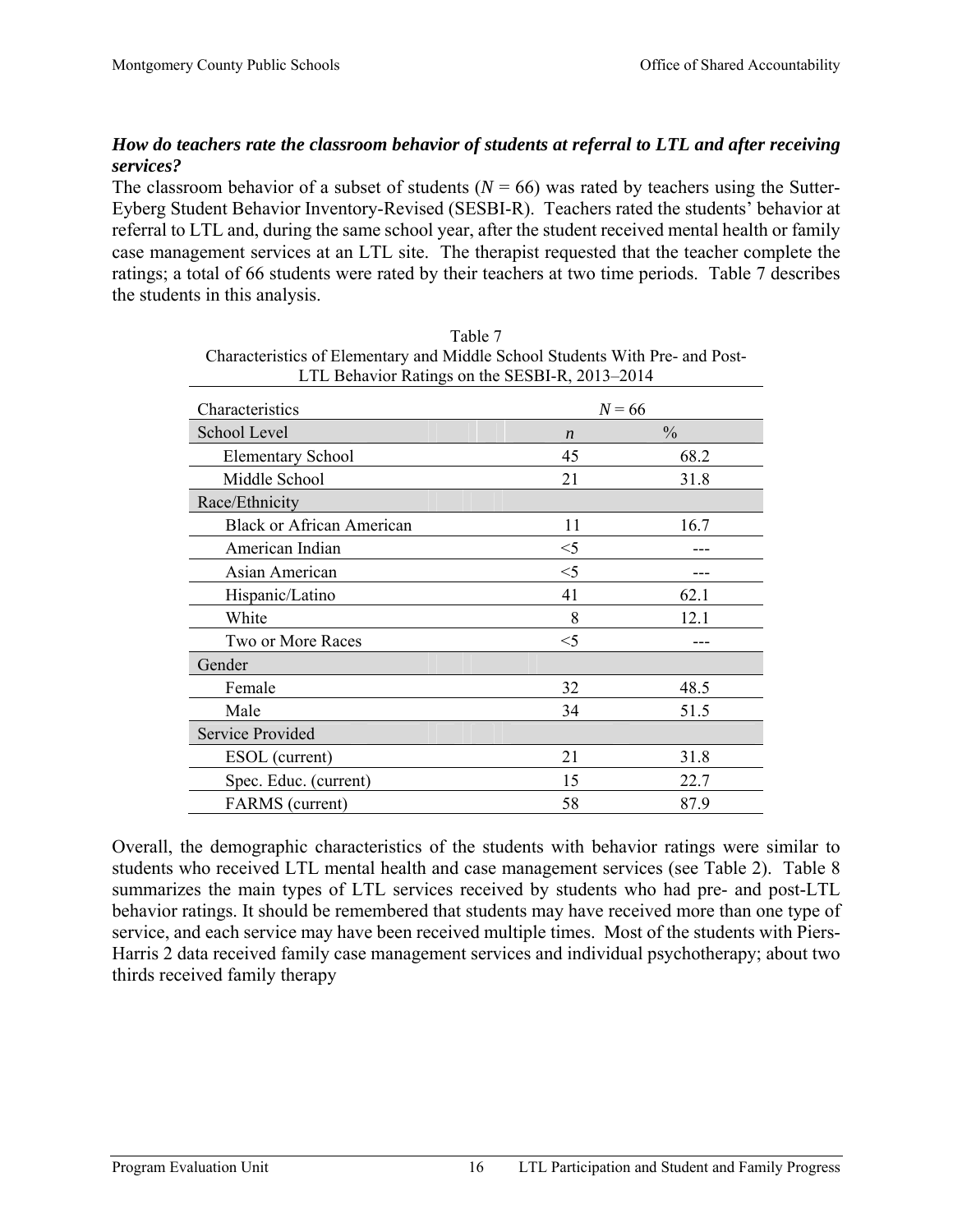***How do teachers rate the classroom behavior of students at referral to LTL and after receiving services?***

The classroom behavior of a subset of students ($N$ = 66) was rated by teachers using the Sutter-Eyberg Student Behavior Inventory-Revised (SESBI-R). Teachers rated the students' behavior at referral to LTL and, during the same school year, after the student received mental health or family case management services at an LTL site. The therapist requested that the teacher complete the ratings; a total of 66 students were rated by their teachers at two time periods. Table 7 describes the students in this analysis.

Table 7
Characteristics of Elementary and Middle School Students With Pre- and Post-LTL Behavior Ratings on the SESBI-R, 2013–2014

| Characteristics | $N$ = 66 | |
|---|---|---|
| School Level | $n$ | % |
| Elementary School | 45 | 68.2 |
| Middle School | 21 | 31.8 |
| Race/Ethnicity | | |
| Black or African American | 11 | 16.7 |
| American Indian | <5 | --- |
| Asian American | <5 | --- |
| Hispanic/Latino | 41 | 62.1 |
| White | 8 | 12.1 |
| Two or More Races | <5 | --- |
| Gender | | |
| Female | 32 | 48.5 |
| Male | 34 | 51.5 |
| Service Provided | | |
| ESOL (current) | 21 | 31.8 |
| Spec. Educ. (current) | 15 | 22.7 |
| FARMS (current) | 58 | 87.9 |

Overall, the demographic characteristics of the students with behavior ratings were similar to students who received LTL mental health and case management services (see Table 2). Table 8 summarizes the main types of LTL services received by students who had pre- and post-LTL behavior ratings. It should be remembered that students may have received more than one type of service, and each service may have been received multiple times. Most of the students with Piers-Harris 2 data received family case management services and individual psychotherapy; about two thirds received family therapy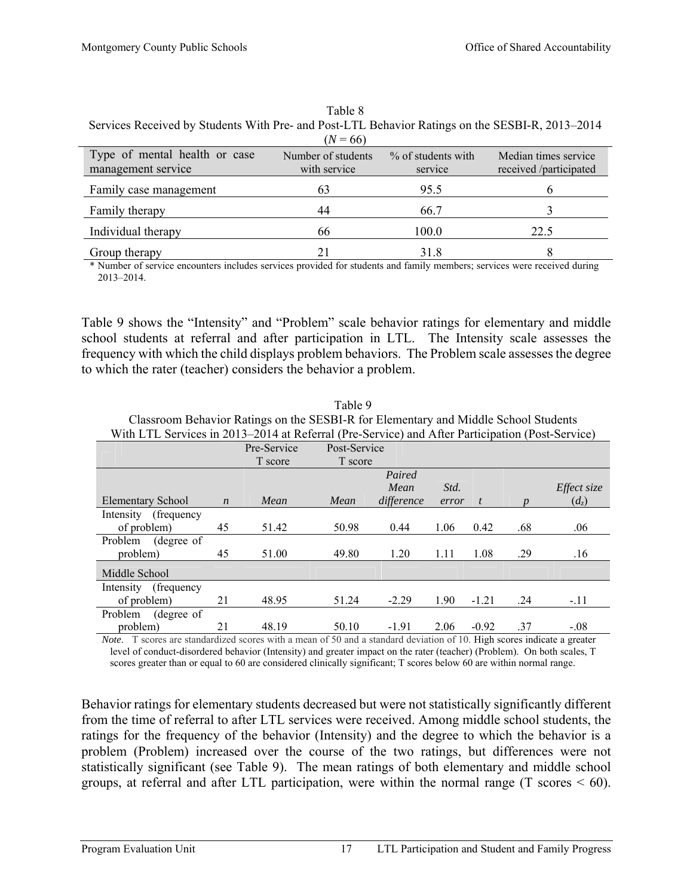Table 8
Services Received by Students With Pre- and Post-LTL Behavior Ratings on the SESBI-R, 2013–2014 ($N = 66$)

| Type of mental health or case management service | Number of students with service | % of students with service | Median times service received /participated |
|---|---|---|---|
| Family case management | 63 | 95.5 | 6 |
| Family therapy | 44 | 66.7 | 3 |
| Individual therapy | 66 | 100.0 | 22.5 |
| Group therapy | 21 | 31.8 | 8 |

* Number of service encounters includes services provided for students and family members; services were received during 2013–2014.

Table 9 shows the "Intensity" and "Problem" scale behavior ratings for elementary and middle school students at referral and after participation in LTL. The Intensity scale assesses the frequency with which the child displays problem behaviors. The Problem scale assesses the degree to which the rater (teacher) considers the behavior a problem.

Table 9
Classroom Behavior Ratings on the SESBI-R for Elementary and Middle School Students With LTL Services in 2013–2014 at Referral (Pre-Service) and After Participation (Post-Service)

| | | Pre-Service T score | Post-Service T score | | | | | |
|---|---|---|---|---|---|---|---|---|
| Elementary School | *n* | *Mean* | *Mean* | *Paired Mean difference* | *Std. error* | *t* | *p* | *Effect size* ($d_z$) |
| Intensity (frequency of problem) | 45 | 51.42 | 50.98 | 0.44 | 1.06 | 0.42 | .68 | .06 |
| Problem (degree of problem) | 45 | 51.00 | 49.80 | 1.20 | 1.11 | 1.08 | .29 | .16 |
| Middle School | | | | | | | | |
| Intensity (frequency of problem) | 21 | 48.95 | 51.24 | -2.29 | 1.90 | -1.21 | .24 | -.11 |
| Problem (degree of problem) | 21 | 48.19 | 50.10 | -1.91 | 2.06 | -0.92 | .37 | -.08 |

*Note*. T scores are standardized scores with a mean of 50 and a standard deviation of 10. High scores indicate a greater level of conduct-disordered behavior (Intensity) and greater impact on the rater (teacher) (Problem). On both scales, T scores greater than or equal to 60 are considered clinically significant; T scores below 60 are within normal range.

Behavior ratings for elementary students decreased but were not statistically significantly different from the time of referral to after LTL services were received. Among middle school students, the ratings for the frequency of the behavior (Intensity) and the degree to which the behavior is a problem (Problem) increased over the course of the two ratings, but differences were not statistically significant (see Table 9). The mean ratings of both elementary and middle school groups, at referral and after LTL participation, were within the normal range (T scores < 60).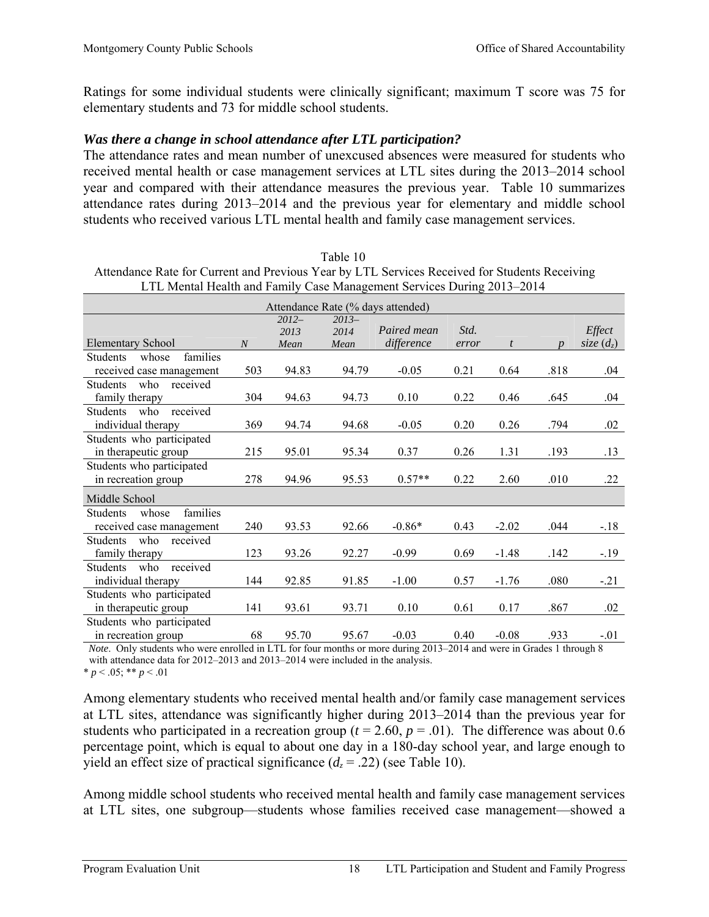Ratings for some individual students were clinically significant; maximum T score was 75 for elementary students and 73 for middle school students.

### *Was there a change in school attendance after LTL participation?*

The attendance rates and mean number of unexcused absences were measured for students who received mental health or case management services at LTL sites during the 2013–2014 school year and compared with their attendance measures the previous year. Table 10 summarizes attendance rates during 2013–2014 and the previous year for elementary and middle school students who received various LTL mental health and family case management services.

Table 10
Attendance Rate for Current and Previous Year by LTL Services Received for Students Receiving LTL Mental Health and Family Case Management Services During 2013–2014

| Attendance Rate (% days attended) | | | | | | | | |
|---|---|---|---|---|---|---|---|---|
| Elementary School | *N* | *2012–2013 Mean* | *2013–2014 Mean* | *Paired mean difference* | *Std. error* | *t* | *p* | *Effect size* ($d_z$) |
| Students whose families received case management | 503 | 94.83 | 94.79 | -0.05 | 0.21 | 0.64 | .818 | .04 |
| Students who received family therapy | 304 | 94.63 | 94.73 | 0.10 | 0.22 | 0.46 | .645 | .04 |
| Students who received individual therapy | 369 | 94.74 | 94.68 | -0.05 | 0.20 | 0.26 | .794 | .02 |
| Students who participated in therapeutic group | 215 | 95.01 | 95.34 | 0.37 | 0.26 | 1.31 | .193 | .13 |
| Students who participated in recreation group | 278 | 94.96 | 95.53 | 0.57** | 0.22 | 2.60 | .010 | .22 |
| Middle School | | | | | | | | |
| Students whose families received case management | 240 | 93.53 | 92.66 | -0.86* | 0.43 | -2.02 | .044 | -.18 |
| Students who received family therapy | 123 | 93.26 | 92.27 | -0.99 | 0.69 | -1.48 | .142 | -.19 |
| Students who received individual therapy | 144 | 92.85 | 91.85 | -1.00 | 0.57 | -1.76 | .080 | -.21 |
| Students who participated in therapeutic group | 141 | 93.61 | 93.71 | 0.10 | 0.61 | 0.17 | .867 | .02 |
| Students who participated in recreation group | 68 | 95.70 | 95.67 | -0.03 | 0.40 | -0.08 | .933 | -.01 |

*Note*. Only students who were enrolled in LTL for four months or more during 2013–2014 and were in Grades 1 through 8 with attendance data for 2012–2013 and 2013–2014 were included in the analysis.
\* $p < .05$; \*\* $p < .01$

Among elementary students who received mental health and/or family case management services at LTL sites, attendance was significantly higher during 2013–2014 than the previous year for students who participated in a recreation group ($t = 2.60$, $p = .01$). The difference was about 0.6 percentage point, which is equal to about one day in a 180-day school year, and large enough to yield an effect size of practical significance ($d_z = .22$) (see Table 10).

Among middle school students who received mental health and family case management services at LTL sites, one subgroup—students whose families received case management—showed a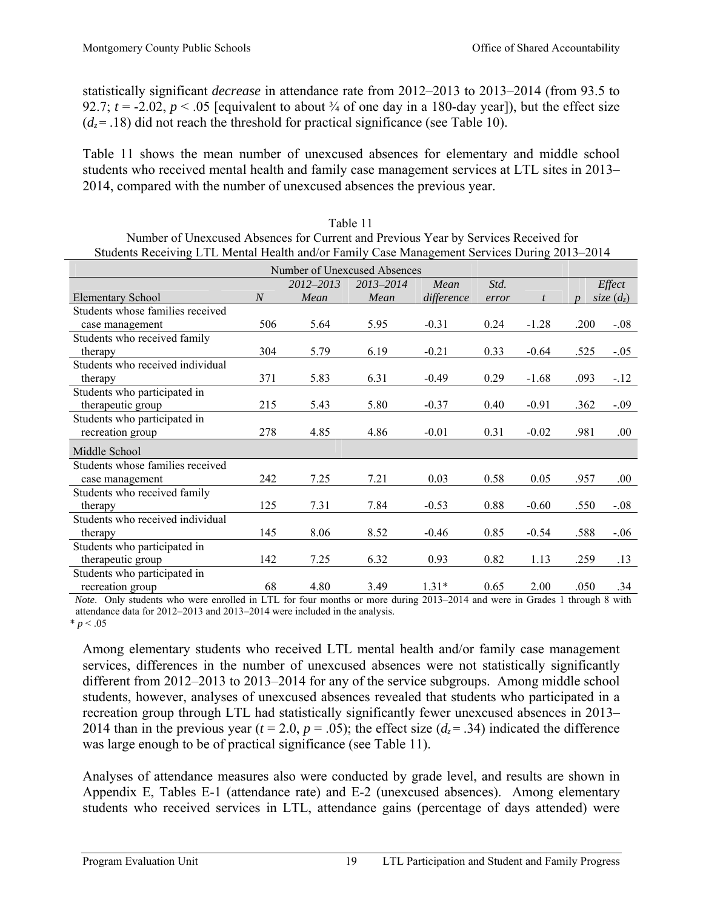statistically significant *decrease* in attendance rate from 2012–2013 to 2013–2014 (from 93.5 to 92.7; $t$ = -2.02, $p$ < .05 [equivalent to about ¾ of one day in a 180-day year]), but the effect size ($d_z$ = .18) did not reach the threshold for practical significance (see Table 10).

Table 11 shows the mean number of unexcused absences for elementary and middle school students who received mental health and family case management services at LTL sites in 2013–2014, compared with the number of unexcused absences the previous year.

Table 11
Number of Unexcused Absences for Current and Previous Year by Services Received for Students Receiving LTL Mental Health and/or Family Case Management Services During 2013–2014

| | | Number of Unexcused Absences | | | | | | |
|---|---|---|---|---|---|---|---|---|
| Elementary School | *N* | *2012–2013 Mean* | *2013–2014 Mean* | *Mean difference* | *Std. error* | *t* | *p* | *Effect size* ($d_z$) |
| Students whose families received case management | 506 | 5.64 | 5.95 | -0.31 | 0.24 | -1.28 | .200 | -.08 |
| Students who received family therapy | 304 | 5.79 | 6.19 | -0.21 | 0.33 | -0.64 | .525 | -.05 |
| Students who received individual therapy | 371 | 5.83 | 6.31 | -0.49 | 0.29 | -1.68 | .093 | -.12 |
| Students who participated in therapeutic group | 215 | 5.43 | 5.80 | -0.37 | 0.40 | -0.91 | .362 | -.09 |
| Students who participated in recreation group | 278 | 4.85 | 4.86 | -0.01 | 0.31 | -0.02 | .981 | .00 |
| Middle School | | | | | | | | |
| Students whose families received case management | 242 | 7.25 | 7.21 | 0.03 | 0.58 | 0.05 | .957 | .00 |
| Students who received family therapy | 125 | 7.31 | 7.84 | -0.53 | 0.88 | -0.60 | .550 | -.08 |
| Students who received individual therapy | 145 | 8.06 | 8.52 | -0.46 | 0.85 | -0.54 | .588 | -.06 |
| Students who participated in therapeutic group | 142 | 7.25 | 6.32 | 0.93 | 0.82 | 1.13 | .259 | .13 |
| Students who participated in recreation group | 68 | 4.80 | 3.49 | 1.31* | 0.65 | 2.00 | .050 | .34 |

*Note*. Only students who were enrolled in LTL for four months or more during 2013–2014 and were in Grades 1 through 8 with attendance data for 2012–2013 and 2013–2014 were included in the analysis.
* $p$ < .05

Among elementary students who received LTL mental health and/or family case management services, differences in the number of unexcused absences were not statistically significantly different from 2012–2013 to 2013–2014 for any of the service subgroups. Among middle school students, however, analyses of unexcused absences revealed that students who participated in a recreation group through LTL had statistically significantly fewer unexcused absences in 2013–2014 than in the previous year ($t$ = 2.0, $p$ = .05); the effect size ($d_z$ = .34) indicated the difference was large enough to be of practical significance (see Table 11).

Analyses of attendance measures also were conducted by grade level, and results are shown in Appendix E, Tables E-1 (attendance rate) and E-2 (unexcused absences). Among elementary students who received services in LTL, attendance gains (percentage of days attended) were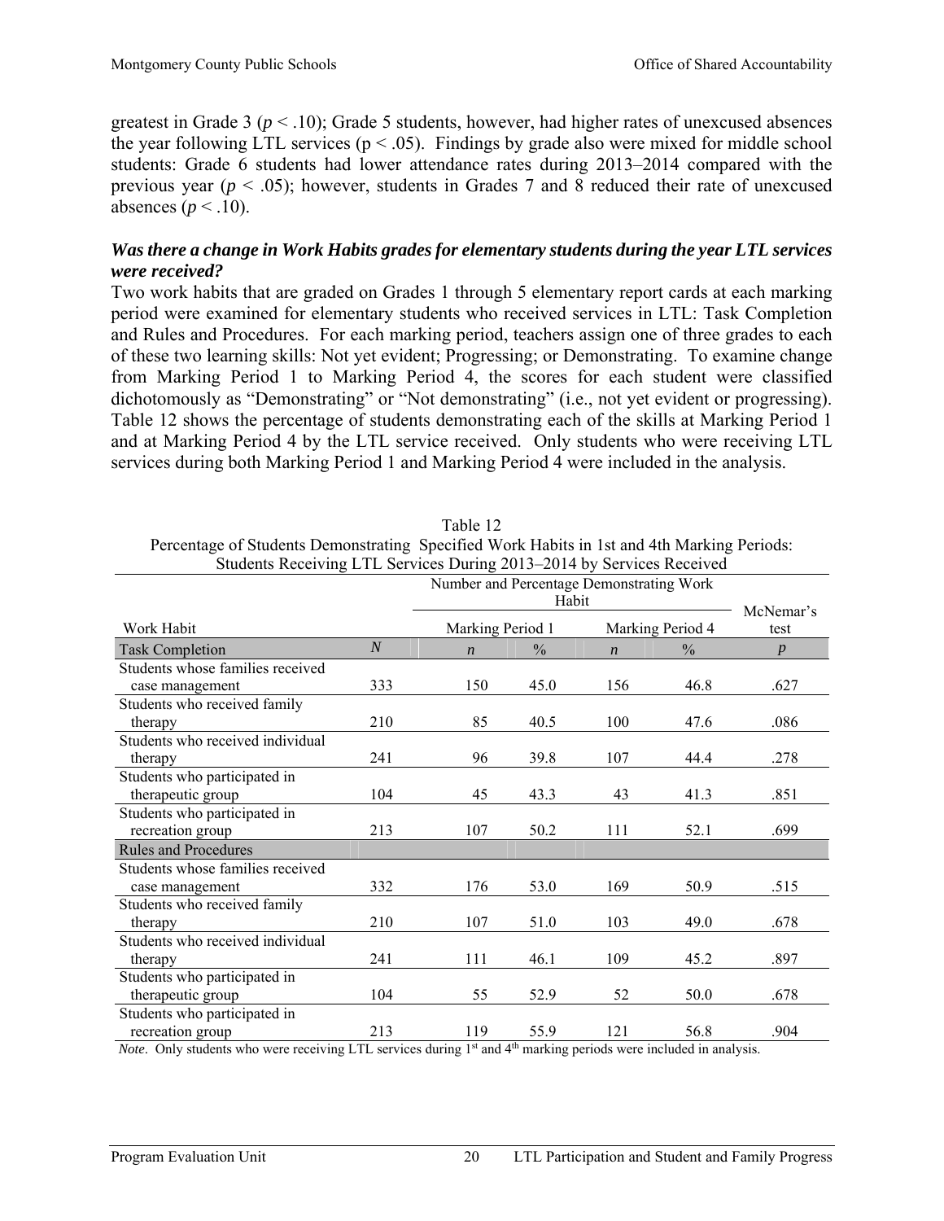greatest in Grade 3 ($p < .10$); Grade 5 students, however, had higher rates of unexcused absences the year following LTL services ($p < .05$). Findings by grade also were mixed for middle school students: Grade 6 students had lower attendance rates during 2013–2014 compared with the previous year ($p < .05$); however, students in Grades 7 and 8 reduced their rate of unexcused absences ($p < .10$).

### *Was there a change in Work Habits grades for elementary students during the year LTL services were received?*

Two work habits that are graded on Grades 1 through 5 elementary report cards at each marking period were examined for elementary students who received services in LTL: Task Completion and Rules and Procedures. For each marking period, teachers assign one of three grades to each of these two learning skills: Not yet evident; Progressing; or Demonstrating. To examine change from Marking Period 1 to Marking Period 4, the scores for each student were classified dichotomously as "Demonstrating" or "Not demonstrating" (i.e., not yet evident or progressing). Table 12 shows the percentage of students demonstrating each of the skills at Marking Period 1 and at Marking Period 4 by the LTL service received. Only students who were receiving LTL services during both Marking Period 1 and Marking Period 4 were included in the analysis.

Table 12
Percentage of Students Demonstrating Specified Work Habits in 1st and 4th Marking Periods: Students Receiving LTL Services During 2013–2014 by Services Received

| Work Habit | | Number and Percentage Demonstrating Work Habit | | | | McNemar's test |
|---|---|---|---|---|---|---|
| | | Marking Period 1 | | Marking Period 4 | | |
| **Task Completion** | *N* | *n* | % | *n* | % | *p* |
| Students whose families received case management | 333 | 150 | 45.0 | 156 | 46.8 | .627 |
| Students who received family therapy | 210 | 85 | 40.5 | 100 | 47.6 | .086 |
| Students who received individual therapy | 241 | 96 | 39.8 | 107 | 44.4 | .278 |
| Students who participated in therapeutic group | 104 | 45 | 43.3 | 43 | 41.3 | .851 |
| Students who participated in recreation group | 213 | 107 | 50.2 | 111 | 52.1 | .699 |
| **Rules and Procedures** | | | | | | |
| Students whose families received case management | 332 | 176 | 53.0 | 169 | 50.9 | .515 |
| Students who received family therapy | 210 | 107 | 51.0 | 103 | 49.0 | .678 |
| Students who received individual therapy | 241 | 111 | 46.1 | 109 | 45.2 | .897 |
| Students who participated in therapeutic group | 104 | 55 | 52.9 | 52 | 50.0 | .678 |
| Students who participated in recreation group | 213 | 119 | 55.9 | 121 | 56.8 | .904 |

*Note*. Only students who were receiving LTL services during 1st and 4th marking periods were included in analysis.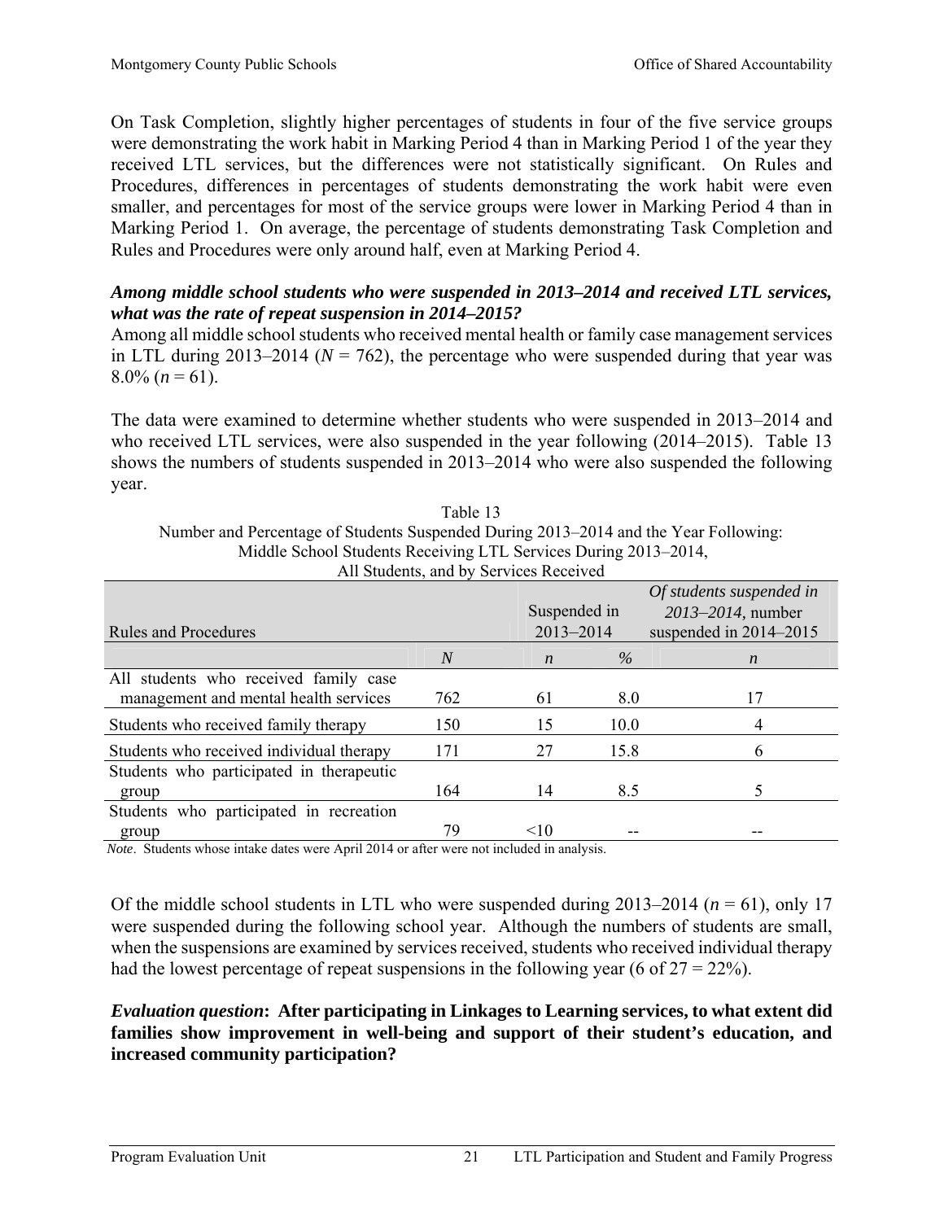On Task Completion, slightly higher percentages of students in four of the five service groups were demonstrating the work habit in Marking Period 4 than in Marking Period 1 of the year they received LTL services, but the differences were not statistically significant. On Rules and Procedures, differences in percentages of students demonstrating the work habit were even smaller, and percentages for most of the service groups were lower in Marking Period 4 than in Marking Period 1. On average, the percentage of students demonstrating Task Completion and Rules and Procedures were only around half, even at Marking Period 4.

***Among middle school students who were suspended in 2013–2014 and received LTL services, what was the rate of repeat suspension in 2014–2015?***

Among all middle school students who received mental health or family case management services in LTL during 2013–2014 (*N* = 762), the percentage who were suspended during that year was 8.0% (*n* = 61).

The data were examined to determine whether students who were suspended in 2013–2014 and who received LTL services, were also suspended in the year following (2014–2015). Table 13 shows the numbers of students suspended in 2013–2014 who were also suspended the following year.

Table 13
Number and Percentage of Students Suspended During 2013–2014 and the Year Following: Middle School Students Receiving LTL Services During 2013–2014, All Students, and by Services Received

| Rules and Procedures | | Suspended in 2013–2014 | | *Of students suspended in 2013–2014*, number suspended in 2014–2015 |
|---|---|---|---|---|
| | *N* | *n* | % | *n* |
| All students who received family case management and mental health services | 762 | 61 | 8.0 | 17 |
| Students who received family therapy | 150 | 15 | 10.0 | 4 |
| Students who received individual therapy | 171 | 27 | 15.8 | 6 |
| Students who participated in therapeutic group | 164 | 14 | 8.5 | 5 |
| Students who participated in recreation group | 79 | <10 | -- | -- |

*Note*. Students whose intake dates were April 2014 or after were not included in analysis.

Of the middle school students in LTL who were suspended during 2013–2014 (*n* = 61), only 17 were suspended during the following school year. Although the numbers of students are small, when the suspensions are examined by services received, students who received individual therapy had the lowest percentage of repeat suspensions in the following year (6 of 27 = 22%).

***Evaluation question*: After participating in Linkages to Learning services, to what extent did families show improvement in well-being and support of their student's education, and increased community participation?**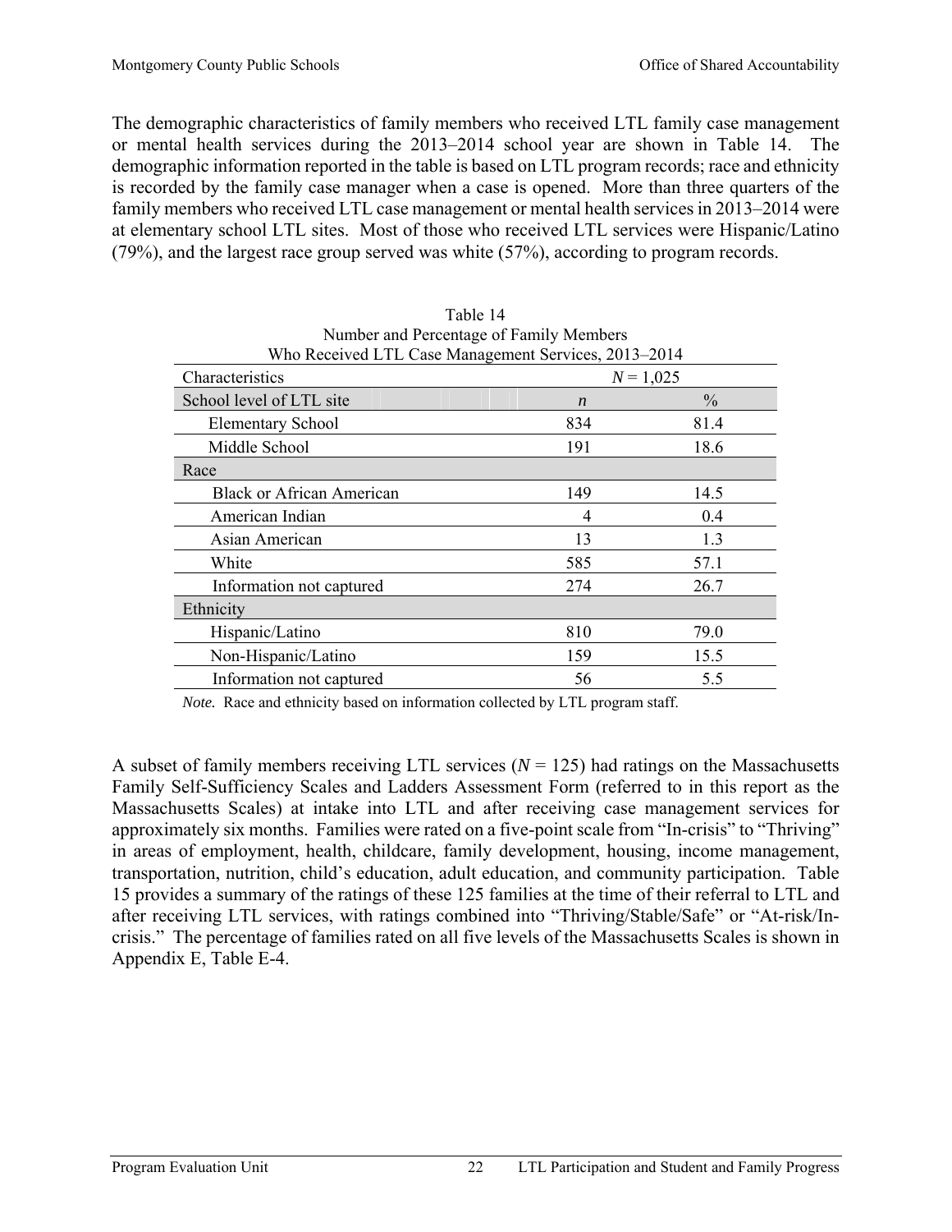The demographic characteristics of family members who received LTL family case management or mental health services during the 2013–2014 school year are shown in Table 14. The demographic information reported in the table is based on LTL program records; race and ethnicity is recorded by the family case manager when a case is opened. More than three quarters of the family members who received LTL case management or mental health services in 2013–2014 were at elementary school LTL sites. Most of those who received LTL services were Hispanic/Latino (79%), and the largest race group served was white (57%), according to program records.

Table 14
Number and Percentage of Family Members
Who Received LTL Case Management Services, 2013–2014

| Characteristics | $N = 1{,}025$ | |
|---|---|---|
| School level of LTL site | *n* | % |
| Elementary School | 834 | 81.4 |
| Middle School | 191 | 18.6 |
| Race | | |
| Black or African American | 149 | 14.5 |
| American Indian | 4 | 0.4 |
| Asian American | 13 | 1.3 |
| White | 585 | 57.1 |
| Information not captured | 274 | 26.7 |
| Ethnicity | | |
| Hispanic/Latino | 810 | 79.0 |
| Non-Hispanic/Latino | 159 | 15.5 |
| Information not captured | 56 | 5.5 |

*Note.* Race and ethnicity based on information collected by LTL program staff.

A subset of family members receiving LTL services ($N = 125$) had ratings on the Massachusetts Family Self-Sufficiency Scales and Ladders Assessment Form (referred to in this report as the Massachusetts Scales) at intake into LTL and after receiving case management services for approximately six months. Families were rated on a five-point scale from "In-crisis" to "Thriving" in areas of employment, health, childcare, family development, housing, income management, transportation, nutrition, child's education, adult education, and community participation. Table 15 provides a summary of the ratings of these 125 families at the time of their referral to LTL and after receiving LTL services, with ratings combined into "Thriving/Stable/Safe" or "At-risk/In-crisis." The percentage of families rated on all five levels of the Massachusetts Scales is shown in Appendix E, Table E-4.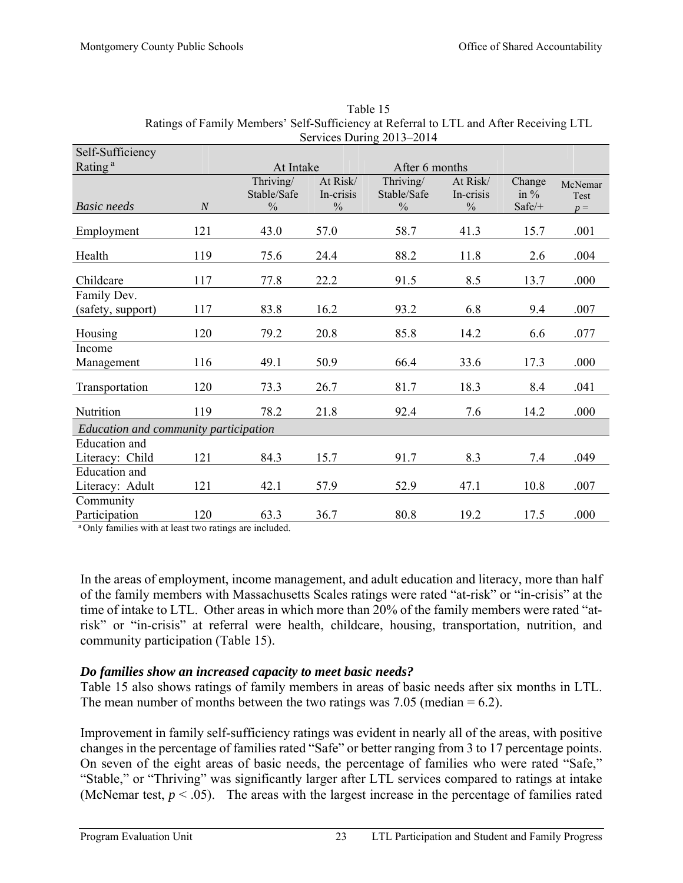Table 15
Ratings of Family Members' Self-Sufficiency at Referral to LTL and After Receiving LTL Services During 2013–2014

| Self-Sufficiency Rating [a] | | At Intake | | After 6 months | | | |
|---|---|---|---|---|---|---|---|
| *Basic needs* | *N* | Thriving/ Stable/Safe % | At Risk/ In-crisis % | Thriving/ Stable/Safe % | At Risk/ In-crisis % | Change in % Safe/+ | McNemar Test $p =$ |
| Employment | 121 | 43.0 | 57.0 | 58.7 | 41.3 | 15.7 | .001 |
| Health | 119 | 75.6 | 24.4 | 88.2 | 11.8 | 2.6 | .004 |
| Childcare | 117 | 77.8 | 22.2 | 91.5 | 8.5 | 13.7 | .000 |
| Family Dev. (safety, support) | 117 | 83.8 | 16.2 | 93.2 | 6.8 | 9.4 | .007 |
| Housing | 120 | 79.2 | 20.8 | 85.8 | 14.2 | 6.6 | .077 |
| Income Management | 116 | 49.1 | 50.9 | 66.4 | 33.6 | 17.3 | .000 |
| Transportation | 120 | 73.3 | 26.7 | 81.7 | 18.3 | 8.4 | .041 |
| Nutrition | 119 | 78.2 | 21.8 | 92.4 | 7.6 | 14.2 | .000 |
| *Education and community participation* | | | | | | | |
| Education and Literacy: Child | 121 | 84.3 | 15.7 | 91.7 | 8.3 | 7.4 | .049 |
| Education and Literacy: Adult | 121 | 42.1 | 57.9 | 52.9 | 47.1 | 10.8 | .007 |
| Community Participation | 120 | 63.3 | 36.7 | 80.8 | 19.2 | 17.5 | .000 |

[a] Only families with at least two ratings are included.

In the areas of employment, income management, and adult education and literacy, more than half of the family members with Massachusetts Scales ratings were rated "at-risk" or "in-crisis" at the time of intake to LTL. Other areas in which more than 20% of the family members were rated "at-risk" or "in-crisis" at referral were health, childcare, housing, transportation, nutrition, and community participation (Table 15).

### *Do families show an increased capacity to meet basic needs?*

Table 15 also shows ratings of family members in areas of basic needs after six months in LTL. The mean number of months between the two ratings was 7.05 (median = 6.2).

Improvement in family self-sufficiency ratings was evident in nearly all of the areas, with positive changes in the percentage of families rated "Safe" or better ranging from 3 to 17 percentage points. On seven of the eight areas of basic needs, the percentage of families who were rated "Safe," "Stable," or "Thriving" was significantly larger after LTL services compared to ratings at intake (McNemar test, $p < .05$). The areas with the largest increase in the percentage of families rated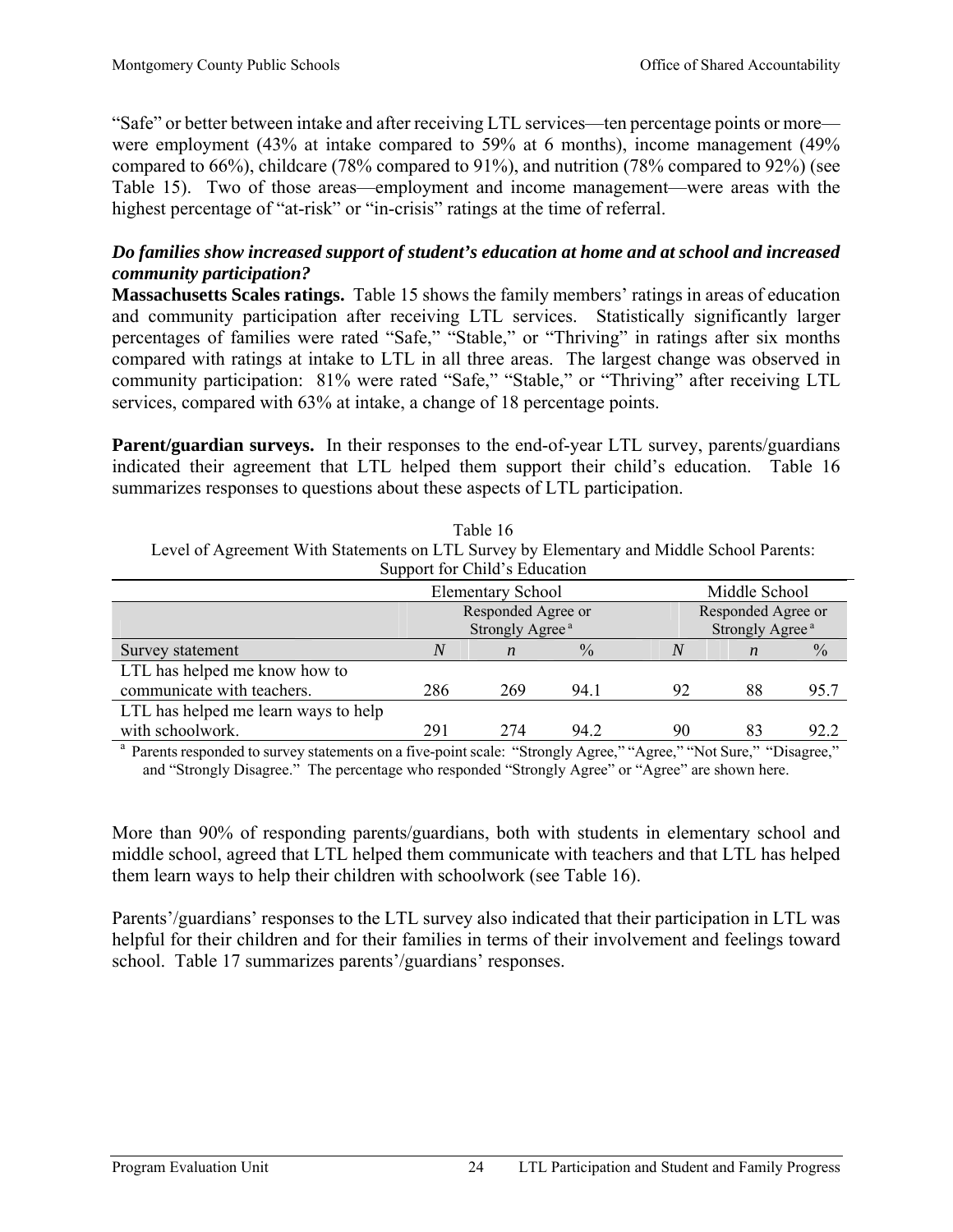"Safe" or better between intake and after receiving LTL services—ten percentage points or more—were employment (43% at intake compared to 59% at 6 months), income management (49% compared to 66%), childcare (78% compared to 91%), and nutrition (78% compared to 92%) (see Table 15). Two of those areas—employment and income management—were areas with the highest percentage of "at-risk" or "in-crisis" ratings at the time of referral.

***Do families show increased support of student's education at home and at school and increased community participation?***

**Massachusetts Scales ratings.** Table 15 shows the family members' ratings in areas of education and community participation after receiving LTL services. Statistically significantly larger percentages of families were rated "Safe," "Stable," or "Thriving" in ratings after six months compared with ratings at intake to LTL in all three areas. The largest change was observed in community participation: 81% were rated "Safe," "Stable," or "Thriving" after receiving LTL services, compared with 63% at intake, a change of 18 percentage points.

**Parent/guardian surveys.** In their responses to the end-of-year LTL survey, parents/guardians indicated their agreement that LTL helped them support their child's education. Table 16 summarizes responses to questions about these aspects of LTL participation.

Table 16
Level of Agreement With Statements on LTL Survey by Elementary and Middle School Parents: Support for Child's Education

| | Elementary School | | | Middle School | | |
|---|---|---|---|---|---|---|
| | | Responded Agree or Strongly Agree[a] | | | Responded Agree or Strongly Agree[a] | |
| Survey statement | *N* | *n* | % | *N* | *n* | % |
| LTL has helped me know how to communicate with teachers. | 286 | 269 | 94.1 | 92 | 88 | 95.7 |
| LTL has helped me learn ways to help with schoolwork. | 291 | 274 | 94.2 | 90 | 83 | 92.2 |

[a] Parents responded to survey statements on a five-point scale: "Strongly Agree," "Agree," "Not Sure," "Disagree," and "Strongly Disagree." The percentage who responded "Strongly Agree" or "Agree" are shown here.

More than 90% of responding parents/guardians, both with students in elementary school and middle school, agreed that LTL helped them communicate with teachers and that LTL has helped them learn ways to help their children with schoolwork (see Table 16).

Parents'/guardians' responses to the LTL survey also indicated that their participation in LTL was helpful for their children and for their families in terms of their involvement and feelings toward school. Table 17 summarizes parents'/guardians' responses.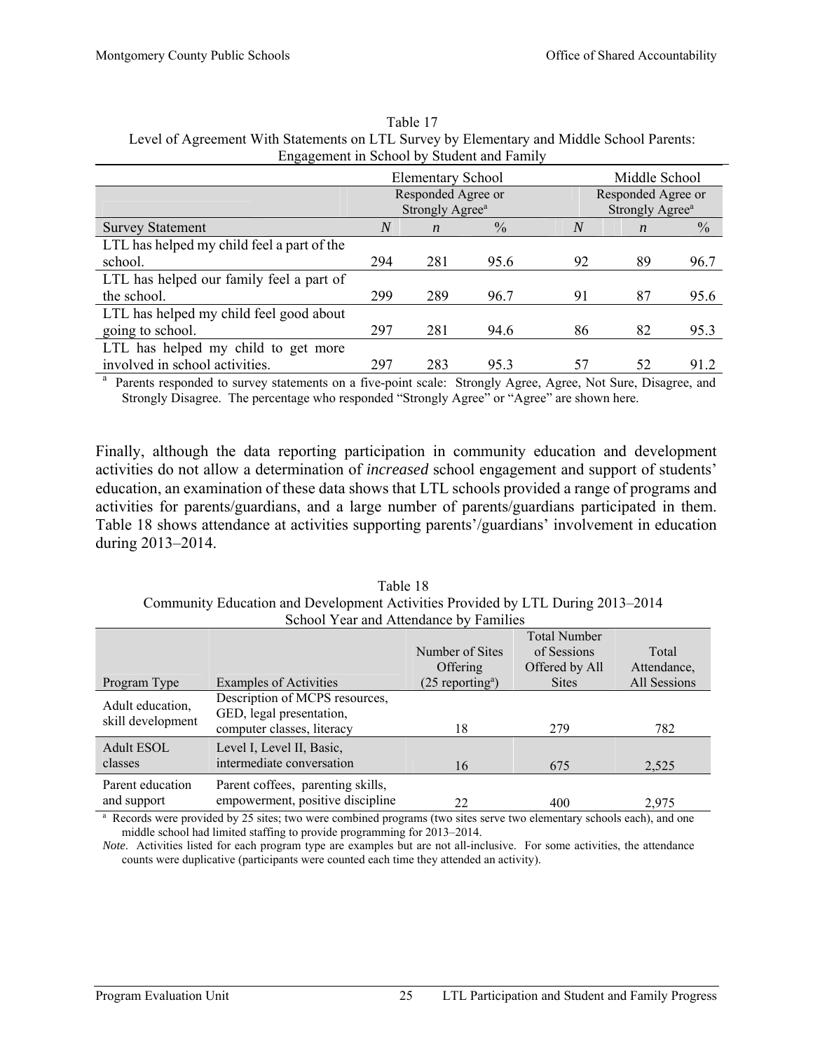Table 17
Level of Agreement With Statements on LTL Survey by Elementary and Middle School Parents: Engagement in School by Student and Family

| | Elementary School | | | Middle School | | |
|---|---|---|---|---|---|---|
| | | Responded Agree or Strongly Agree[a] | | | Responded Agree or Strongly Agree[a] | |
| Survey Statement | *N* | *n* | % | *N* | *n* | % |
| LTL has helped my child feel a part of the school. | 294 | 281 | 95.6 | 92 | 89 | 96.7 |
| LTL has helped our family feel a part of the school. | 299 | 289 | 96.7 | 91 | 87 | 95.6 |
| LTL has helped my child feel good about going to school. | 297 | 281 | 94.6 | 86 | 82 | 95.3 |
| LTL has helped my child to get more involved in school activities. | 297 | 283 | 95.3 | 57 | 52 | 91.2 |

[a] Parents responded to survey statements on a five-point scale: Strongly Agree, Agree, Not Sure, Disagree, and Strongly Disagree. The percentage who responded "Strongly Agree" or "Agree" are shown here.

Finally, although the data reporting participation in community education and development activities do not allow a determination of *increased* school engagement and support of students' education, an examination of these data shows that LTL schools provided a range of programs and activities for parents/guardians, and a large number of parents/guardians participated in them. Table 18 shows attendance at activities supporting parents'/guardians' involvement in education during 2013–2014.

Table 18
Community Education and Development Activities Provided by LTL During 2013–2014 School Year and Attendance by Families

| Program Type | Examples of Activities | Number of Sites Offering (25 reporting[a]) | Total Number of Sessions Offered by All Sites | Total Attendance, All Sessions |
|---|---|---|---|---|
| Adult education, skill development | Description of MCPS resources, GED, legal presentation, computer classes, literacy | 18 | 279 | 782 |
| Adult ESOL classes | Level I, Level II, Basic, intermediate conversation | 16 | 675 | 2,525 |
| Parent education and support | Parent coffees, parenting skills, empowerment, positive discipline | 22 | 400 | 2,975 |

[a] Records were provided by 25 sites; two were combined programs (two sites serve two elementary schools each), and one middle school had limited staffing to provide programming for 2013–2014.

*Note*. Activities listed for each program type are examples but are not all-inclusive. For some activities, the attendance counts were duplicative (participants were counted each time they attended an activity).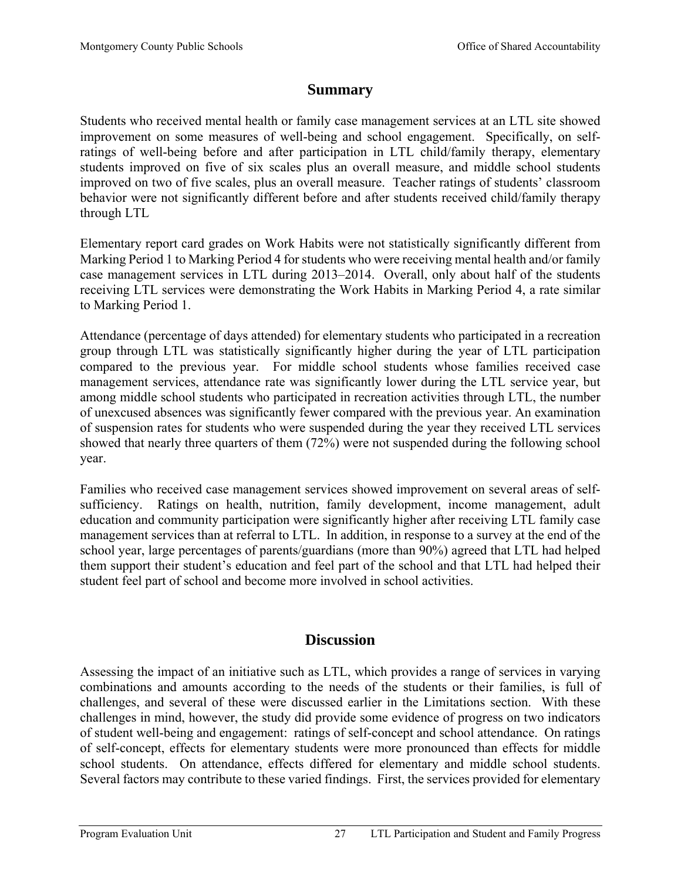## Summary

Students who received mental health or family case management services at an LTL site showed improvement on some measures of well-being and school engagement. Specifically, on self-ratings of well-being before and after participation in LTL child/family therapy, elementary students improved on five of six scales plus an overall measure, and middle school students improved on two of five scales, plus an overall measure. Teacher ratings of students' classroom behavior were not significantly different before and after students received child/family therapy through LTL

Elementary report card grades on Work Habits were not statistically significantly different from Marking Period 1 to Marking Period 4 for students who were receiving mental health and/or family case management services in LTL during 2013–2014. Overall, only about half of the students receiving LTL services were demonstrating the Work Habits in Marking Period 4, a rate similar to Marking Period 1.

Attendance (percentage of days attended) for elementary students who participated in a recreation group through LTL was statistically significantly higher during the year of LTL participation compared to the previous year. For middle school students whose families received case management services, attendance rate was significantly lower during the LTL service year, but among middle school students who participated in recreation activities through LTL, the number of unexcused absences was significantly fewer compared with the previous year. An examination of suspension rates for students who were suspended during the year they received LTL services showed that nearly three quarters of them (72%) were not suspended during the following school year.

Families who received case management services showed improvement on several areas of self-sufficiency. Ratings on health, nutrition, family development, income management, adult education and community participation were significantly higher after receiving LTL family case management services than at referral to LTL. In addition, in response to a survey at the end of the school year, large percentages of parents/guardians (more than 90%) agreed that LTL had helped them support their student's education and feel part of the school and that LTL had helped their student feel part of school and become more involved in school activities.

## Discussion

Assessing the impact of an initiative such as LTL, which provides a range of services in varying combinations and amounts according to the needs of the students or their families, is full of challenges, and several of these were discussed earlier in the Limitations section. With these challenges in mind, however, the study did provide some evidence of progress on two indicators of student well-being and engagement: ratings of self-concept and school attendance. On ratings of self-concept, effects for elementary students were more pronounced than effects for middle school students. On attendance, effects differed for elementary and middle school students. Several factors may contribute to these varied findings. First, the services provided for elementary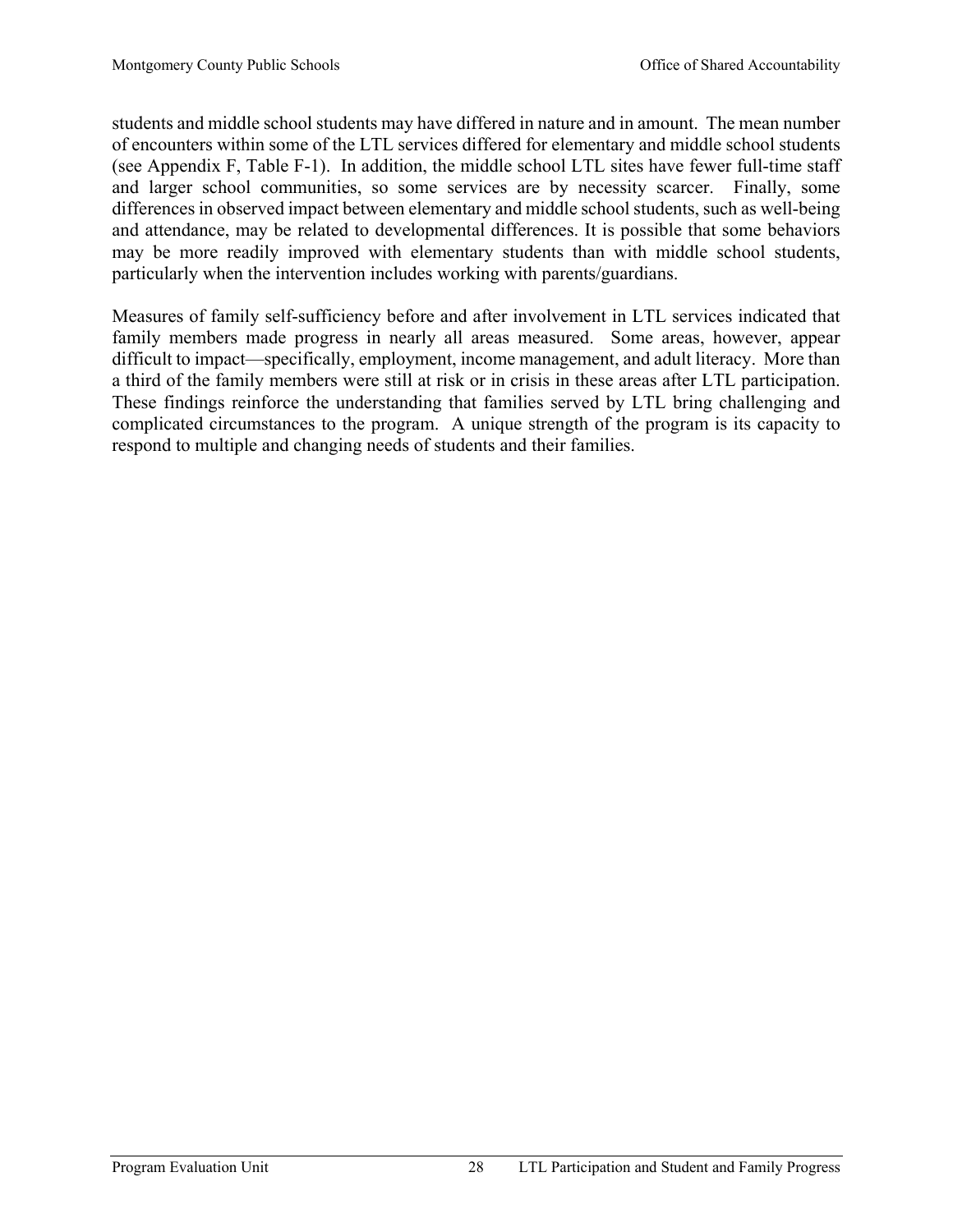students and middle school students may have differed in nature and in amount. The mean number of encounters within some of the LTL services differed for elementary and middle school students (see Appendix F, Table F-1). In addition, the middle school LTL sites have fewer full-time staff and larger school communities, so some services are by necessity scarcer. Finally, some differences in observed impact between elementary and middle school students, such as well-being and attendance, may be related to developmental differences. It is possible that some behaviors may be more readily improved with elementary students than with middle school students, particularly when the intervention includes working with parents/guardians.

Measures of family self-sufficiency before and after involvement in LTL services indicated that family members made progress in nearly all areas measured. Some areas, however, appear difficult to impact—specifically, employment, income management, and adult literacy. More than a third of the family members were still at risk or in crisis in these areas after LTL participation. These findings reinforce the understanding that families served by LTL bring challenging and complicated circumstances to the program. A unique strength of the program is its capacity to respond to multiple and changing needs of students and their families.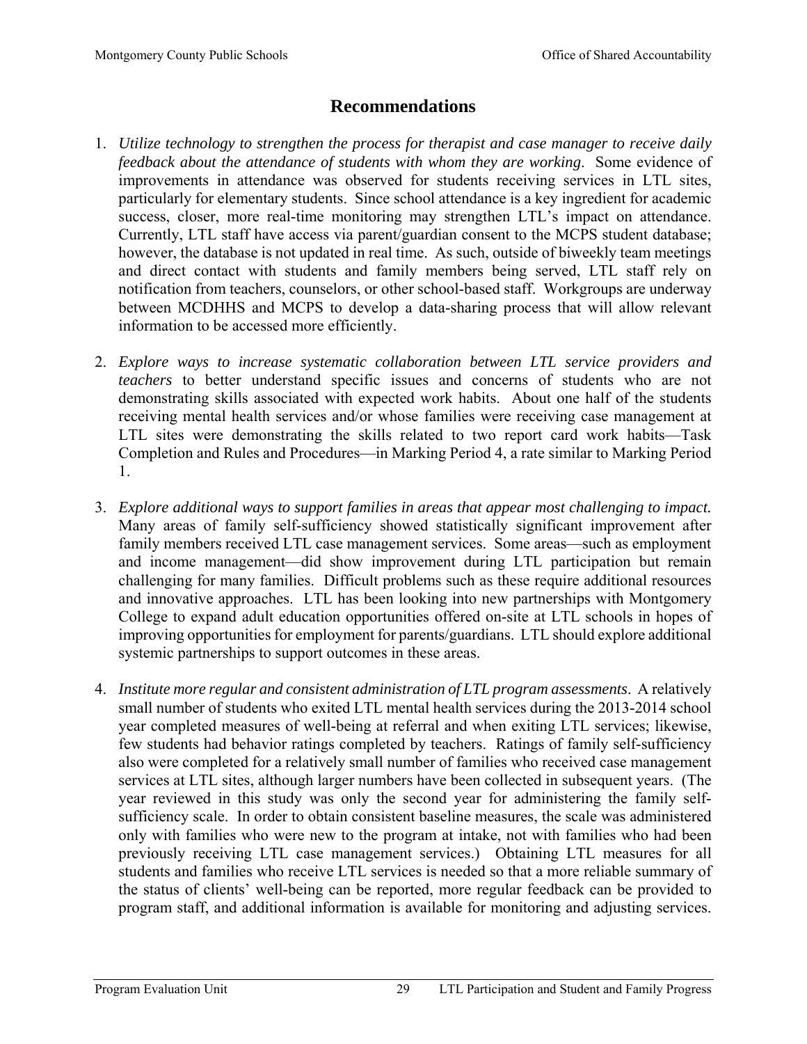# Recommendations

1. *Utilize technology to strengthen the process for therapist and case manager to receive daily feedback about the attendance of students with whom they are working*. Some evidence of improvements in attendance was observed for students receiving services in LTL sites, particularly for elementary students. Since school attendance is a key ingredient for academic success, closer, more real-time monitoring may strengthen LTL's impact on attendance. Currently, LTL staff have access via parent/guardian consent to the MCPS student database; however, the database is not updated in real time. As such, outside of biweekly team meetings and direct contact with students and family members being served, LTL staff rely on notification from teachers, counselors, or other school-based staff. Workgroups are underway between MCDHHS and MCPS to develop a data-sharing process that will allow relevant information to be accessed more efficiently.

2. *Explore ways to increase systematic collaboration between LTL service providers and teachers* to better understand specific issues and concerns of students who are not demonstrating skills associated with expected work habits. About one half of the students receiving mental health services and/or whose families were receiving case management at LTL sites were demonstrating the skills related to two report card work habits—Task Completion and Rules and Procedures—in Marking Period 4, a rate similar to Marking Period 1.

3. *Explore additional ways to support families in areas that appear most challenging to impact.* Many areas of family self-sufficiency showed statistically significant improvement after family members received LTL case management services. Some areas—such as employment and income management—did show improvement during LTL participation but remain challenging for many families. Difficult problems such as these require additional resources and innovative approaches. LTL has been looking into new partnerships with Montgomery College to expand adult education opportunities offered on-site at LTL schools in hopes of improving opportunities for employment for parents/guardians. LTL should explore additional systemic partnerships to support outcomes in these areas.

4. *Institute more regular and consistent administration of LTL program assessments*. A relatively small number of students who exited LTL mental health services during the 2013-2014 school year completed measures of well-being at referral and when exiting LTL services; likewise, few students had behavior ratings completed by teachers. Ratings of family self-sufficiency also were completed for a relatively small number of families who received case management services at LTL sites, although larger numbers have been collected in subsequent years. (The year reviewed in this study was only the second year for administering the family self-sufficiency scale. In order to obtain consistent baseline measures, the scale was administered only with families who were new to the program at intake, not with families who had been previously receiving LTL case management services.) Obtaining LTL measures for all students and families who receive LTL services is needed so that a more reliable summary of the status of clients' well-being can be reported, more regular feedback can be provided to program staff, and additional information is available for monitoring and adjusting services.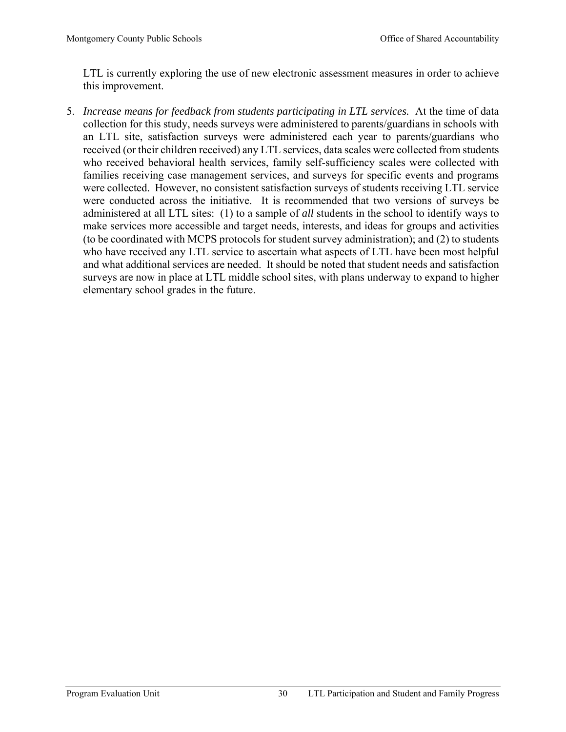LTL is currently exploring the use of new electronic assessment measures in order to achieve this improvement.

5. *Increase means for feedback from students participating in LTL services.* At the time of data collection for this study, needs surveys were administered to parents/guardians in schools with an LTL site, satisfaction surveys were administered each year to parents/guardians who received (or their children received) any LTL services, data scales were collected from students who received behavioral health services, family self-sufficiency scales were collected with families receiving case management services, and surveys for specific events and programs were collected. However, no consistent satisfaction surveys of students receiving LTL service were conducted across the initiative. It is recommended that two versions of surveys be administered at all LTL sites: (1) to a sample of *all* students in the school to identify ways to make services more accessible and target needs, interests, and ideas for groups and activities (to be coordinated with MCPS protocols for student survey administration); and (2) to students who have received any LTL service to ascertain what aspects of LTL have been most helpful and what additional services are needed. It should be noted that student needs and satisfaction surveys are now in place at LTL middle school sites, with plans underway to expand to higher elementary school grades in the future.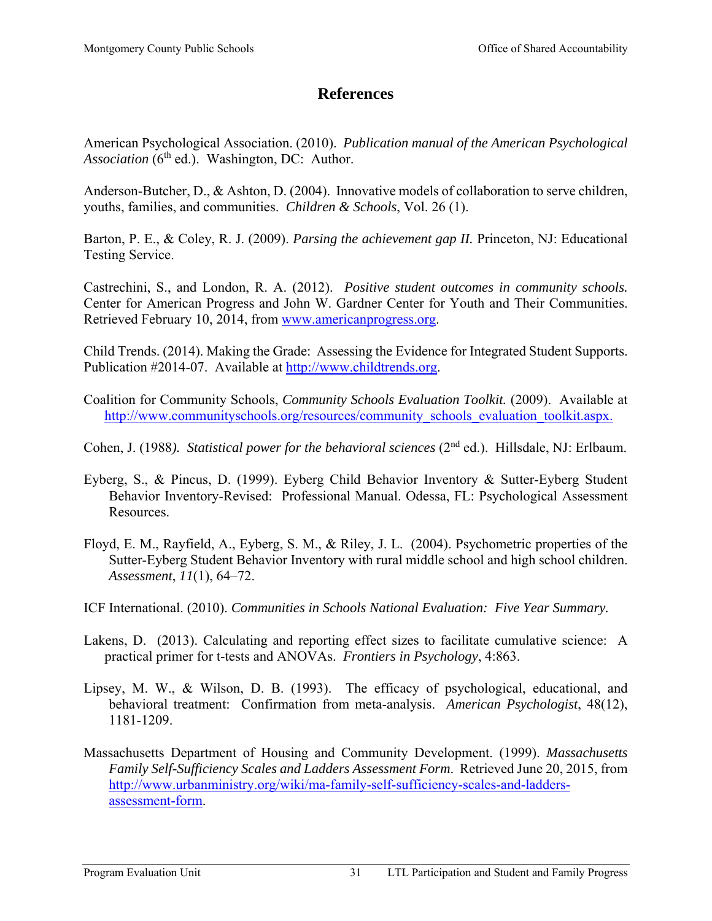# References

American Psychological Association. (2010). *Publication manual of the American Psychological Association* (6th ed.). Washington, DC: Author.

Anderson-Butcher, D., & Ashton, D. (2004). Innovative models of collaboration to serve children, youths, families, and communities. *Children & Schools*, Vol. 26 (1).

Barton, P. E., & Coley, R. J. (2009). *Parsing the achievement gap II.* Princeton, NJ: Educational Testing Service.

Castrechini, S., and London, R. A. (2012). *Positive student outcomes in community schools.* Center for American Progress and John W. Gardner Center for Youth and Their Communities. Retrieved February 10, 2014, from www.americanprogress.org.

Child Trends. (2014). Making the Grade: Assessing the Evidence for Integrated Student Supports. Publication #2014-07. Available at http://www.childtrends.org.

Coalition for Community Schools, *Community Schools Evaluation Toolkit.* (2009). Available at http://www.communityschools.org/resources/community_schools_evaluation_toolkit.aspx.

Cohen, J. (1988*). Statistical power for the behavioral sciences* (2nd ed.). Hillsdale, NJ: Erlbaum.

Eyberg, S., & Pincus, D. (1999). Eyberg Child Behavior Inventory & Sutter-Eyberg Student Behavior Inventory-Revised: Professional Manual. Odessa, FL: Psychological Assessment Resources.

Floyd, E. M., Rayfield, A., Eyberg, S. M., & Riley, J. L. (2004). Psychometric properties of the Sutter-Eyberg Student Behavior Inventory with rural middle school and high school children. *Assessment*, *11*(1), 64–72.

ICF International. (2010). *Communities in Schools National Evaluation: Five Year Summary.*

Lakens, D. (2013). Calculating and reporting effect sizes to facilitate cumulative science: A practical primer for t-tests and ANOVAs. *Frontiers in Psychology*, 4:863.

Lipsey, M. W., & Wilson, D. B. (1993). The efficacy of psychological, educational, and behavioral treatment: Confirmation from meta-analysis. *American Psychologist*, 48(12), 1181-1209.

Massachusetts Department of Housing and Community Development. (1999). *Massachusetts Family Self-Sufficiency Scales and Ladders Assessment Form*. Retrieved June 20, 2015, from http://www.urbanministry.org/wiki/ma-family-self-sufficiency-scales-and-ladders-assessment-form.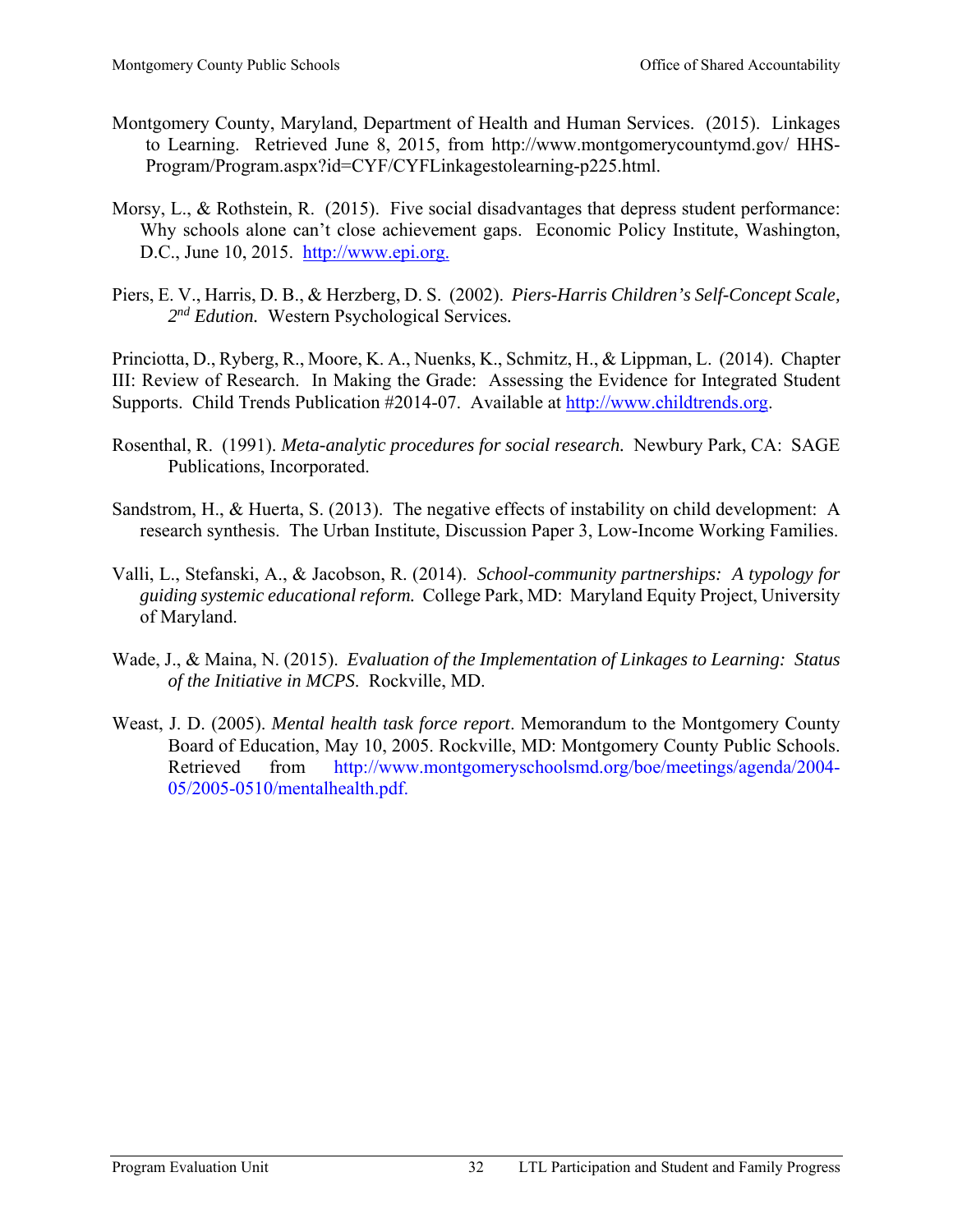Montgomery County, Maryland, Department of Health and Human Services. (2015). Linkages to Learning. Retrieved June 8, 2015, from http://www.montgomerycountymd.gov/ HHS-Program/Program.aspx?id=CYF/CYFLinkagestolearning-p225.html.

Morsy, L., & Rothstein, R. (2015). Five social disadvantages that depress student performance: Why schools alone can't close achievement gaps. Economic Policy Institute, Washington, D.C., June 10, 2015. http://www.epi.org.

Piers, E. V., Harris, D. B., & Herzberg, D. S. (2002). *Piers-Harris Children's Self-Concept Scale, 2nd Edution.* Western Psychological Services.

Princiotta, D., Ryberg, R., Moore, K. A., Nuenks, K., Schmitz, H., & Lippman, L. (2014). Chapter III: Review of Research. In Making the Grade: Assessing the Evidence for Integrated Student Supports. Child Trends Publication #2014-07. Available at http://www.childtrends.org.

Rosenthal, R. (1991). *Meta-analytic procedures for social research.* Newbury Park, CA: SAGE Publications, Incorporated.

Sandstrom, H., & Huerta, S. (2013). The negative effects of instability on child development: A research synthesis. The Urban Institute, Discussion Paper 3, Low-Income Working Families.

Valli, L., Stefanski, A., & Jacobson, R. (2014). *School-community partnerships: A typology for guiding systemic educational reform.* College Park, MD: Maryland Equity Project, University of Maryland.

Wade, J., & Maina, N. (2015). *Evaluation of the Implementation of Linkages to Learning: Status of the Initiative in MCPS.* Rockville, MD.

Weast, J. D. (2005). *Mental health task force report*. Memorandum to the Montgomery County Board of Education, May 10, 2005. Rockville, MD: Montgomery County Public Schools. Retrieved from http://www.montgomeryschoolsmd.org/boe/meetings/agenda/2004-05/2005-0510/mentalhealth.pdf.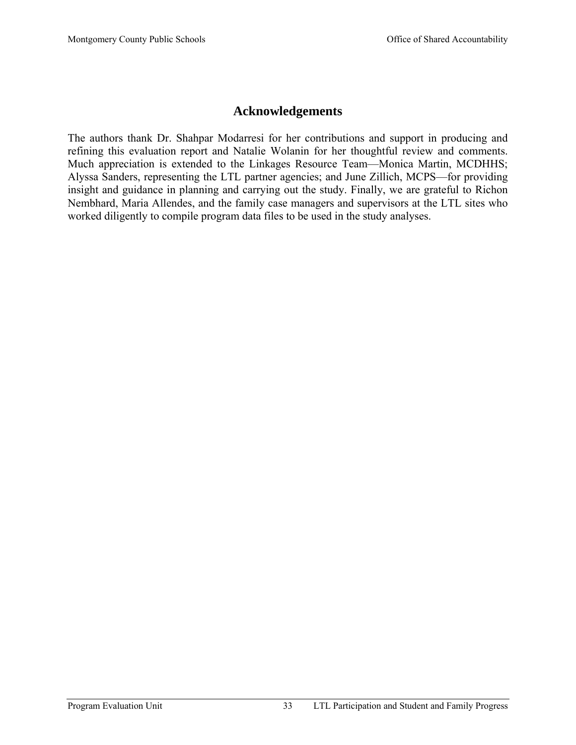# Acknowledgements

The authors thank Dr. Shahpar Modarresi for her contributions and support in producing and refining this evaluation report and Natalie Wolanin for her thoughtful review and comments. Much appreciation is extended to the Linkages Resource Team—Monica Martin, MCDHHS; Alyssa Sanders, representing the LTL partner agencies; and June Zillich, MCPS—for providing insight and guidance in planning and carrying out the study. Finally, we are grateful to Richon Nembhard, Maria Allendes, and the family case managers and supervisors at the LTL sites who worked diligently to compile program data files to be used in the study analyses.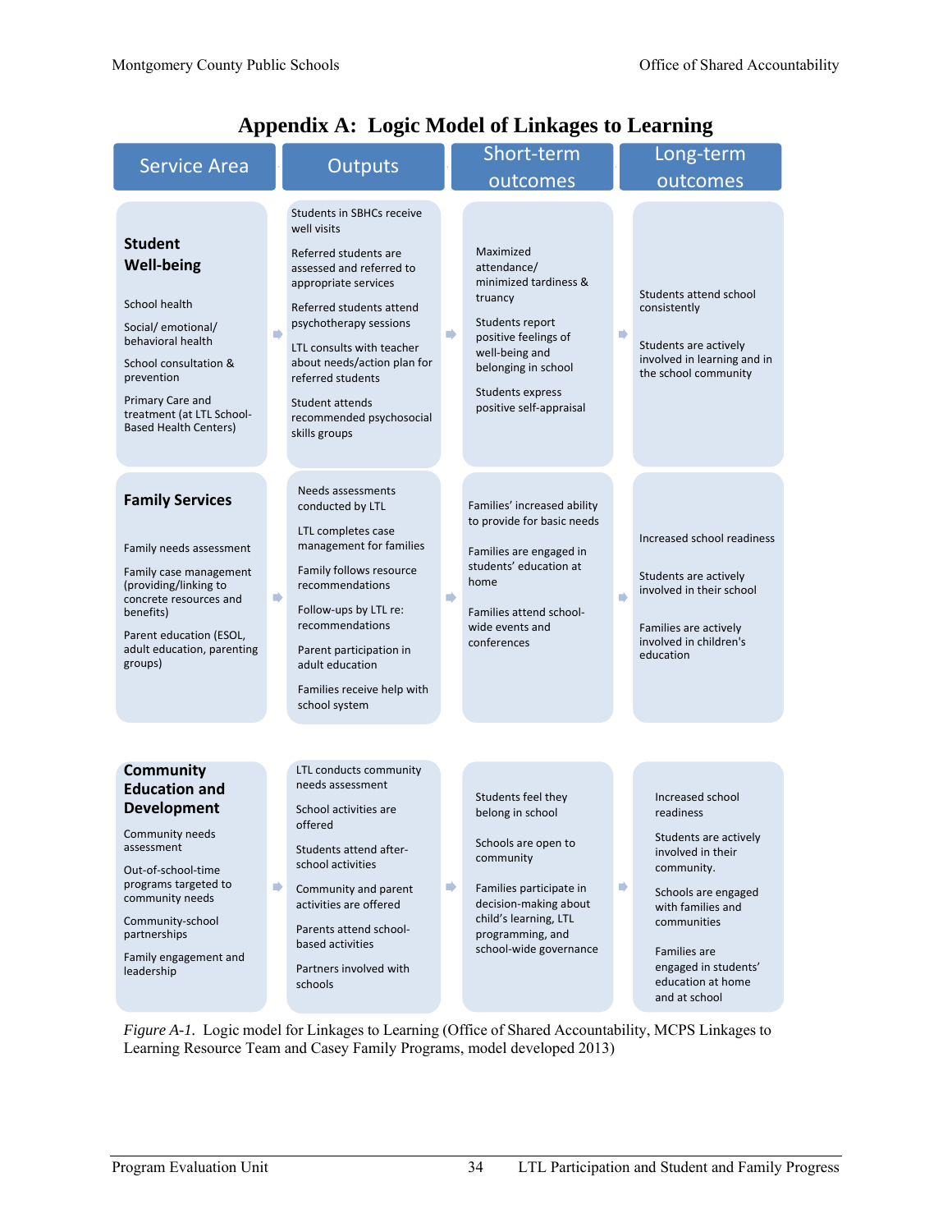# Appendix A: Logic Model of Linkages to Learning

| Service Area | Outputs | Short-term outcomes | Long-term outcomes |
|---|---|---|---|
| **Student Well-being**<br><br>School health<br><br>Social/ emotional/ behavioral health<br><br>School consultation & prevention<br><br>Primary Care and treatment (at LTL School-Based Health Centers) | Students in SBHCs receive well visits<br><br>Referred students are assessed and referred to appropriate services<br><br>Referred students attend psychotherapy sessions<br><br>LTL consults with teacher about needs/action plan for referred students<br><br>Student attends recommended psychosocial skills groups | Maximized attendance/ minimized tardiness & truancy<br><br>Students report positive feelings of well-being and belonging in school<br><br>Students express positive self-appraisal | Students attend school consistently<br><br>Students are actively involved in learning and in the school community |
| **Family Services**<br><br>Family needs assessment<br><br>Family case management (providing/linking to concrete resources and benefits)<br><br>Parent education (ESOL, adult education, parenting groups) | Needs assessments conducted by LTL<br><br>LTL completes case management for families<br><br>Family follows resource recommendations<br><br>Follow-ups by LTL re: recommendations<br><br>Parent participation in adult education<br><br>Families receive help with school system | Families' increased ability to provide for basic needs<br><br>Families are engaged in students' education at home<br><br>Families attend school-wide events and conferences | Increased school readiness<br><br>Students are actively involved in their school<br><br>Families are actively involved in children's education |
| **Community Education and Development**<br><br>Community needs assessment<br><br>Out-of-school-time programs targeted to community needs<br><br>Community-school partnerships<br><br>Family engagement and leadership | LTL conducts community needs assessment<br><br>School activities are offered<br><br>Students attend after-school activities<br><br>Community and parent activities are offered<br><br>Parents attend school-based activities<br><br>Partners involved with schools | Students feel they belong in school<br><br>Schools are open to community<br><br>Families participate in decision-making about child's learning, LTL programming, and school-wide governance | Increased school readiness<br><br>Students are actively involved in their community.<br><br>Schools are engaged with families and communities<br><br>Families are engaged in students' education at home and at school |

*Figure A-1.* Logic model for Linkages to Learning (Office of Shared Accountability, MCPS Linkages to Learning Resource Team and Casey Family Programs, model developed 2013)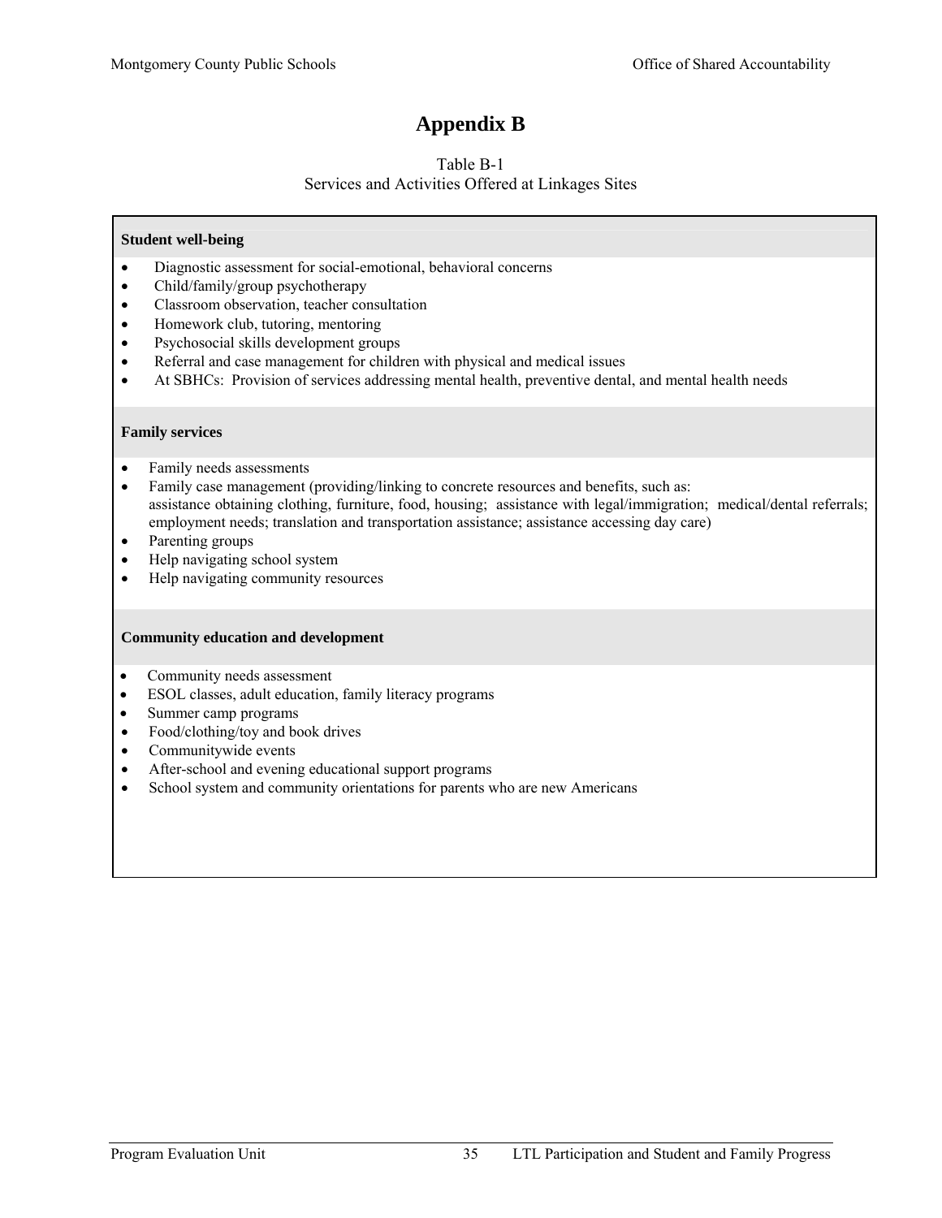# Appendix B

Table B-1
Services and Activities Offered at Linkages Sites

**Student well-being**

- Diagnostic assessment for social-emotional, behavioral concerns
- Child/family/group psychotherapy
- Classroom observation, teacher consultation
- Homework club, tutoring, mentoring
- Psychosocial skills development groups
- Referral and case management for children with physical and medical issues
- At SBHCs: Provision of services addressing mental health, preventive dental, and mental health needs

**Family services**

- Family needs assessments
- Family case management (providing/linking to concrete resources and benefits, such as: assistance obtaining clothing, furniture, food, housing; assistance with legal/immigration; medical/dental referrals; employment needs; translation and transportation assistance; assistance accessing day care)
- Parenting groups
- Help navigating school system
- Help navigating community resources

**Community education and development**

- Community needs assessment
- ESOL classes, adult education, family literacy programs
- Summer camp programs
- Food/clothing/toy and book drives
- Communitywide events
- After-school and evening educational support programs
- School system and community orientations for parents who are new Americans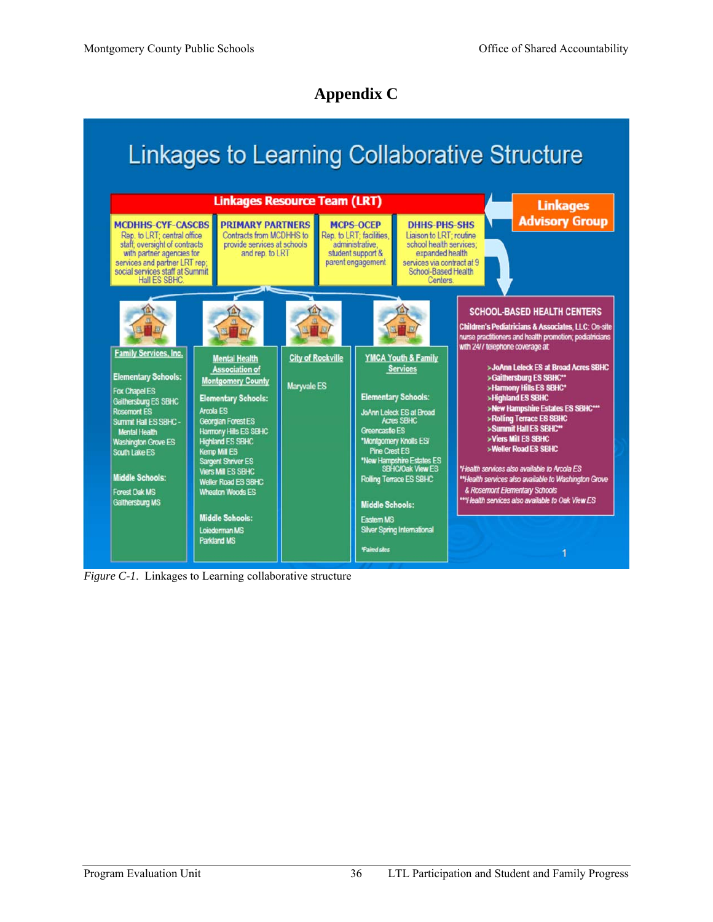# Appendix C

## Linkages to Learning Collaborative Structure

**Linkages Resource Team (LRT)** ← **Linkages Advisory Group**

**MCDHHS-CYF-CASCBS**
Rep. to LRT; central office staff; oversight of contracts with partner agencies for services and partner LRT rep; social services staff at Summit Hall ES SBHC.

**PRIMARY PARTNERS**
Contracts from MCDHHS to provide services at schools and rep. to LRT

**MCPS-OCEP**
Rep. to LRT; facilities, administrative, student support & parent engagement

**DHHS-PHS-SHS**
Liaison to LRT; routine school health services; expanded health services via contract at 9 School-Based Health Centers.

**Family Services, Inc.**

Elementary Schools:
- Fox Chapel ES
- Gaithersburg ES SBHC
- Rosemont ES
- Summit Hall ES SBHC - Mental Health
- Washington Grove ES
- South Lake ES

Middle Schools:
- Forest Oak MS
- Gaithersburg MS

**Mental Health Association of Montgomery County**

Elementary Schools:
- Arcola ES
- Georgian Forest ES
- Harmony Hills ES SBHC
- Highland ES SBHC
- Kemp Mill ES
- Sargent Shriver ES
- Viers Mill ES SBHC
- Weller Road ES SBHC
- Wheaton Woods ES

Middle Schools:
- Loiederman MS
- Parkland MS

**City of Rockville**

- Maryvale ES

**YMCA Youth & Family Services**

Elementary Schools:
- JoAnn Leleck ES at Broad Acres SBHC
- Greencastle ES
- *Montgomery Knolls ES/ Pine Crest ES
- *New Hampshire Estates ES SBHC/Oak View ES
- Rolling Terrace ES SBHC

Middle Schools:
- Eastern MS
- Silver Spring International

*Paired sites

**SCHOOL-BASED HEALTH CENTERS**

Children's Pediatricians & Associates, LLC: On-site nurse practitioners and health promotion; pediatricians with 24/7 telephone coverage at:

- JoAnn Leleck ES at Broad Acres SBHC
- Gaithersburg ES SBHC**
- Harmony Hills ES SBHC*
- Highland ES SBHC
- New Hampshire Estates ES SBHC***
- Rolling Terrace ES SBHC
- Summit Hall ES SBHC**
- Viers Mill ES SBHC
- Weller Road ES SBHC

*Health services also available to Arcola ES
**Health services also available to Washington Grove & Rosemont Elementary Schools
***Health services also available to Oak View ES

*Figure C-1.* Linkages to Learning collaborative structure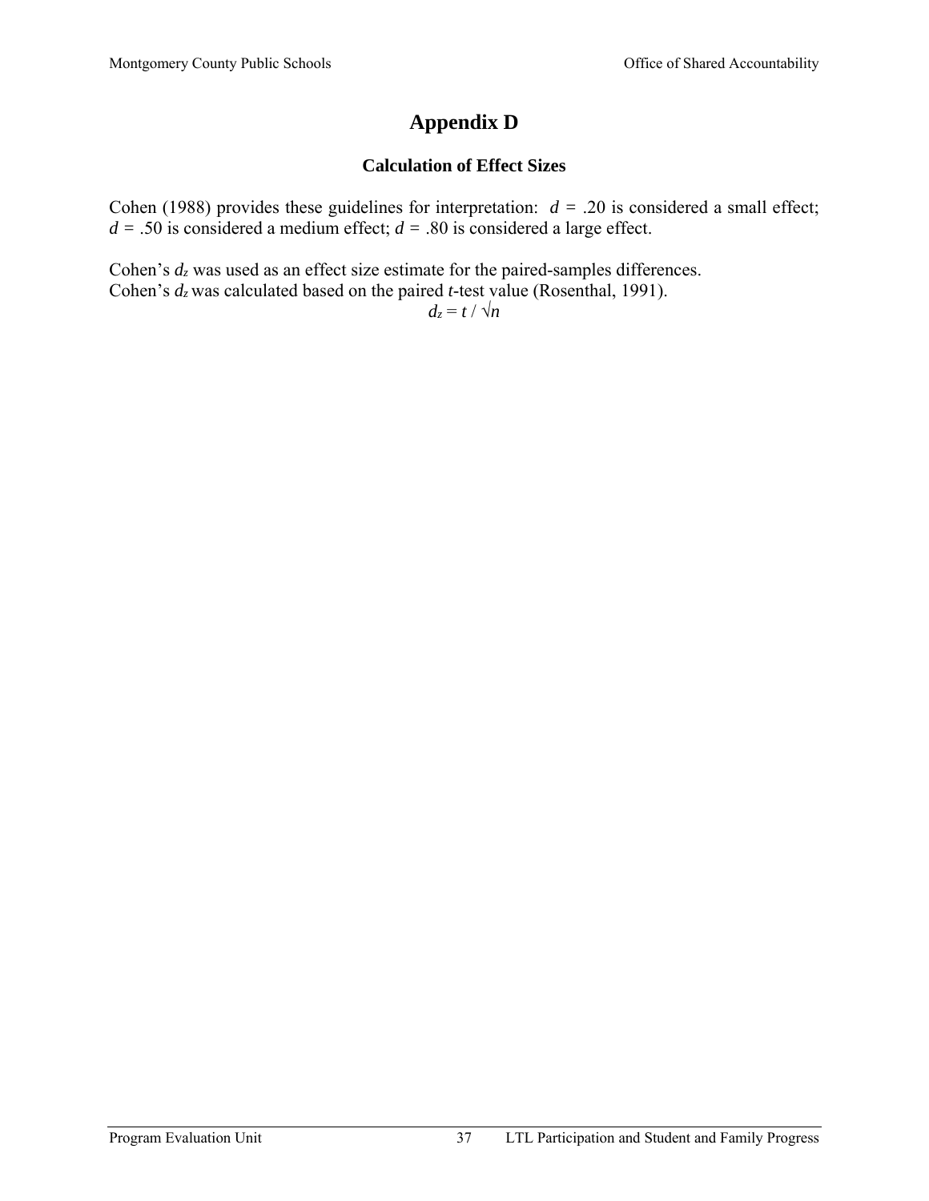# Appendix D

### Calculation of Effect Sizes

Cohen (1988) provides these guidelines for interpretation: $d = .20$ is considered a small effect; $d = .50$ is considered a medium effect; $d = .80$ is considered a large effect.

Cohen's $d_z$ was used as an effect size estimate for the paired-samples differences.
Cohen's $d_z$ was calculated based on the paired *t*-test value (Rosenthal, 1991).

$$d_z = t / \sqrt{n}$$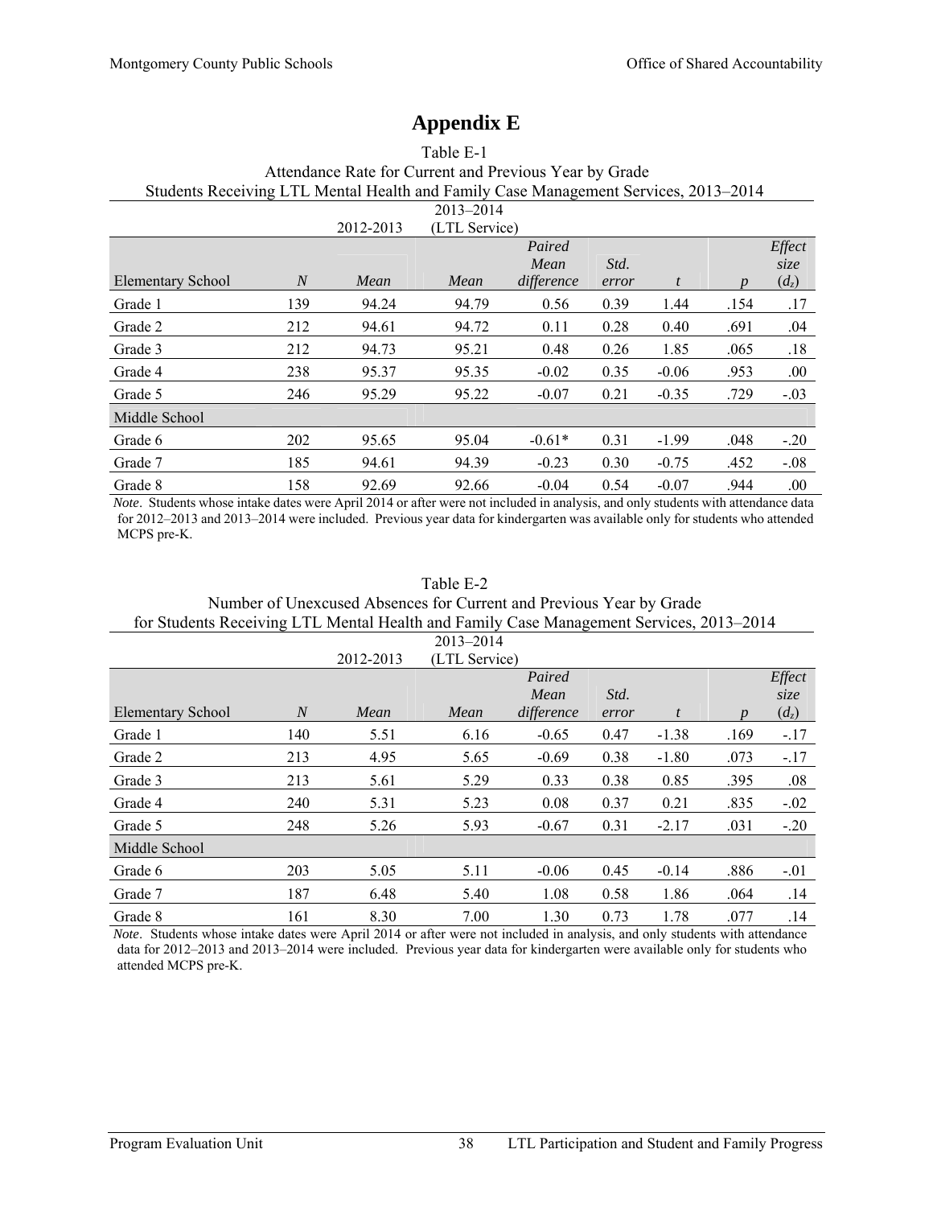# Appendix E

Table E-1
Attendance Rate for Current and Previous Year by Grade
Students Receiving LTL Mental Health and Family Case Management Services, 2013–2014

| | | 2012-2013 | 2013–2014 (LTL Service) | | | | | |
|---|---|---|---|---|---|---|---|---|
| Elementary School | *N* | *Mean* | *Mean* | *Paired Mean difference* | *Std. error* | *t* | *p* | *Effect size* ($d_z$) |
| Grade 1 | 139 | 94.24 | 94.79 | 0.56 | 0.39 | 1.44 | .154 | .17 |
| Grade 2 | 212 | 94.61 | 94.72 | 0.11 | 0.28 | 0.40 | .691 | .04 |
| Grade 3 | 212 | 94.73 | 95.21 | 0.48 | 0.26 | 1.85 | .065 | .18 |
| Grade 4 | 238 | 95.37 | 95.35 | -0.02 | 0.35 | -0.06 | .953 | .00 |
| Grade 5 | 246 | 95.29 | 95.22 | -0.07 | 0.21 | -0.35 | .729 | -.03 |
| Middle School | | | | | | | | |
| Grade 6 | 202 | 95.65 | 95.04 | -0.61* | 0.31 | -1.99 | .048 | -.20 |
| Grade 7 | 185 | 94.61 | 94.39 | -0.23 | 0.30 | -0.75 | .452 | -.08 |
| Grade 8 | 158 | 92.69 | 92.66 | -0.04 | 0.54 | -0.07 | .944 | .00 |

*Note*. Students whose intake dates were April 2014 or after were not included in analysis, and only students with attendance data for 2012–2013 and 2013–2014 were included. Previous year data for kindergarten was available only for students who attended MCPS pre-K.

Table E-2
Number of Unexcused Absences for Current and Previous Year by Grade
for Students Receiving LTL Mental Health and Family Case Management Services, 2013–2014

| | | 2012-2013 | 2013–2014 (LTL Service) | | | | | |
|---|---|---|---|---|---|---|---|---|
| Elementary School | *N* | *Mean* | *Mean* | *Paired Mean difference* | *Std. error* | *t* | *p* | *Effect size* ($d_z$) |
| Grade 1 | 140 | 5.51 | 6.16 | -0.65 | 0.47 | -1.38 | .169 | -.17 |
| Grade 2 | 213 | 4.95 | 5.65 | -0.69 | 0.38 | -1.80 | .073 | -.17 |
| Grade 3 | 213 | 5.61 | 5.29 | 0.33 | 0.38 | 0.85 | .395 | .08 |
| Grade 4 | 240 | 5.31 | 5.23 | 0.08 | 0.37 | 0.21 | .835 | -.02 |
| Grade 5 | 248 | 5.26 | 5.93 | -0.67 | 0.31 | -2.17 | .031 | -.20 |
| Middle School | | | | | | | | |
| Grade 6 | 203 | 5.05 | 5.11 | -0.06 | 0.45 | -0.14 | .886 | -.01 |
| Grade 7 | 187 | 6.48 | 5.40 | 1.08 | 0.58 | 1.86 | .064 | .14 |
| Grade 8 | 161 | 8.30 | 7.00 | 1.30 | 0.73 | 1.78 | .077 | .14 |

*Note*. Students whose intake dates were April 2014 or after were not included in analysis, and only students with attendance data for 2012–2013 and 2013–2014 were included. Previous year data for kindergarten were available only for students who attended MCPS pre-K.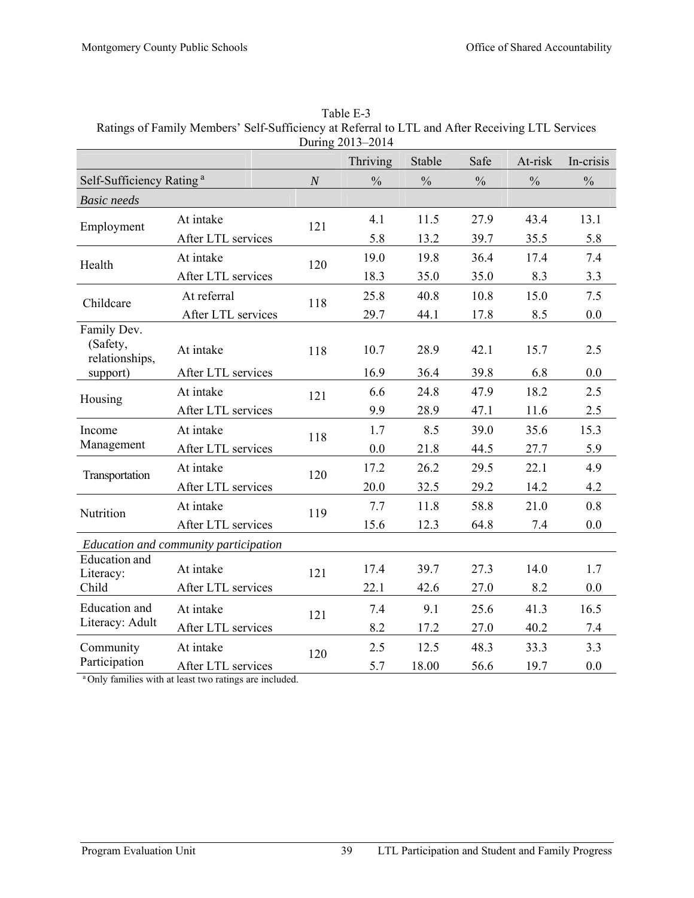Table E-3
Ratings of Family Members' Self-Sufficiency at Referral to LTL and After Receiving LTL Services During 2013–2014

| | | | Thriving | Stable | Safe | At-risk | In-crisis |
|---|---|---|---|---|---|---|---|
| Self-Sufficiency Rating [a] | | *N* | % | % | % | % | % |
| *Basic needs* | | | | | | | |
| Employment | At intake | 121 | 4.1 | 11.5 | 27.9 | 43.4 | 13.1 |
| | After LTL services | | 5.8 | 13.2 | 39.7 | 35.5 | 5.8 |
| Health | At intake | 120 | 19.0 | 19.8 | 36.4 | 17.4 | 7.4 |
| | After LTL services | | 18.3 | 35.0 | 35.0 | 8.3 | 3.3 |
| Childcare | At referral | 118 | 25.8 | 40.8 | 10.8 | 15.0 | 7.5 |
| | After LTL services | | 29.7 | 44.1 | 17.8 | 8.5 | 0.0 |
| Family Dev. (Safety, relationships, support) | At intake | 118 | 10.7 | 28.9 | 42.1 | 15.7 | 2.5 |
| | After LTL services | | 16.9 | 36.4 | 39.8 | 6.8 | 0.0 |
| Housing | At intake | 121 | 6.6 | 24.8 | 47.9 | 18.2 | 2.5 |
| | After LTL services | | 9.9 | 28.9 | 47.1 | 11.6 | 2.5 |
| Income Management | At intake | 118 | 1.7 | 8.5 | 39.0 | 35.6 | 15.3 |
| | After LTL services | | 0.0 | 21.8 | 44.5 | 27.7 | 5.9 |
| Transportation | At intake | 120 | 17.2 | 26.2 | 29.5 | 22.1 | 4.9 |
| | After LTL services | | 20.0 | 32.5 | 29.2 | 14.2 | 4.2 |
| Nutrition | At intake | 119 | 7.7 | 11.8 | 58.8 | 21.0 | 0.8 |
| | After LTL services | | 15.6 | 12.3 | 64.8 | 7.4 | 0.0 |
| *Education and community participation* | | | | | | | |
| Education and Literacy: Child | At intake | 121 | 17.4 | 39.7 | 27.3 | 14.0 | 1.7 |
| | After LTL services | | 22.1 | 42.6 | 27.0 | 8.2 | 0.0 |
| Education and Literacy: Adult | At intake | 121 | 7.4 | 9.1 | 25.6 | 41.3 | 16.5 |
| | After LTL services | | 8.2 | 17.2 | 27.0 | 40.2 | 7.4 |
| Community Participation | At intake | 120 | 2.5 | 12.5 | 48.3 | 33.3 | 3.3 |
| | After LTL services | | 5.7 | 18.00 | 56.6 | 19.7 | 0.0 |

[a] Only families with at least two ratings are included.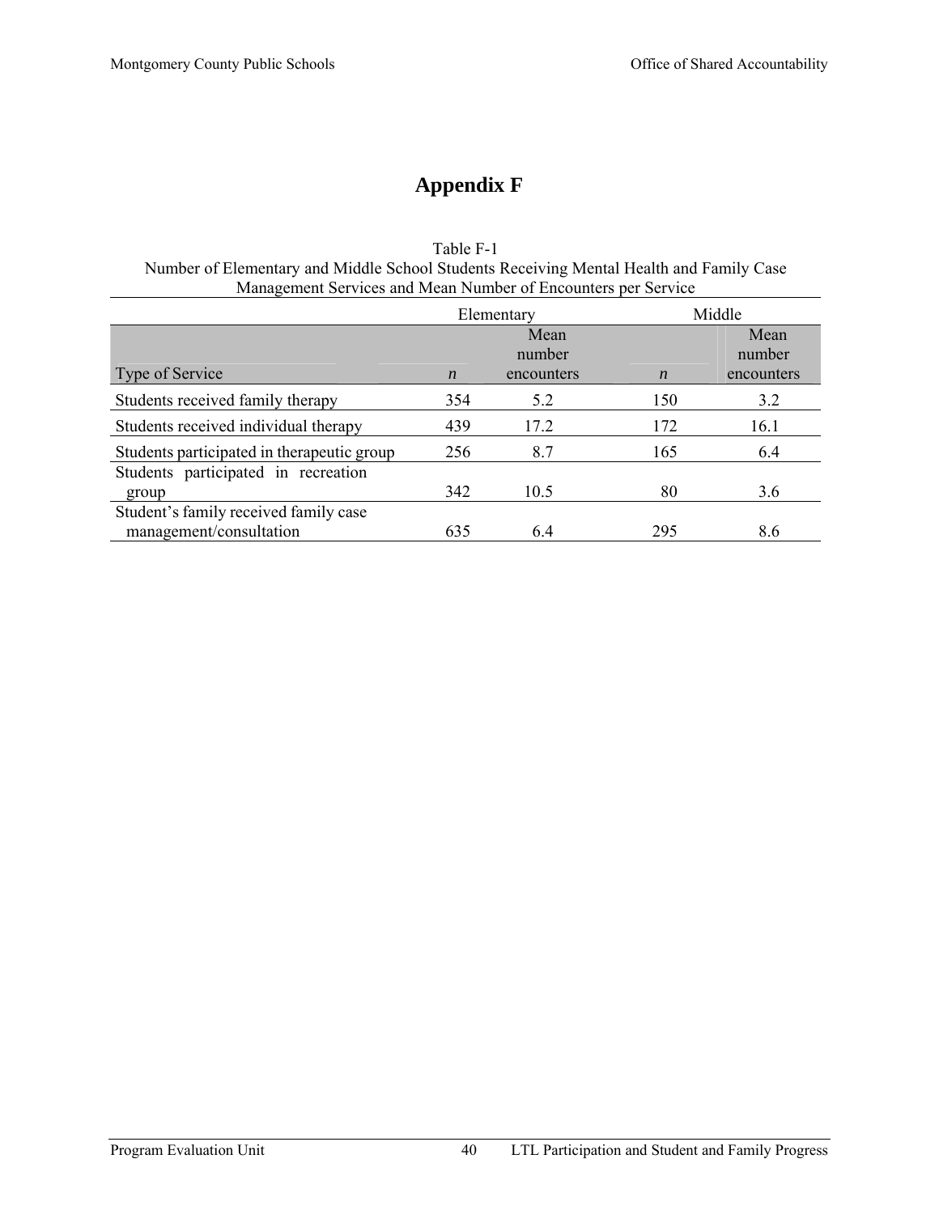# Appendix F

Table F-1
Number of Elementary and Middle School Students Receiving Mental Health and Family Case Management Services and Mean Number of Encounters per Service

| | Elementary | | Middle | |
|---|---|---|---|---|
| Type of Service | *n* | Mean number encounters | *n* | Mean number encounters |
| Students received family therapy | 354 | 5.2 | 150 | 3.2 |
| Students received individual therapy | 439 | 17.2 | 172 | 16.1 |
| Students participated in therapeutic group | 256 | 8.7 | 165 | 6.4 |
| Students participated in recreation group | 342 | 10.5 | 80 | 3.6 |
| Student's family received family case management/consultation | 635 | 6.4 | 295 | 8.6 |